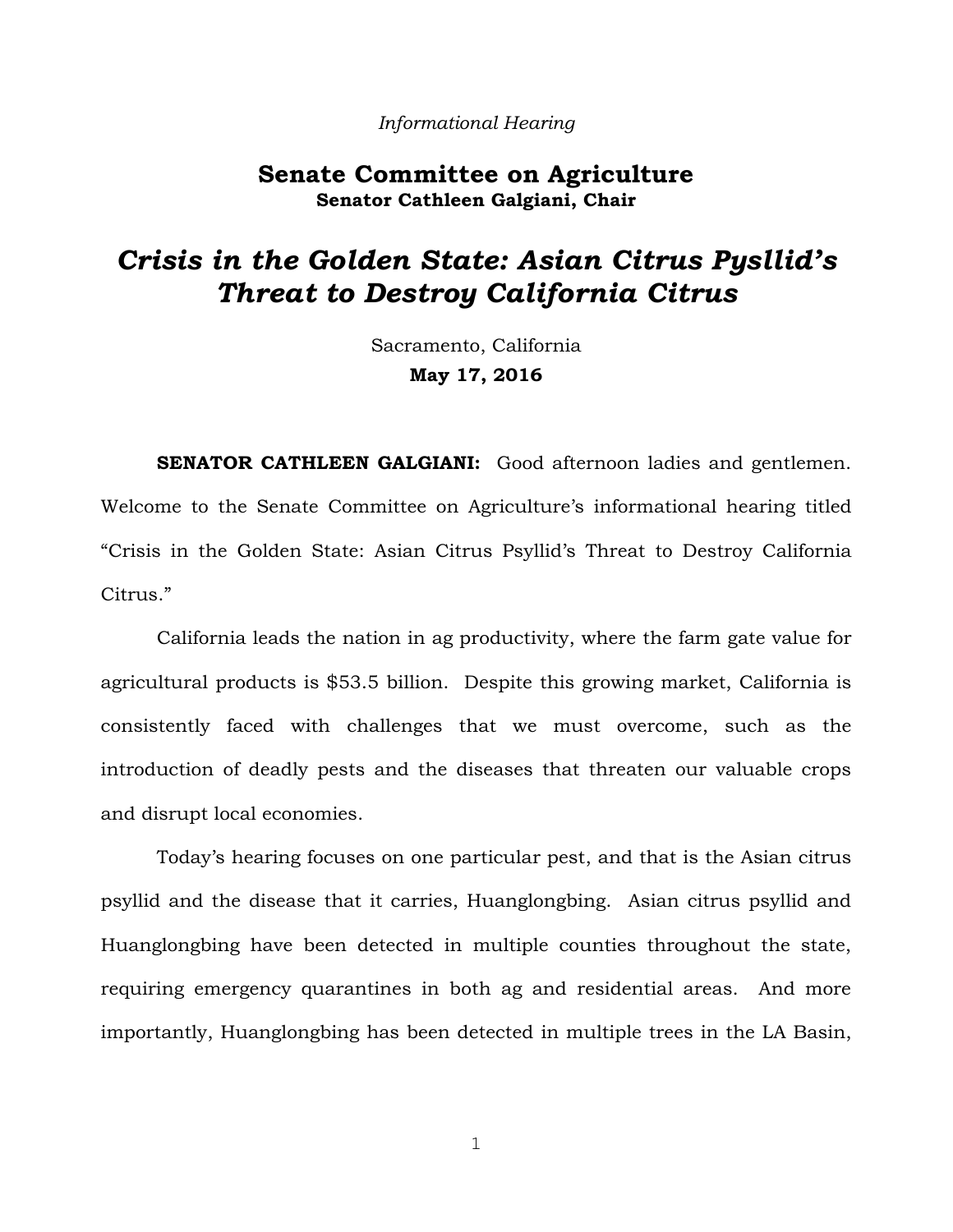*Informational Hearing*

# Senate Committee on Agriculture

**Senator Cathleen Galgiani, Chair**

# *Crisis in the Golden State: Asian Citrus Pysllid's Threat to Destroy California Citrus*

Sacramento, California

**May 17, 2016**

**SENATOR CATHLEEN GALGIANI:** Good afternoon ladies and gentlemen. Welcome to the Senate Committee on Agriculture's informational hearing titled "Crisis in the Golden State: Asian Citrus Psyllid's Threat to Destroy California Citrus."

California leads the nation in ag productivity, where the farm gate value for agricultural products is $53.5 billion. Despite this growing market, California is consistently faced with challenges that we must overcome, such as the introduction of deadly pests and the diseases that threaten our valuable crops and disrupt local economies.

Today's hearing focuses on one particular pest, and that is the Asian citrus psyllid and the disease that it carries, Huanglongbing. Asian citrus psyllid and Huanglongbing have been detected in multiple counties throughout the state, requiring emergency quarantines in both ag and residential areas. And more importantly, Huanglongbing has been detected in multiple trees in the LA Basin,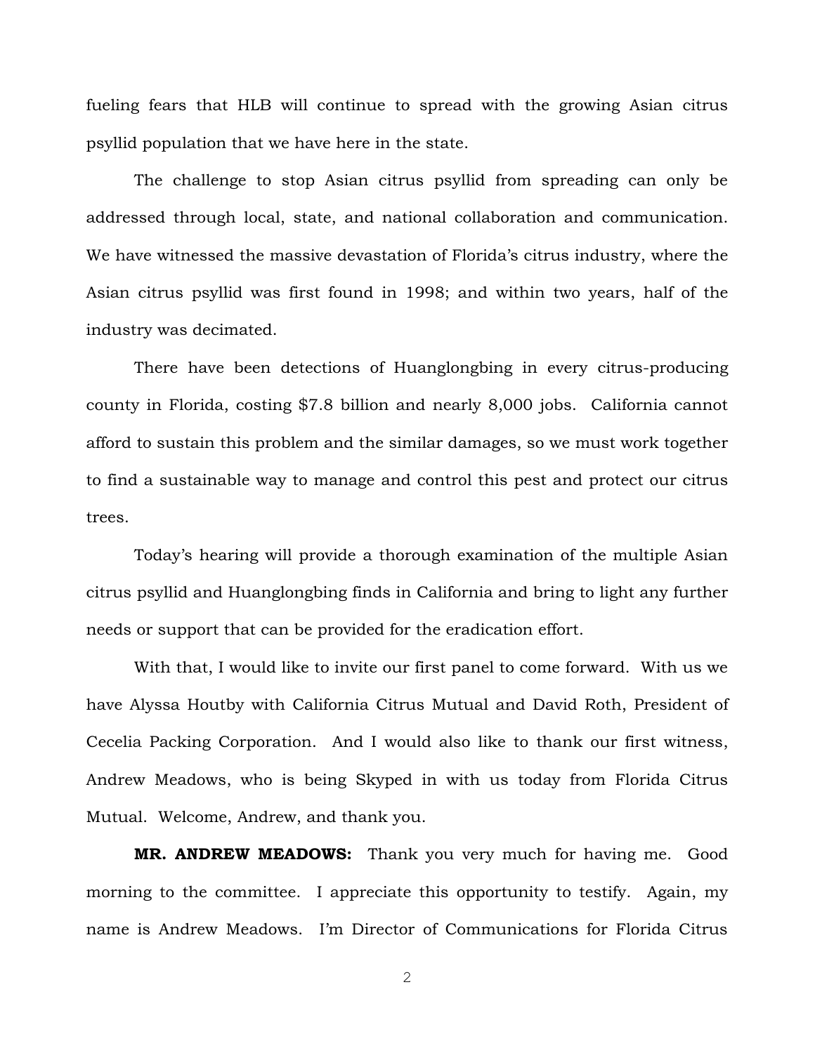fueling fears that HLB will continue to spread with the growing Asian citrus psyllid population that we have here in the state.

The challenge to stop Asian citrus psyllid from spreading can only be addressed through local, state, and national collaboration and communication. We have witnessed the massive devastation of Florida's citrus industry, where the Asian citrus psyllid was first found in 1998; and within two years, half of the industry was decimated.

There have been detections of Huanglongbing in every citrus-producing county in Florida, costing $7.8 billion and nearly 8,000 jobs. California cannot afford to sustain this problem and the similar damages, so we must work together to find a sustainable way to manage and control this pest and protect our citrus trees.

Today's hearing will provide a thorough examination of the multiple Asian citrus psyllid and Huanglongbing finds in California and bring to light any further needs or support that can be provided for the eradication effort.

With that, I would like to invite our first panel to come forward. With us we have Alyssa Houtby with California Citrus Mutual and David Roth, President of Cecelia Packing Corporation. And I would also like to thank our first witness, Andrew Meadows, who is being Skyped in with us today from Florida Citrus Mutual. Welcome, Andrew, and thank you.

**MR. ANDREW MEADOWS:** Thank you very much for having me. Good morning to the committee. I appreciate this opportunity to testify. Again, my name is Andrew Meadows. I'm Director of Communications for Florida Citrus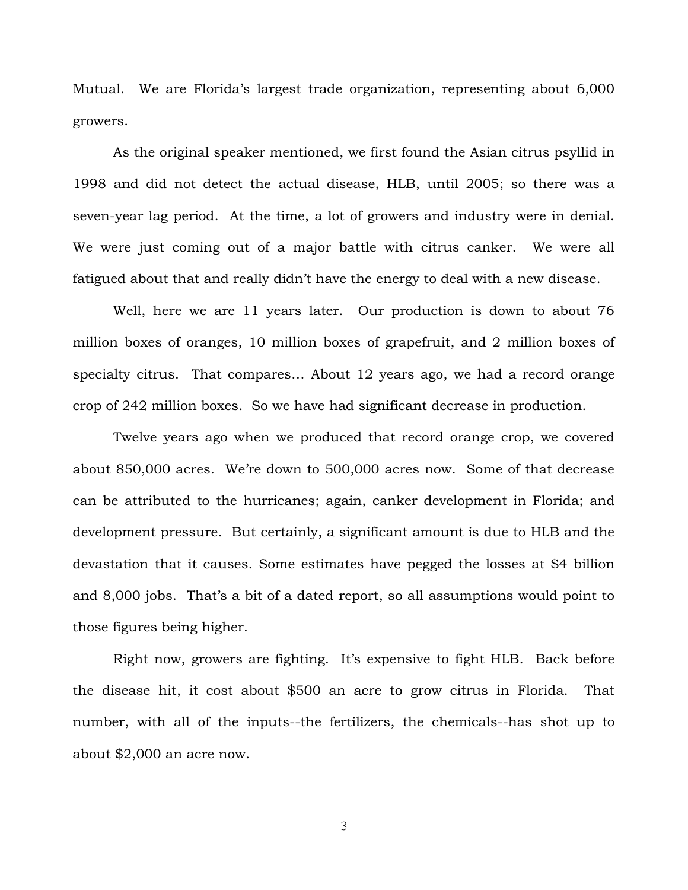Mutual. We are Florida's largest trade organization, representing about 6,000 growers.

As the original speaker mentioned, we first found the Asian citrus psyllid in 1998 and did not detect the actual disease, HLB, until 2005; so there was a seven-year lag period. At the time, a lot of growers and industry were in denial. We were just coming out of a major battle with citrus canker. We were all fatigued about that and really didn't have the energy to deal with a new disease.

Well, here we are 11 years later. Our production is down to about 76 million boxes of oranges, 10 million boxes of grapefruit, and 2 million boxes of specialty citrus. That compares… About 12 years ago, we had a record orange crop of 242 million boxes. So we have had significant decrease in production.

Twelve years ago when we produced that record orange crop, we covered about 850,000 acres. We're down to 500,000 acres now. Some of that decrease can be attributed to the hurricanes; again, canker development in Florida; and development pressure. But certainly, a significant amount is due to HLB and the devastation that it causes. Some estimates have pegged the losses at $4 billion and 8,000 jobs. That's a bit of a dated report, so all assumptions would point to those figures being higher.

Right now, growers are fighting. It's expensive to fight HLB. Back before the disease hit, it cost about $500 an acre to grow citrus in Florida. That number, with all of the inputs--the fertilizers, the chemicals--has shot up to about $2,000 an acre now.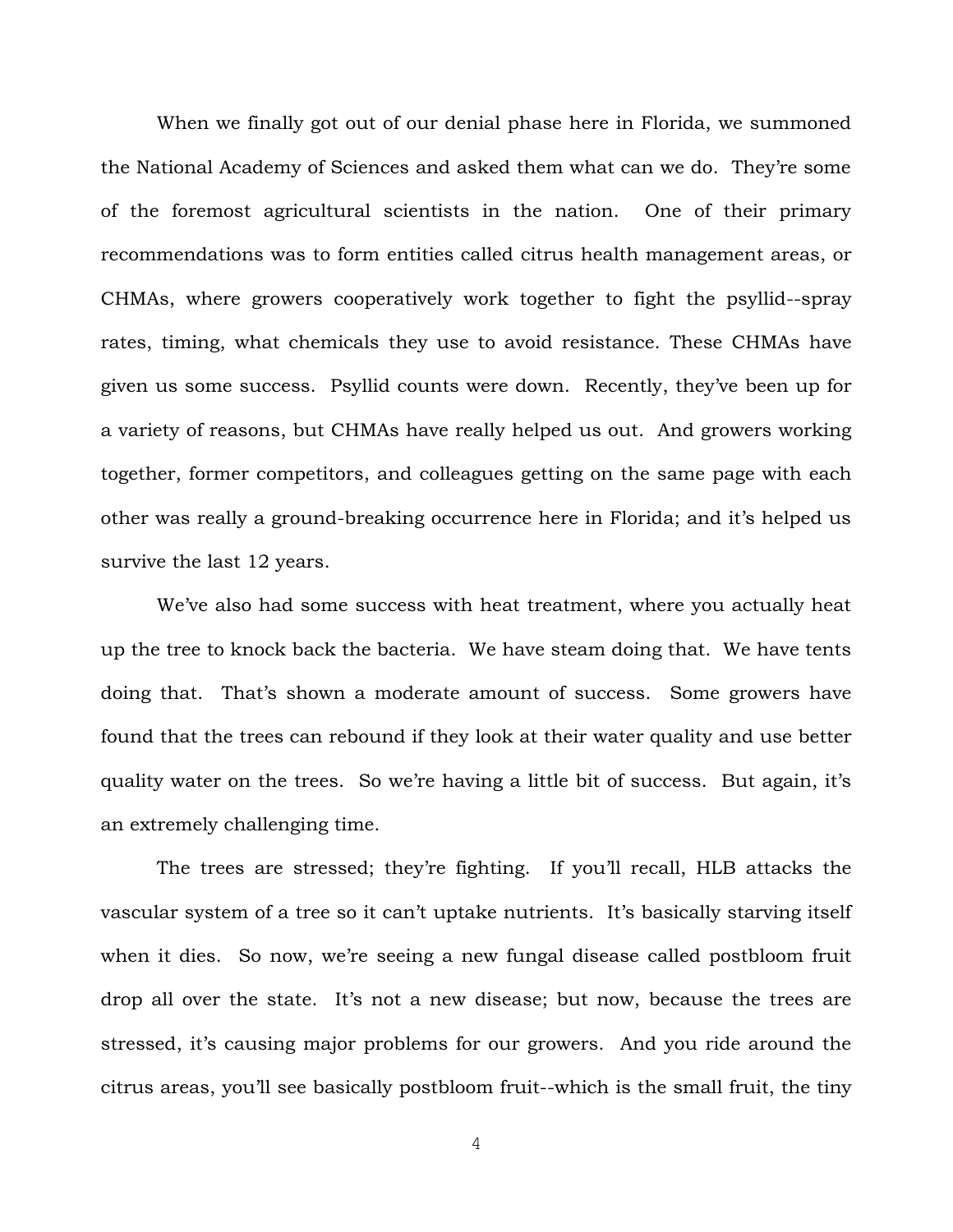When we finally got out of our denial phase here in Florida, we summoned the National Academy of Sciences and asked them what can we do. They're some of the foremost agricultural scientists in the nation. One of their primary recommendations was to form entities called citrus health management areas, or CHMAs, where growers cooperatively work together to fight the psyllid--spray rates, timing, what chemicals they use to avoid resistance. These CHMAs have given us some success. Psyllid counts were down. Recently, they've been up for a variety of reasons, but CHMAs have really helped us out. And growers working together, former competitors, and colleagues getting on the same page with each other was really a ground-breaking occurrence here in Florida; and it's helped us survive the last 12 years.

We've also had some success with heat treatment, where you actually heat up the tree to knock back the bacteria. We have steam doing that. We have tents doing that. That's shown a moderate amount of success. Some growers have found that the trees can rebound if they look at their water quality and use better quality water on the trees. So we're having a little bit of success. But again, it's an extremely challenging time.

The trees are stressed; they're fighting. If you'll recall, HLB attacks the vascular system of a tree so it can't uptake nutrients. It's basically starving itself when it dies. So now, we're seeing a new fungal disease called postbloom fruit drop all over the state. It's not a new disease; but now, because the trees are stressed, it's causing major problems for our growers. And you ride around the citrus areas, you'll see basically postbloom fruit--which is the small fruit, the tiny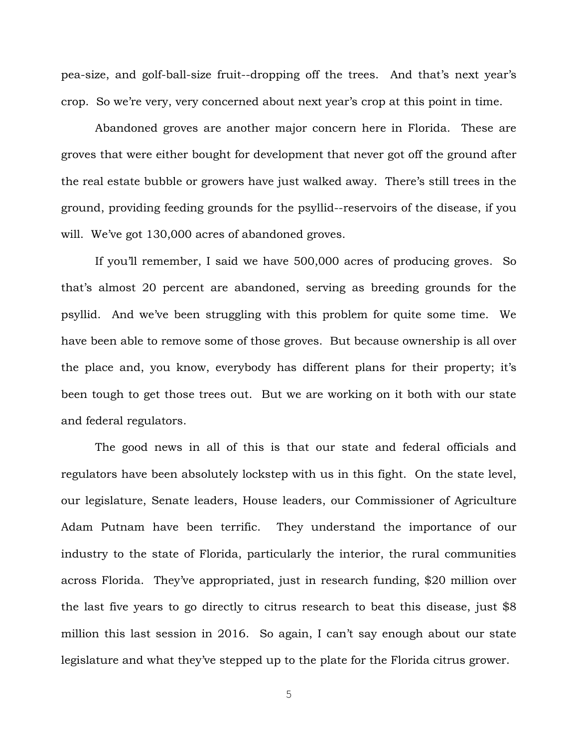pea-size, and golf-ball-size fruit--dropping off the trees. And that's next year's crop. So we're very, very concerned about next year's crop at this point in time.

Abandoned groves are another major concern here in Florida. These are groves that were either bought for development that never got off the ground after the real estate bubble or growers have just walked away. There's still trees in the ground, providing feeding grounds for the psyllid--reservoirs of the disease, if you will. We've got 130,000 acres of abandoned groves.

If you'll remember, I said we have 500,000 acres of producing groves. So that's almost 20 percent are abandoned, serving as breeding grounds for the psyllid. And we've been struggling with this problem for quite some time. We have been able to remove some of those groves. But because ownership is all over the place and, you know, everybody has different plans for their property; it's been tough to get those trees out. But we are working on it both with our state and federal regulators.

The good news in all of this is that our state and federal officials and regulators have been absolutely lockstep with us in this fight. On the state level, our legislature, Senate leaders, House leaders, our Commissioner of Agriculture Adam Putnam have been terrific. They understand the importance of our industry to the state of Florida, particularly the interior, the rural communities across Florida. They've appropriated, just in research funding, $20 million over the last five years to go directly to citrus research to beat this disease, just $8 million this last session in 2016. So again, I can't say enough about our state legislature and what they've stepped up to the plate for the Florida citrus grower.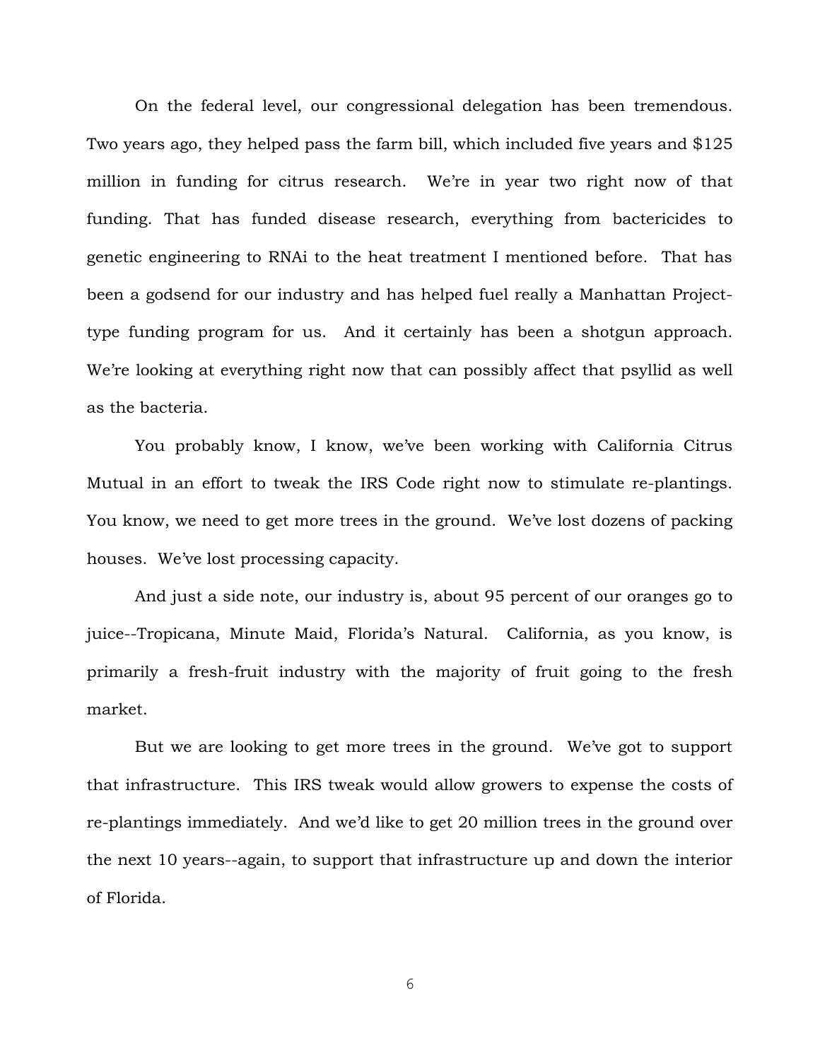On the federal level, our congressional delegation has been tremendous. Two years ago, they helped pass the farm bill, which included five years and $125 million in funding for citrus research. We're in year two right now of that funding. That has funded disease research, everything from bactericides to genetic engineering to RNAi to the heat treatment I mentioned before. That has been a godsend for our industry and has helped fuel really a Manhattan Project-type funding program for us. And it certainly has been a shotgun approach. We're looking at everything right now that can possibly affect that psyllid as well as the bacteria.

You probably know, I know, we've been working with California Citrus Mutual in an effort to tweak the IRS Code right now to stimulate re-plantings. You know, we need to get more trees in the ground. We've lost dozens of packing houses. We've lost processing capacity.

And just a side note, our industry is, about 95 percent of our oranges go to juice--Tropicana, Minute Maid, Florida's Natural. California, as you know, is primarily a fresh-fruit industry with the majority of fruit going to the fresh market.

But we are looking to get more trees in the ground. We've got to support that infrastructure. This IRS tweak would allow growers to expense the costs of re-plantings immediately. And we'd like to get 20 million trees in the ground over the next 10 years--again, to support that infrastructure up and down the interior of Florida.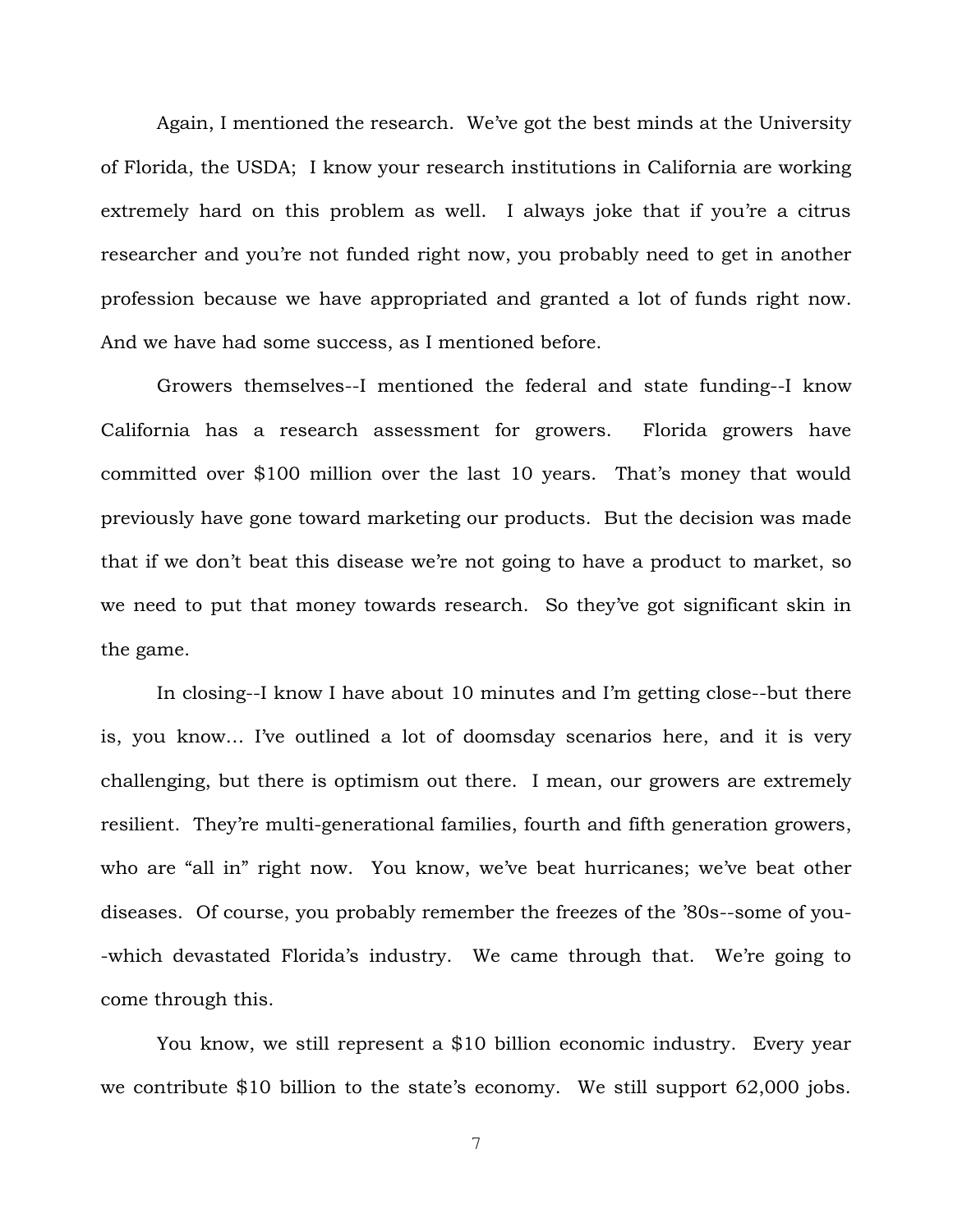Again, I mentioned the research. We've got the best minds at the University of Florida, the USDA; I know your research institutions in California are working extremely hard on this problem as well. I always joke that if you're a citrus researcher and you're not funded right now, you probably need to get in another profession because we have appropriated and granted a lot of funds right now. And we have had some success, as I mentioned before.

Growers themselves--I mentioned the federal and state funding--I know California has a research assessment for growers. Florida growers have committed over $100 million over the last 10 years. That's money that would previously have gone toward marketing our products. But the decision was made that if we don't beat this disease we're not going to have a product to market, so we need to put that money towards research. So they've got significant skin in the game.

In closing--I know I have about 10 minutes and I'm getting close--but there is, you know... I've outlined a lot of doomsday scenarios here, and it is very challenging, but there is optimism out there. I mean, our growers are extremely resilient. They're multi-generational families, fourth and fifth generation growers, who are "all in" right now. You know, we've beat hurricanes; we've beat other diseases. Of course, you probably remember the freezes of the '80s--some of you--which devastated Florida's industry. We came through that. We're going to come through this.

You know, we still represent a $10 billion economic industry. Every year we contribute $10 billion to the state's economy. We still support 62,000 jobs.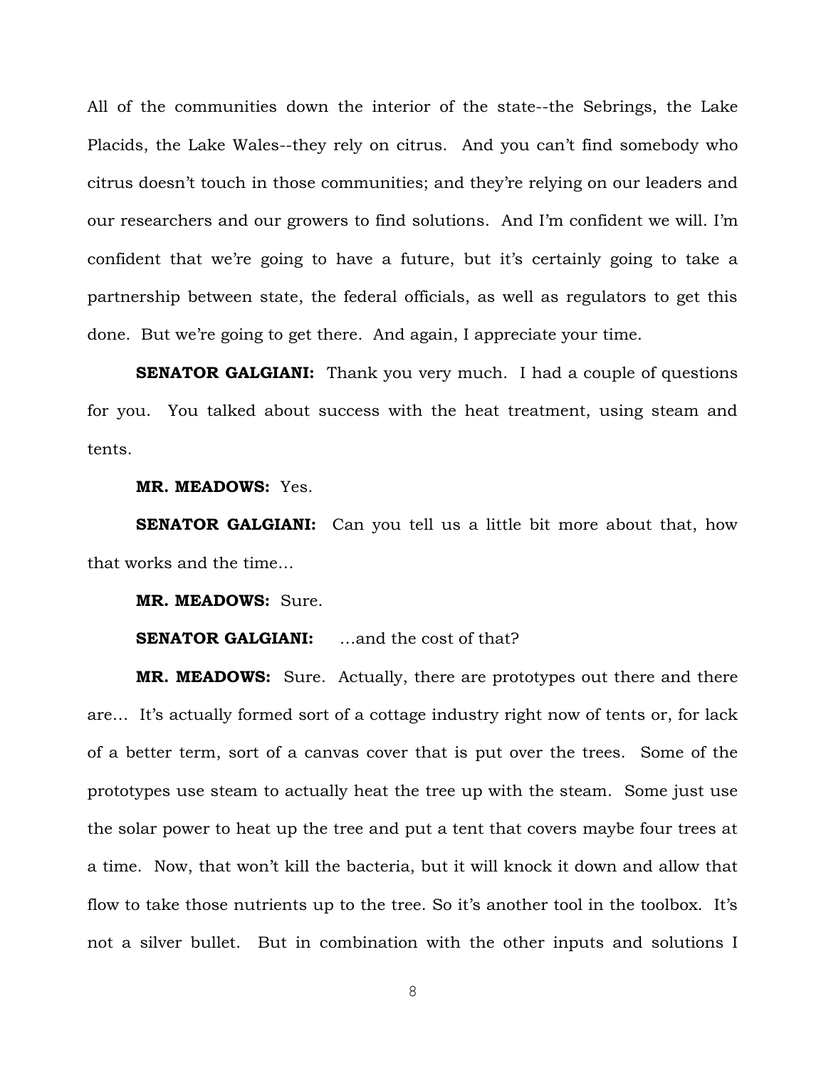All of the communities down the interior of the state--the Sebrings, the Lake Placids, the Lake Wales--they rely on citrus. And you can't find somebody who citrus doesn't touch in those communities; and they're relying on our leaders and our researchers and our growers to find solutions. And I'm confident we will. I'm confident that we're going to have a future, but it's certainly going to take a partnership between state, the federal officials, as well as regulators to get this done. But we're going to get there. And again, I appreciate your time.

**SENATOR GALGIANI:** Thank you very much. I had a couple of questions for you. You talked about success with the heat treatment, using steam and tents.

**MR. MEADOWS:** Yes.

**SENATOR GALGIANI:** Can you tell us a little bit more about that, how that works and the time…

**MR. MEADOWS:** Sure.

**SENATOR GALGIANI:** …and the cost of that?

**MR. MEADOWS:** Sure. Actually, there are prototypes out there and there are… It's actually formed sort of a cottage industry right now of tents or, for lack of a better term, sort of a canvas cover that is put over the trees. Some of the prototypes use steam to actually heat the tree up with the steam. Some just use the solar power to heat up the tree and put a tent that covers maybe four trees at a time. Now, that won't kill the bacteria, but it will knock it down and allow that flow to take those nutrients up to the tree. So it's another tool in the toolbox. It's not a silver bullet. But in combination with the other inputs and solutions I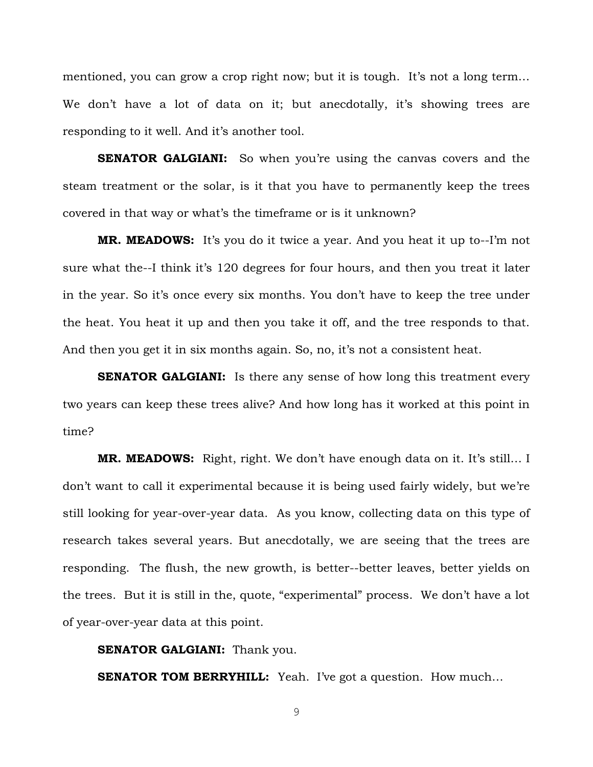mentioned, you can grow a crop right now; but it is tough. It's not a long term… We don't have a lot of data on it; but anecdotally, it's showing trees are responding to it well. And it's another tool.

**SENATOR GALGIANI:** So when you're using the canvas covers and the steam treatment or the solar, is it that you have to permanently keep the trees covered in that way or what's the timeframe or is it unknown?

**MR. MEADOWS:** It's you do it twice a year. And you heat it up to--I'm not sure what the--I think it's 120 degrees for four hours, and then you treat it later in the year. So it's once every six months. You don't have to keep the tree under the heat. You heat it up and then you take it off, and the tree responds to that. And then you get it in six months again. So, no, it's not a consistent heat.

**SENATOR GALGIANI:** Is there any sense of how long this treatment every two years can keep these trees alive? And how long has it worked at this point in time?

**MR. MEADOWS:** Right, right. We don't have enough data on it. It's still… I don't want to call it experimental because it is being used fairly widely, but we're still looking for year-over-year data. As you know, collecting data on this type of research takes several years. But anecdotally, we are seeing that the trees are responding. The flush, the new growth, is better--better leaves, better yields on the trees. But it is still in the, quote, "experimental" process. We don't have a lot of year-over-year data at this point.

**SENATOR GALGIANI:** Thank you.

**SENATOR TOM BERRYHILL:** Yeah. I've got a question. How much…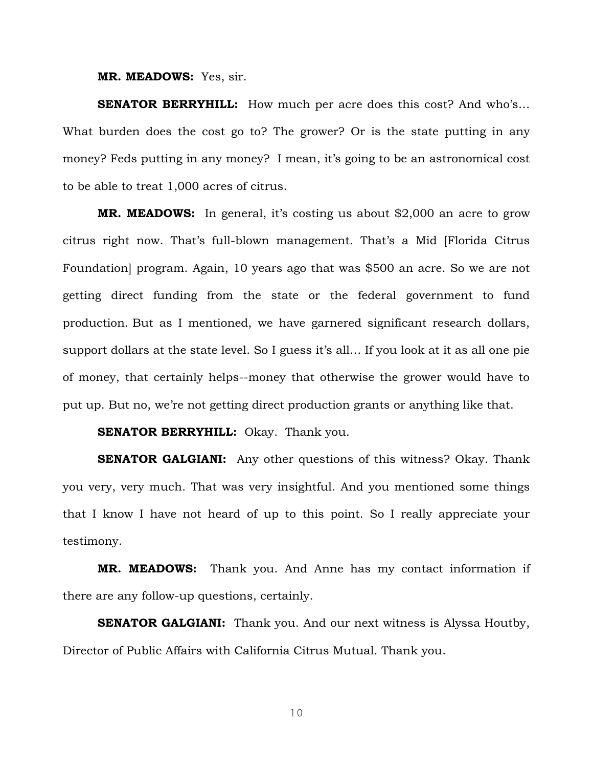**MR. MEADOWS:** Yes, sir.

**SENATOR BERRYHILL:** How much per acre does this cost? And who's… What burden does the cost go to? The grower? Or is the state putting in any money? Feds putting in any money? I mean, it's going to be an astronomical cost to be able to treat 1,000 acres of citrus.

**MR. MEADOWS:** In general, it's costing us about $2,000 an acre to grow citrus right now. That's full-blown management. That's a Mid [Florida Citrus Foundation] program. Again, 10 years ago that was $500 an acre. So we are not getting direct funding from the state or the federal government to fund production. But as I mentioned, we have garnered significant research dollars, support dollars at the state level. So I guess it's all… If you look at it as all one pie of money, that certainly helps--money that otherwise the grower would have to put up. But no, we're not getting direct production grants or anything like that.

**SENATOR BERRYHILL:** Okay. Thank you.

**SENATOR GALGIANI:** Any other questions of this witness? Okay. Thank you very, very much. That was very insightful. And you mentioned some things that I know I have not heard of up to this point. So I really appreciate your testimony.

**MR. MEADOWS:** Thank you. And Anne has my contact information if there are any follow-up questions, certainly.

**SENATOR GALGIANI:** Thank you. And our next witness is Alyssa Houtby, Director of Public Affairs with California Citrus Mutual. Thank you.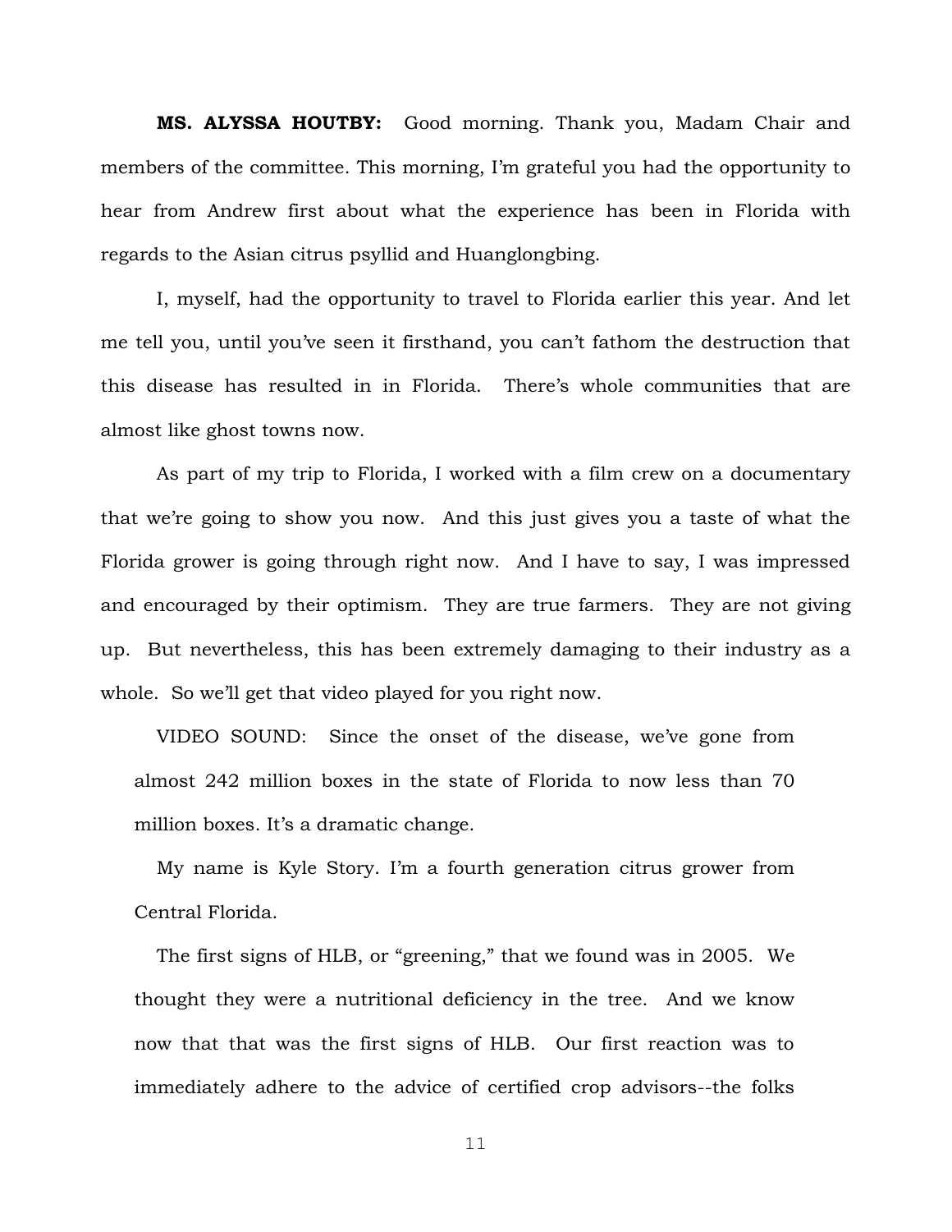**MS. ALYSSA HOUTBY:** Good morning. Thank you, Madam Chair and members of the committee. This morning, I'm grateful you had the opportunity to hear from Andrew first about what the experience has been in Florida with regards to the Asian citrus psyllid and Huanglongbing.

I, myself, had the opportunity to travel to Florida earlier this year. And let me tell you, until you've seen it firsthand, you can't fathom the destruction that this disease has resulted in in Florida. There's whole communities that are almost like ghost towns now.

As part of my trip to Florida, I worked with a film crew on a documentary that we're going to show you now. And this just gives you a taste of what the Florida grower is going through right now. And I have to say, I was impressed and encouraged by their optimism. They are true farmers. They are not giving up. But nevertheless, this has been extremely damaging to their industry as a whole. So we'll get that video played for you right now.

VIDEO SOUND: Since the onset of the disease, we've gone from almost 242 million boxes in the state of Florida to now less than 70 million boxes. It's a dramatic change.

My name is Kyle Story. I'm a fourth generation citrus grower from Central Florida.

The first signs of HLB, or "greening," that we found was in 2005. We thought they were a nutritional deficiency in the tree. And we know now that that was the first signs of HLB. Our first reaction was to immediately adhere to the advice of certified crop advisors--the folks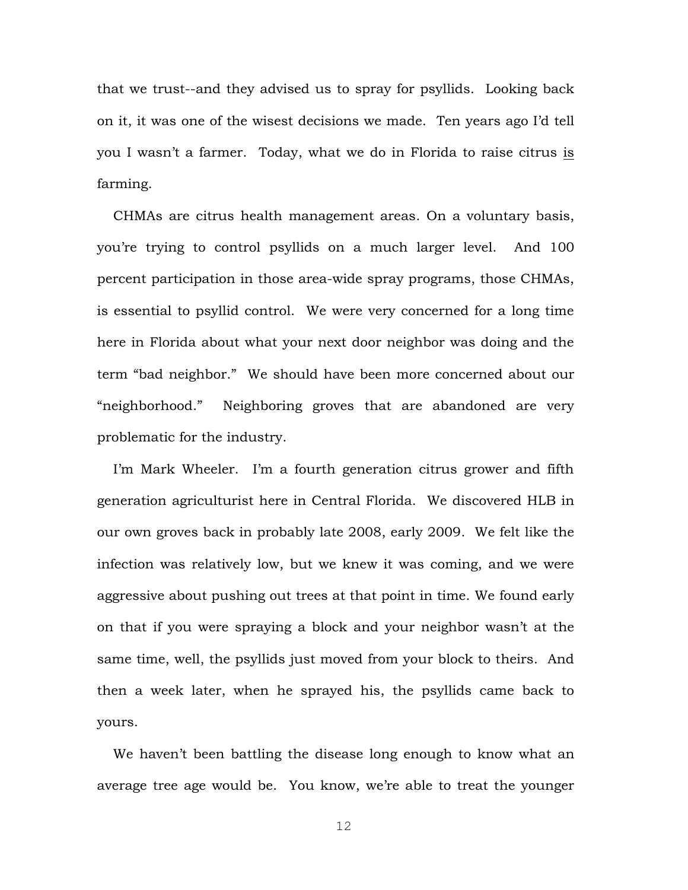that we trust--and they advised us to spray for psyllids. Looking back on it, it was one of the wisest decisions we made. Ten years ago I'd tell you I wasn't a farmer. Today, what we do in Florida to raise citrus <u>is</u> farming.

CHMAs are citrus health management areas. On a voluntary basis, you're trying to control psyllids on a much larger level. And 100 percent participation in those area-wide spray programs, those CHMAs, is essential to psyllid control. We were very concerned for a long time here in Florida about what your next door neighbor was doing and the term "bad neighbor." We should have been more concerned about our "neighborhood." Neighboring groves that are abandoned are very problematic for the industry.

I'm Mark Wheeler. I'm a fourth generation citrus grower and fifth generation agriculturist here in Central Florida. We discovered HLB in our own groves back in probably late 2008, early 2009. We felt like the infection was relatively low, but we knew it was coming, and we were aggressive about pushing out trees at that point in time. We found early on that if you were spraying a block and your neighbor wasn't at the same time, well, the psyllids just moved from your block to theirs. And then a week later, when he sprayed his, the psyllids came back to yours.

We haven't been battling the disease long enough to know what an average tree age would be. You know, we're able to treat the younger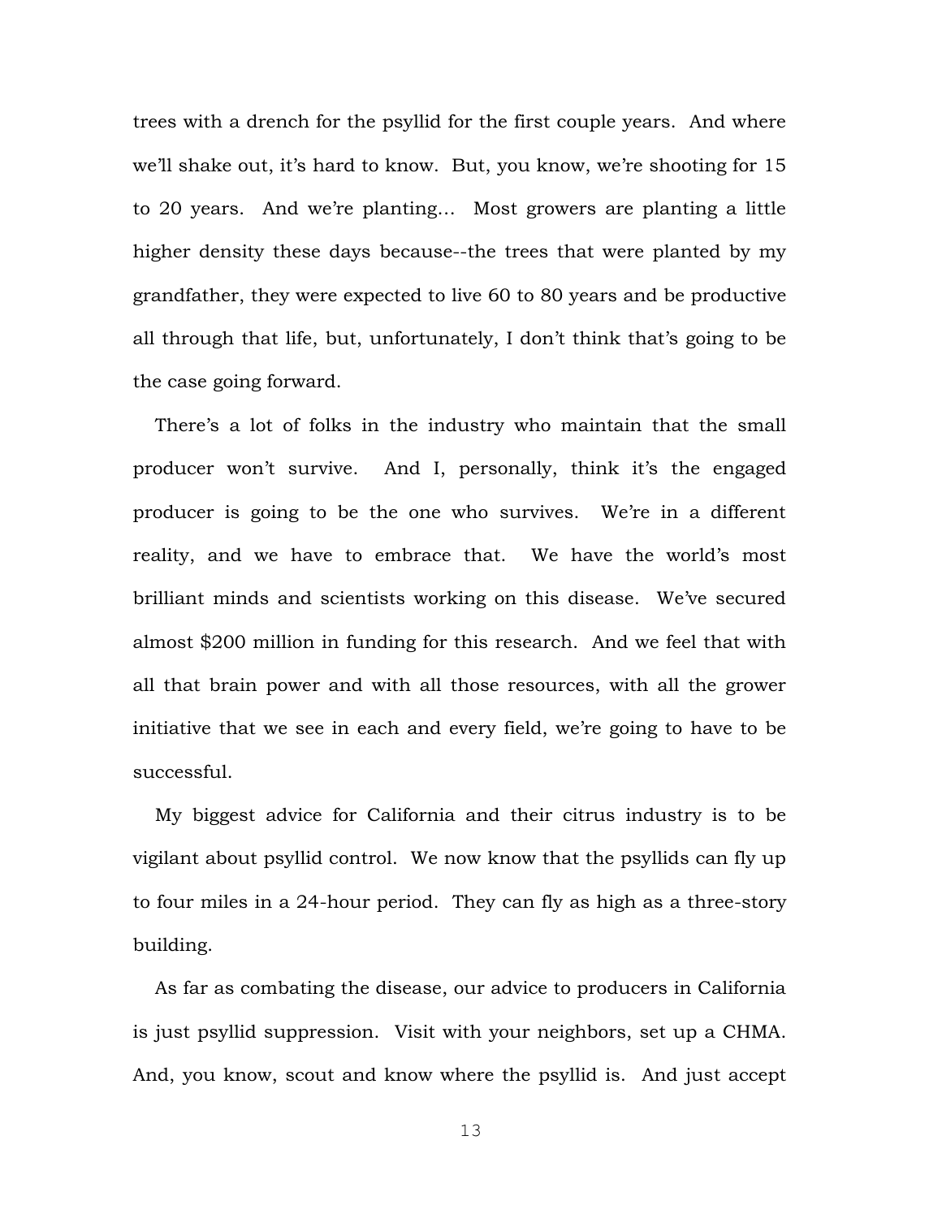trees with a drench for the psyllid for the first couple years. And where we'll shake out, it's hard to know. But, you know, we're shooting for 15 to 20 years. And we're planting… Most growers are planting a little higher density these days because--the trees that were planted by my grandfather, they were expected to live 60 to 80 years and be productive all through that life, but, unfortunately, I don't think that's going to be the case going forward.

There's a lot of folks in the industry who maintain that the small producer won't survive. And I, personally, think it's the engaged producer is going to be the one who survives. We're in a different reality, and we have to embrace that. We have the world's most brilliant minds and scientists working on this disease. We've secured almost $200 million in funding for this research. And we feel that with all that brain power and with all those resources, with all the grower initiative that we see in each and every field, we're going to have to be successful.

My biggest advice for California and their citrus industry is to be vigilant about psyllid control. We now know that the psyllids can fly up to four miles in a 24-hour period. They can fly as high as a three-story building.

As far as combating the disease, our advice to producers in California is just psyllid suppression. Visit with your neighbors, set up a CHMA. And, you know, scout and know where the psyllid is. And just accept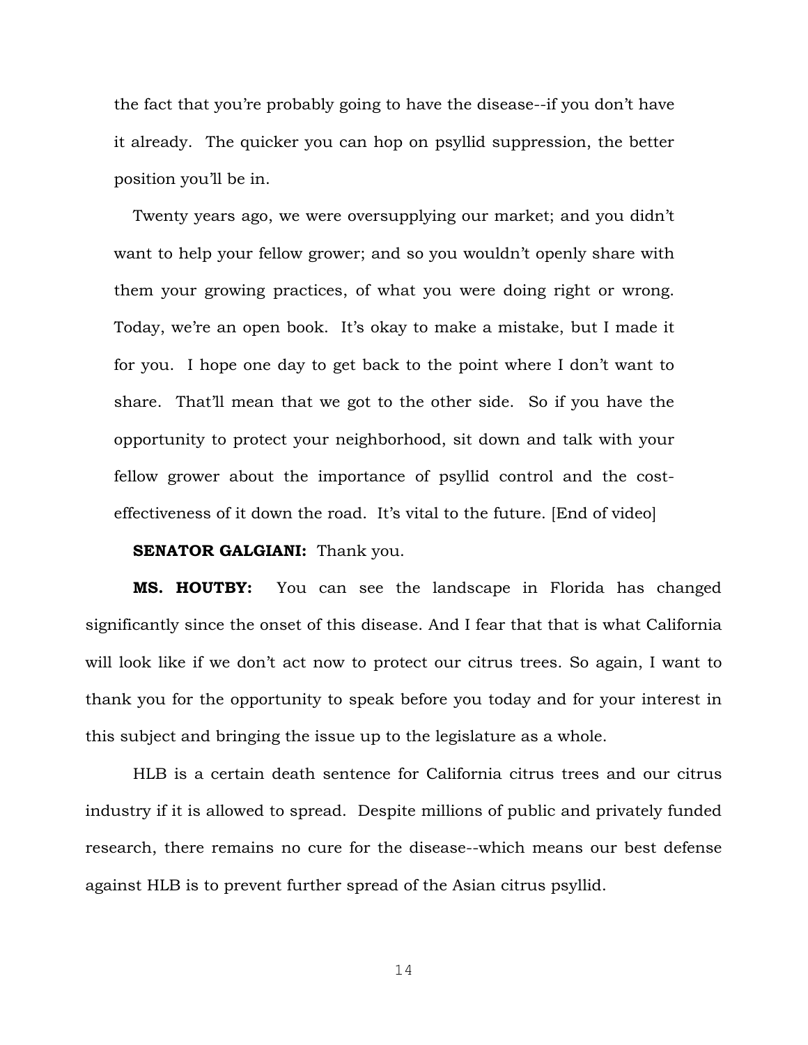the fact that you're probably going to have the disease--if you don't have it already. The quicker you can hop on psyllid suppression, the better position you'll be in.

Twenty years ago, we were oversupplying our market; and you didn't want to help your fellow grower; and so you wouldn't openly share with them your growing practices, of what you were doing right or wrong. Today, we're an open book. It's okay to make a mistake, but I made it for you. I hope one day to get back to the point where I don't want to share. That'll mean that we got to the other side. So if you have the opportunity to protect your neighborhood, sit down and talk with your fellow grower about the importance of psyllid control and the cost-effectiveness of it down the road. It's vital to the future. [End of video]

**SENATOR GALGIANI:** Thank you.

**MS. HOUTBY:** You can see the landscape in Florida has changed significantly since the onset of this disease. And I fear that that is what California will look like if we don't act now to protect our citrus trees. So again, I want to thank you for the opportunity to speak before you today and for your interest in this subject and bringing the issue up to the legislature as a whole.

HLB is a certain death sentence for California citrus trees and our citrus industry if it is allowed to spread. Despite millions of public and privately funded research, there remains no cure for the disease--which means our best defense against HLB is to prevent further spread of the Asian citrus psyllid.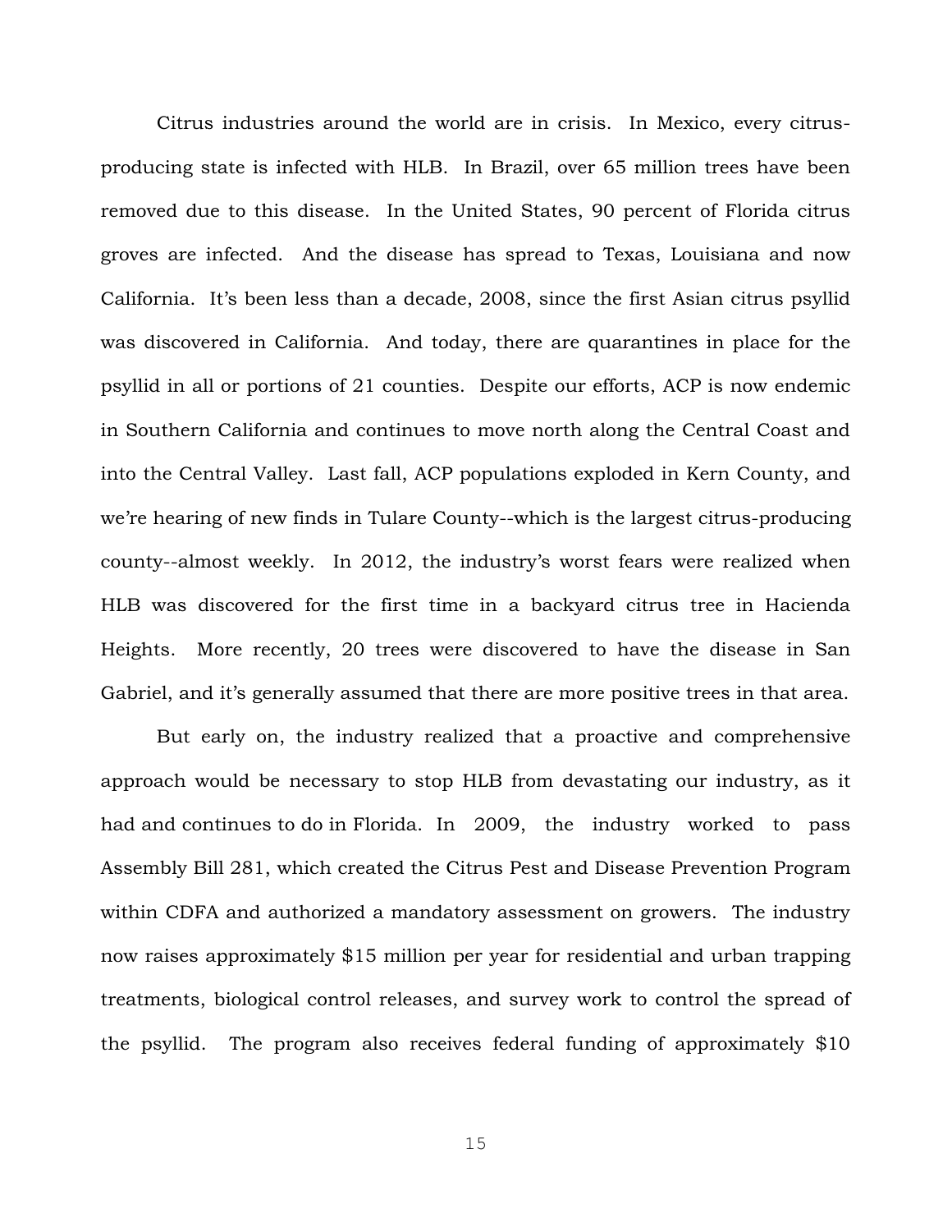Citrus industries around the world are in crisis. In Mexico, every citrus-producing state is infected with HLB. In Brazil, over 65 million trees have been removed due to this disease. In the United States, 90 percent of Florida citrus groves are infected. And the disease has spread to Texas, Louisiana and now California. It's been less than a decade, 2008, since the first Asian citrus psyllid was discovered in California. And today, there are quarantines in place for the psyllid in all or portions of 21 counties. Despite our efforts, ACP is now endemic in Southern California and continues to move north along the Central Coast and into the Central Valley. Last fall, ACP populations exploded in Kern County, and we're hearing of new finds in Tulare County--which is the largest citrus-producing county--almost weekly. In 2012, the industry's worst fears were realized when HLB was discovered for the first time in a backyard citrus tree in Hacienda Heights. More recently, 20 trees were discovered to have the disease in San Gabriel, and it's generally assumed that there are more positive trees in that area.

But early on, the industry realized that a proactive and comprehensive approach would be necessary to stop HLB from devastating our industry, as it had and continues to do in Florida. In 2009, the industry worked to pass Assembly Bill 281, which created the Citrus Pest and Disease Prevention Program within CDFA and authorized a mandatory assessment on growers. The industry now raises approximately $15 million per year for residential and urban trapping treatments, biological control releases, and survey work to control the spread of the psyllid. The program also receives federal funding of approximately $10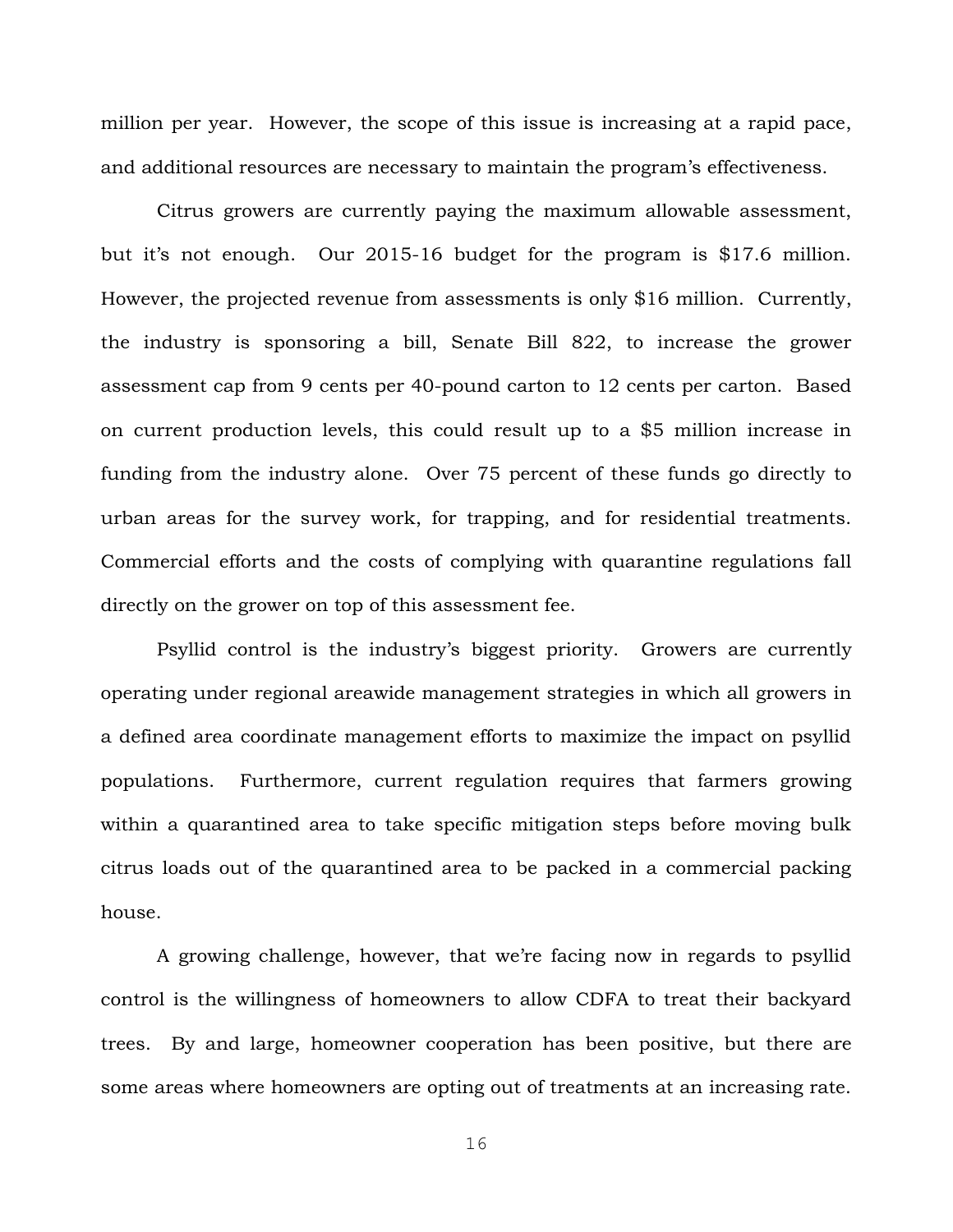million per year. However, the scope of this issue is increasing at a rapid pace, and additional resources are necessary to maintain the program's effectiveness.

Citrus growers are currently paying the maximum allowable assessment, but it's not enough. Our 2015-16 budget for the program is $17.6 million. However, the projected revenue from assessments is only $16 million. Currently, the industry is sponsoring a bill, Senate Bill 822, to increase the grower assessment cap from 9 cents per 40-pound carton to 12 cents per carton. Based on current production levels, this could result up to a $5 million increase in funding from the industry alone. Over 75 percent of these funds go directly to urban areas for the survey work, for trapping, and for residential treatments. Commercial efforts and the costs of complying with quarantine regulations fall directly on the grower on top of this assessment fee.

Psyllid control is the industry's biggest priority. Growers are currently operating under regional areawide management strategies in which all growers in a defined area coordinate management efforts to maximize the impact on psyllid populations. Furthermore, current regulation requires that farmers growing within a quarantined area to take specific mitigation steps before moving bulk citrus loads out of the quarantined area to be packed in a commercial packing house.

A growing challenge, however, that we're facing now in regards to psyllid control is the willingness of homeowners to allow CDFA to treat their backyard trees. By and large, homeowner cooperation has been positive, but there are some areas where homeowners are opting out of treatments at an increasing rate.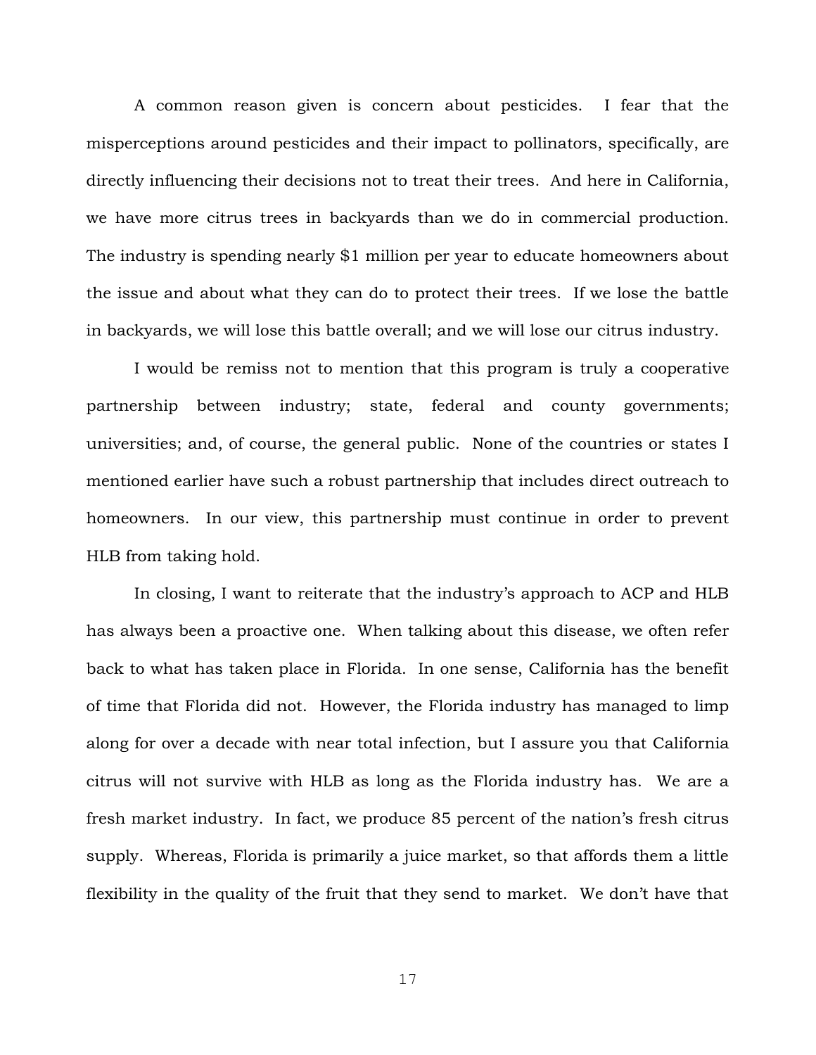A common reason given is concern about pesticides. I fear that the misperceptions around pesticides and their impact to pollinators, specifically, are directly influencing their decisions not to treat their trees. And here in California, we have more citrus trees in backyards than we do in commercial production. The industry is spending nearly $1 million per year to educate homeowners about the issue and about what they can do to protect their trees. If we lose the battle in backyards, we will lose this battle overall; and we will lose our citrus industry.

I would be remiss not to mention that this program is truly a cooperative partnership between industry; state, federal and county governments; universities; and, of course, the general public. None of the countries or states I mentioned earlier have such a robust partnership that includes direct outreach to homeowners. In our view, this partnership must continue in order to prevent HLB from taking hold.

In closing, I want to reiterate that the industry's approach to ACP and HLB has always been a proactive one. When talking about this disease, we often refer back to what has taken place in Florida. In one sense, California has the benefit of time that Florida did not. However, the Florida industry has managed to limp along for over a decade with near total infection, but I assure you that California citrus will not survive with HLB as long as the Florida industry has. We are a fresh market industry. In fact, we produce 85 percent of the nation's fresh citrus supply. Whereas, Florida is primarily a juice market, so that affords them a little flexibility in the quality of the fruit that they send to market. We don't have that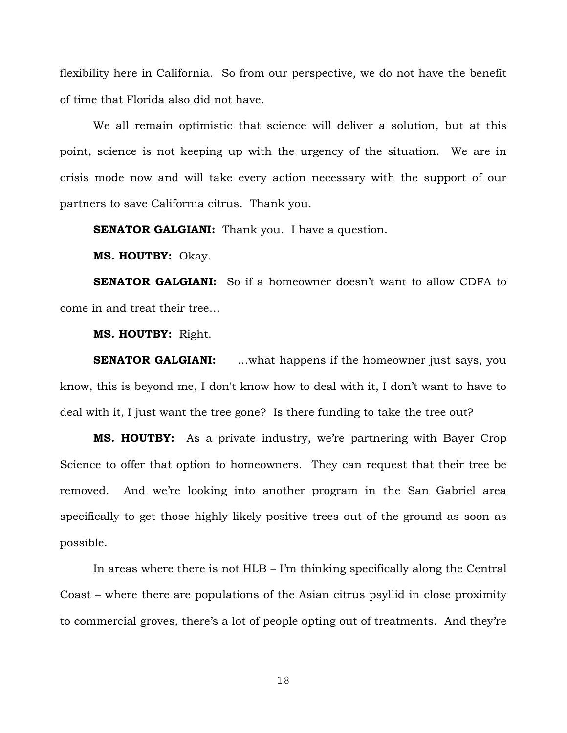flexibility here in California. So from our perspective, we do not have the benefit of time that Florida also did not have.

We all remain optimistic that science will deliver a solution, but at this point, science is not keeping up with the urgency of the situation. We are in crisis mode now and will take every action necessary with the support of our partners to save California citrus. Thank you.

**SENATOR GALGIANI:** Thank you. I have a question.

**MS. HOUTBY:** Okay.

**SENATOR GALGIANI:** So if a homeowner doesn't want to allow CDFA to come in and treat their tree…

**MS. HOUTBY:** Right.

**SENATOR GALGIANI:** …what happens if the homeowner just says, you know, this is beyond me, I don't know how to deal with it, I don't want to have to deal with it, I just want the tree gone? Is there funding to take the tree out?

**MS. HOUTBY:** As a private industry, we're partnering with Bayer Crop Science to offer that option to homeowners. They can request that their tree be removed. And we're looking into another program in the San Gabriel area specifically to get those highly likely positive trees out of the ground as soon as possible.

In areas where there is not HLB – I'm thinking specifically along the Central Coast – where there are populations of the Asian citrus psyllid in close proximity to commercial groves, there's a lot of people opting out of treatments. And they're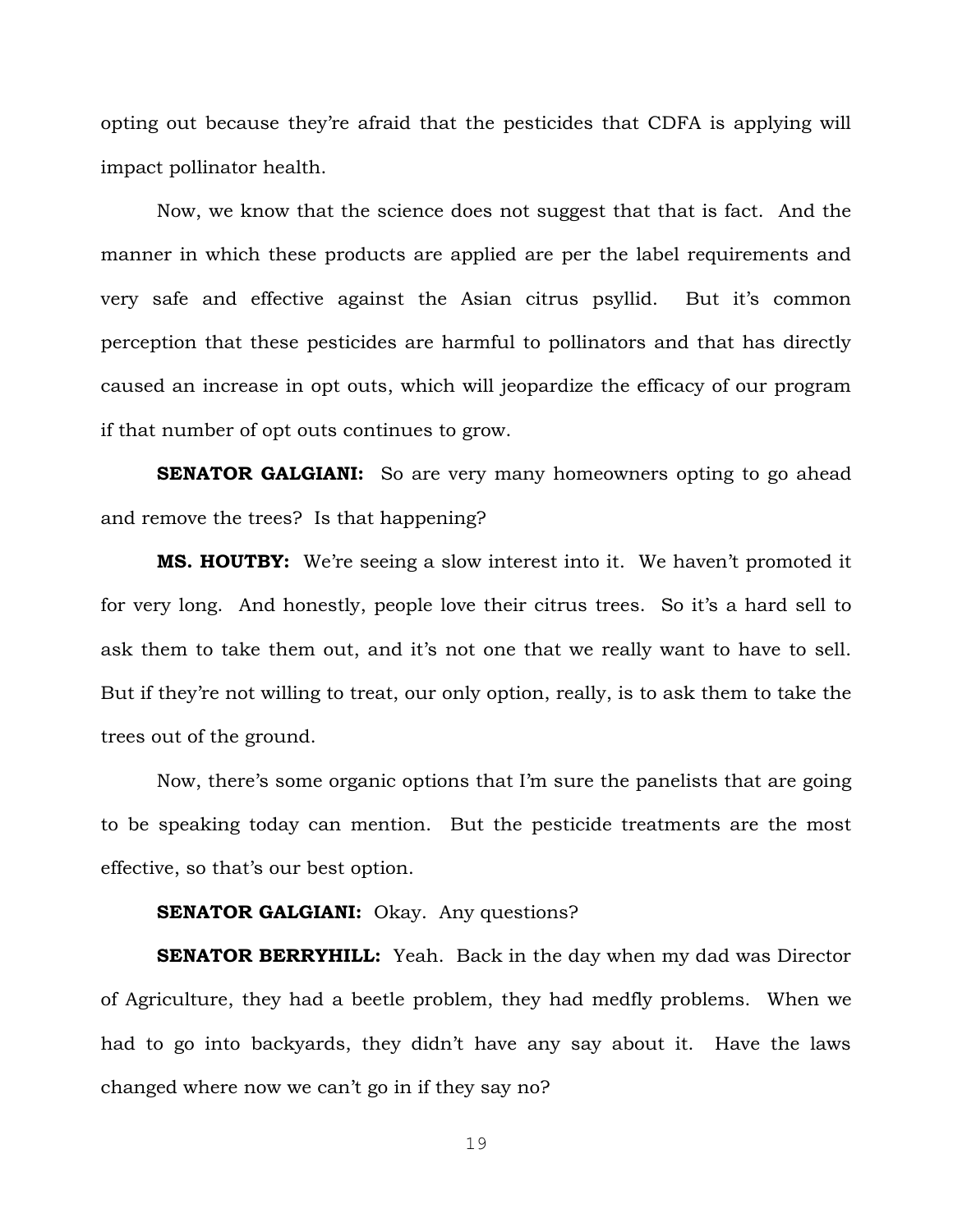opting out because they're afraid that the pesticides that CDFA is applying will impact pollinator health.

Now, we know that the science does not suggest that that is fact. And the manner in which these products are applied are per the label requirements and very safe and effective against the Asian citrus psyllid. But it's common perception that these pesticides are harmful to pollinators and that has directly caused an increase in opt outs, which will jeopardize the efficacy of our program if that number of opt outs continues to grow.

**SENATOR GALGIANI:** So are very many homeowners opting to go ahead and remove the trees? Is that happening?

**MS. HOUTBY:** We're seeing a slow interest into it. We haven't promoted it for very long. And honestly, people love their citrus trees. So it's a hard sell to ask them to take them out, and it's not one that we really want to have to sell. But if they're not willing to treat, our only option, really, is to ask them to take the trees out of the ground.

Now, there's some organic options that I'm sure the panelists that are going to be speaking today can mention. But the pesticide treatments are the most effective, so that's our best option.

**SENATOR GALGIANI:** Okay. Any questions?

**SENATOR BERRYHILL:** Yeah. Back in the day when my dad was Director of Agriculture, they had a beetle problem, they had medfly problems. When we had to go into backyards, they didn't have any say about it. Have the laws changed where now we can't go in if they say no?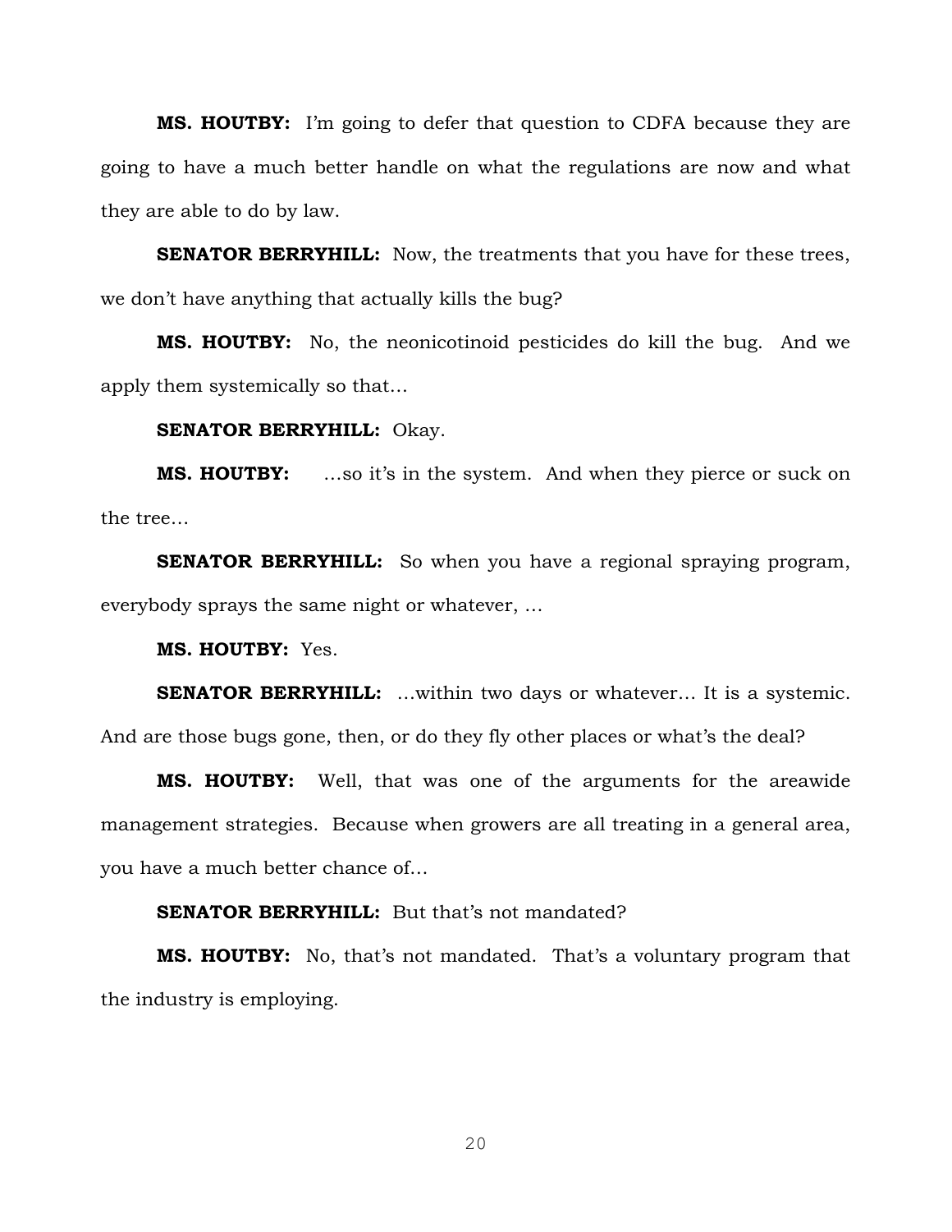**MS. HOUTBY:** I'm going to defer that question to CDFA because they are going to have a much better handle on what the regulations are now and what they are able to do by law.

**SENATOR BERRYHILL:** Now, the treatments that you have for these trees, we don't have anything that actually kills the bug?

**MS. HOUTBY:** No, the neonicotinoid pesticides do kill the bug. And we apply them systemically so that…

**SENATOR BERRYHILL:** Okay.

**MS. HOUTBY:** …so it's in the system. And when they pierce or suck on the tree…

**SENATOR BERRYHILL:** So when you have a regional spraying program, everybody sprays the same night or whatever, …

**MS. HOUTBY:** Yes.

**SENATOR BERRYHILL:** …within two days or whatever… It is a systemic. And are those bugs gone, then, or do they fly other places or what's the deal?

**MS. HOUTBY:** Well, that was one of the arguments for the areawide management strategies. Because when growers are all treating in a general area, you have a much better chance of…

**SENATOR BERRYHILL:** But that's not mandated?

**MS. HOUTBY:** No, that's not mandated. That's a voluntary program that the industry is employing.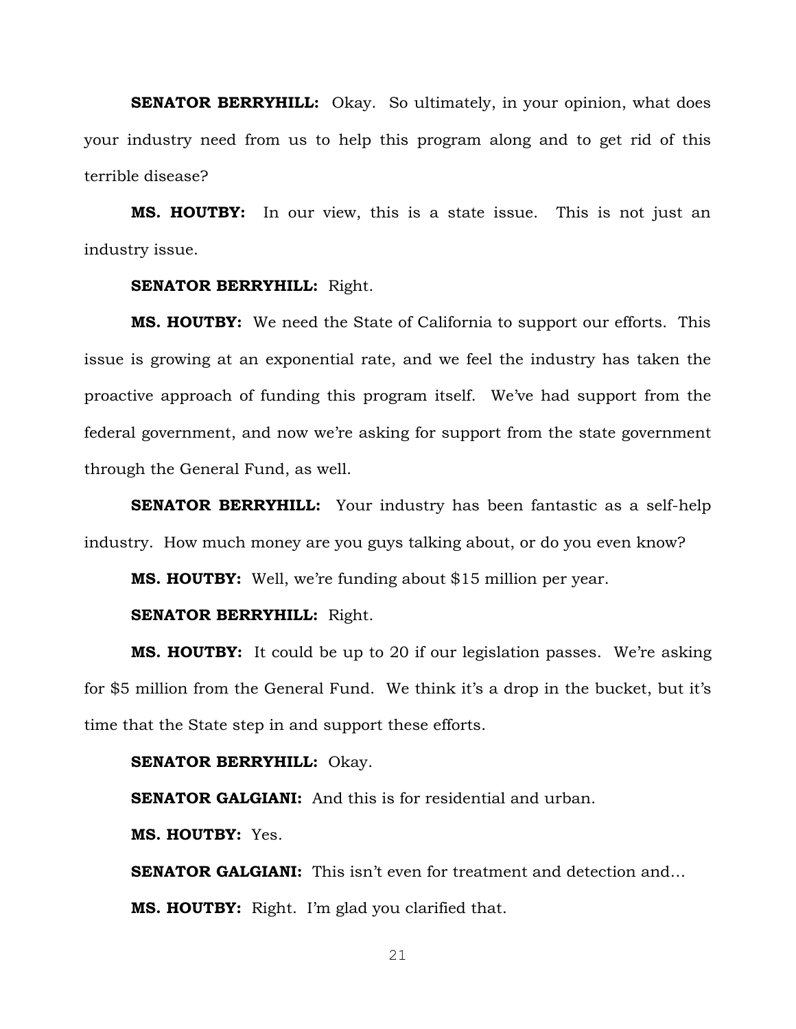**SENATOR BERRYHILL:** Okay. So ultimately, in your opinion, what does your industry need from us to help this program along and to get rid of this terrible disease?

**MS. HOUTBY:** In our view, this is a state issue. This is not just an industry issue.

**SENATOR BERRYHILL:** Right.

**MS. HOUTBY:** We need the State of California to support our efforts. This issue is growing at an exponential rate, and we feel the industry has taken the proactive approach of funding this program itself. We've had support from the federal government, and now we're asking for support from the state government through the General Fund, as well.

**SENATOR BERRYHILL:** Your industry has been fantastic as a self-help industry. How much money are you guys talking about, or do you even know?

**MS. HOUTBY:** Well, we're funding about $15 million per year.

**SENATOR BERRYHILL:** Right.

**MS. HOUTBY:** It could be up to 20 if our legislation passes. We're asking for $5 million from the General Fund. We think it's a drop in the bucket, but it's time that the State step in and support these efforts.

**SENATOR BERRYHILL:** Okay.

**SENATOR GALGIANI:** And this is for residential and urban.

**MS. HOUTBY:** Yes.

**SENATOR GALGIANI:** This isn't even for treatment and detection and…

**MS. HOUTBY:** Right. I'm glad you clarified that.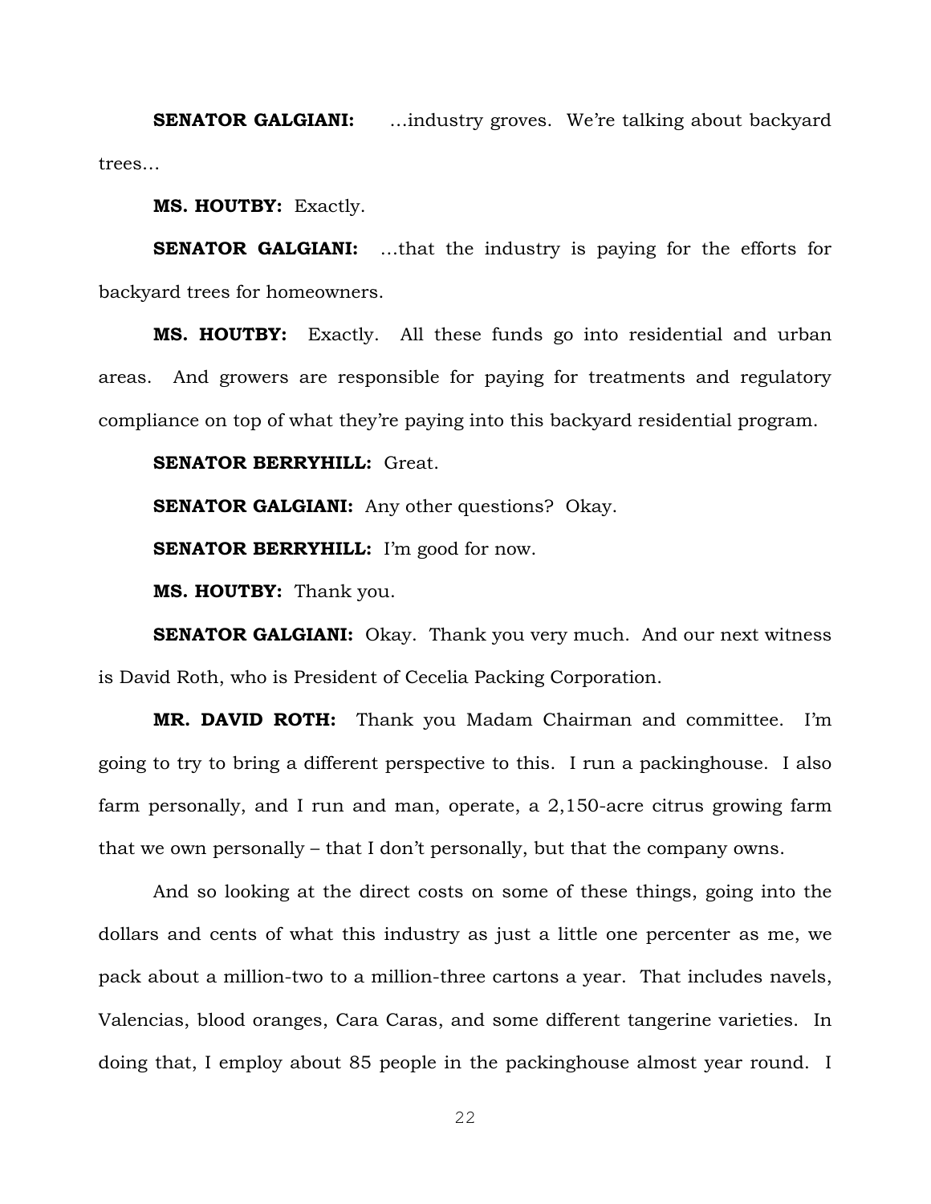**SENATOR GALGIANI:** …industry groves. We're talking about backyard trees…

**MS. HOUTBY:** Exactly.

**SENATOR GALGIANI:** …that the industry is paying for the efforts for backyard trees for homeowners.

**MS. HOUTBY:** Exactly. All these funds go into residential and urban areas. And growers are responsible for paying for treatments and regulatory compliance on top of what they're paying into this backyard residential program.

**SENATOR BERRYHILL:** Great.

**SENATOR GALGIANI:** Any other questions? Okay.

**SENATOR BERRYHILL:** I'm good for now.

**MS. HOUTBY:** Thank you.

**SENATOR GALGIANI:** Okay. Thank you very much. And our next witness is David Roth, who is President of Cecelia Packing Corporation.

**MR. DAVID ROTH:** Thank you Madam Chairman and committee. I'm going to try to bring a different perspective to this. I run a packinghouse. I also farm personally, and I run and man, operate, a 2,150-acre citrus growing farm that we own personally – that I don't personally, but that the company owns.

And so looking at the direct costs on some of these things, going into the dollars and cents of what this industry as just a little one percenter as me, we pack about a million-two to a million-three cartons a year. That includes navels, Valencias, blood oranges, Cara Caras, and some different tangerine varieties. In doing that, I employ about 85 people in the packinghouse almost year round. I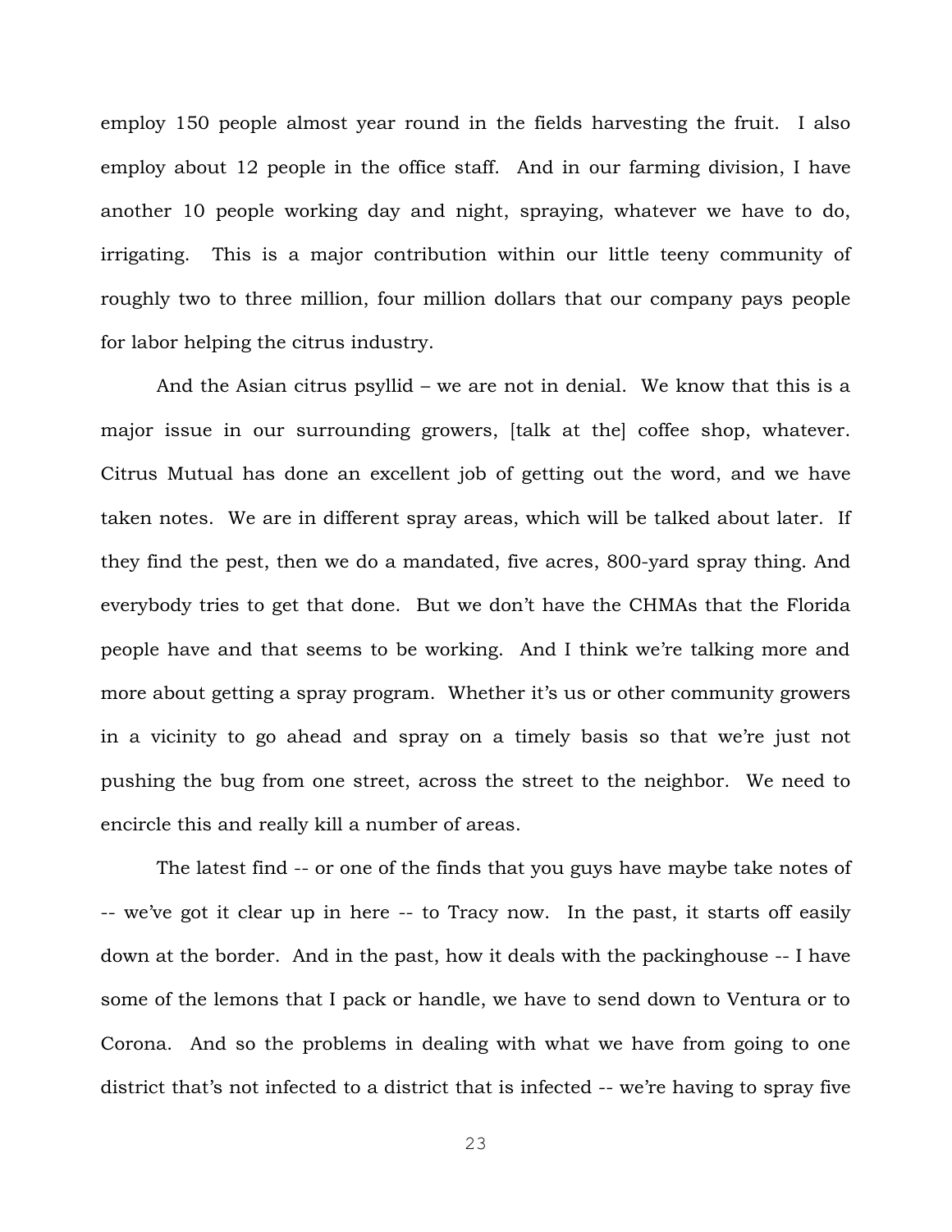employ 150 people almost year round in the fields harvesting the fruit. I also employ about 12 people in the office staff. And in our farming division, I have another 10 people working day and night, spraying, whatever we have to do, irrigating. This is a major contribution within our little teeny community of roughly two to three million, four million dollars that our company pays people for labor helping the citrus industry.

And the Asian citrus psyllid – we are not in denial. We know that this is a major issue in our surrounding growers, [talk at the] coffee shop, whatever. Citrus Mutual has done an excellent job of getting out the word, and we have taken notes. We are in different spray areas, which will be talked about later. If they find the pest, then we do a mandated, five acres, 800-yard spray thing. And everybody tries to get that done. But we don't have the CHMAs that the Florida people have and that seems to be working. And I think we're talking more and more about getting a spray program. Whether it's us or other community growers in a vicinity to go ahead and spray on a timely basis so that we're just not pushing the bug from one street, across the street to the neighbor. We need to encircle this and really kill a number of areas.

The latest find -- or one of the finds that you guys have maybe take notes of -- we've got it clear up in here -- to Tracy now. In the past, it starts off easily down at the border. And in the past, how it deals with the packinghouse -- I have some of the lemons that I pack or handle, we have to send down to Ventura or to Corona. And so the problems in dealing with what we have from going to one district that's not infected to a district that is infected -- we're having to spray five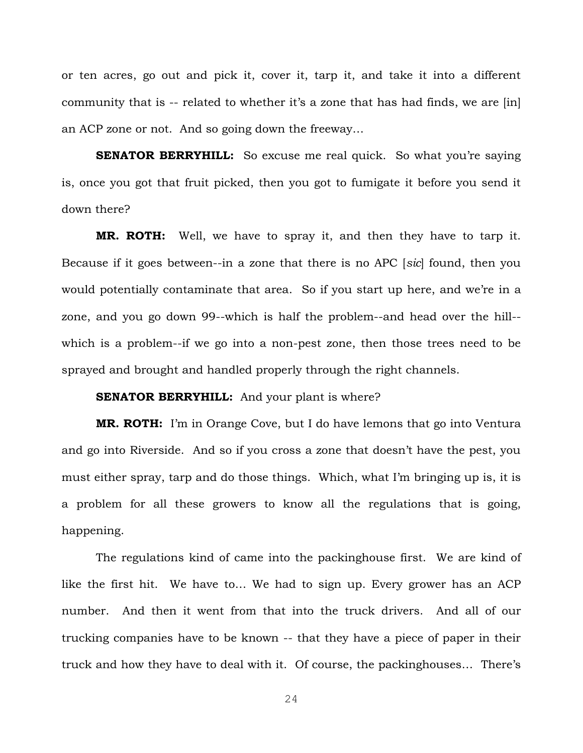or ten acres, go out and pick it, cover it, tarp it, and take it into a different community that is -- related to whether it's a zone that has had finds, we are [in] an ACP zone or not. And so going down the freeway…

**SENATOR BERRYHILL:** So excuse me real quick. So what you're saying is, once you got that fruit picked, then you got to fumigate it before you send it down there?

**MR. ROTH:** Well, we have to spray it, and then they have to tarp it. Because if it goes between--in a zone that there is no APC [*sic*] found, then you would potentially contaminate that area. So if you start up here, and we're in a zone, and you go down 99--which is half the problem--and head over the hill--which is a problem--if we go into a non-pest zone, then those trees need to be sprayed and brought and handled properly through the right channels.

**SENATOR BERRYHILL:** And your plant is where?

**MR. ROTH:** I'm in Orange Cove, but I do have lemons that go into Ventura and go into Riverside. And so if you cross a zone that doesn't have the pest, you must either spray, tarp and do those things. Which, what I'm bringing up is, it is a problem for all these growers to know all the regulations that is going, happening.

The regulations kind of came into the packinghouse first. We are kind of like the first hit. We have to… We had to sign up. Every grower has an ACP number. And then it went from that into the truck drivers. And all of our trucking companies have to be known -- that they have a piece of paper in their truck and how they have to deal with it. Of course, the packinghouses… There's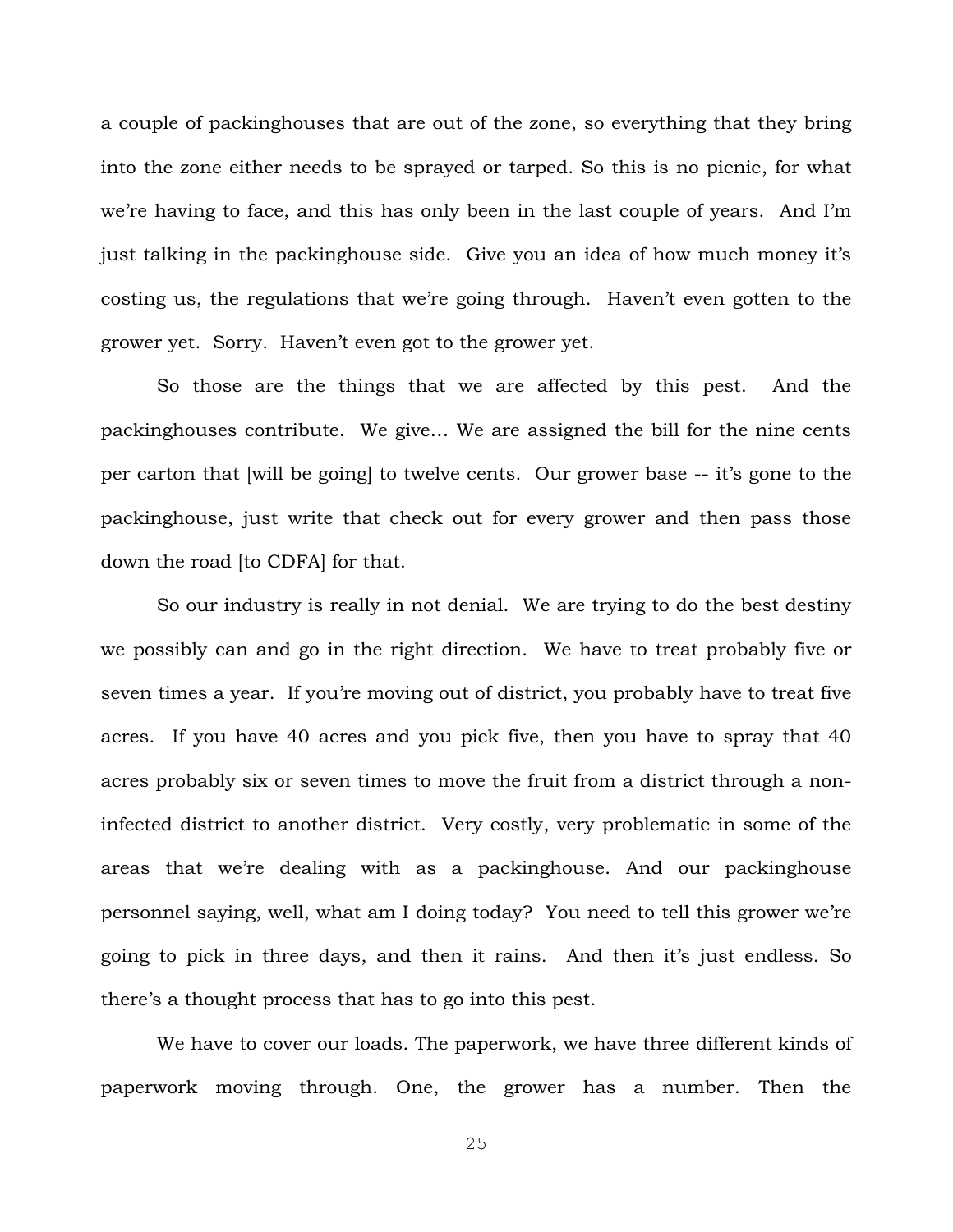a couple of packinghouses that are out of the zone, so everything that they bring into the zone either needs to be sprayed or tarped. So this is no picnic, for what we're having to face, and this has only been in the last couple of years. And I'm just talking in the packinghouse side. Give you an idea of how much money it's costing us, the regulations that we're going through. Haven't even gotten to the grower yet. Sorry. Haven't even got to the grower yet.

So those are the things that we are affected by this pest. And the packinghouses contribute. We give… We are assigned the bill for the nine cents per carton that [will be going] to twelve cents. Our grower base -- it's gone to the packinghouse, just write that check out for every grower and then pass those down the road [to CDFA] for that.

So our industry is really in not denial. We are trying to do the best destiny we possibly can and go in the right direction. We have to treat probably five or seven times a year. If you're moving out of district, you probably have to treat five acres. If you have 40 acres and you pick five, then you have to spray that 40 acres probably six or seven times to move the fruit from a district through a non-infected district to another district. Very costly, very problematic in some of the areas that we're dealing with as a packinghouse. And our packinghouse personnel saying, well, what am I doing today? You need to tell this grower we're going to pick in three days, and then it rains. And then it's just endless. So there's a thought process that has to go into this pest.

We have to cover our loads. The paperwork, we have three different kinds of paperwork moving through. One, the grower has a number. Then the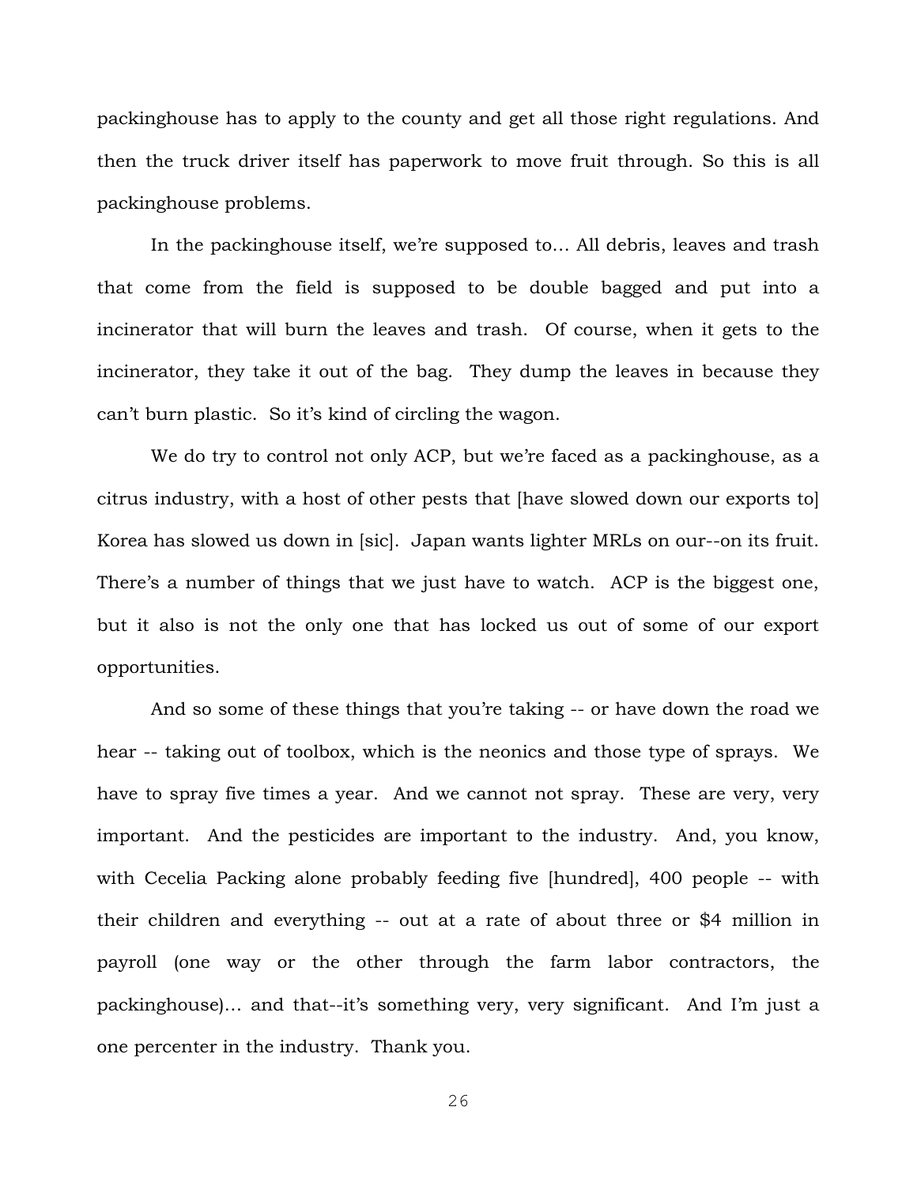packinghouse has to apply to the county and get all those right regulations. And then the truck driver itself has paperwork to move fruit through. So this is all packinghouse problems.

In the packinghouse itself, we're supposed to… All debris, leaves and trash that come from the field is supposed to be double bagged and put into a incinerator that will burn the leaves and trash. Of course, when it gets to the incinerator, they take it out of the bag. They dump the leaves in because they can't burn plastic. So it's kind of circling the wagon.

We do try to control not only ACP, but we're faced as a packinghouse, as a citrus industry, with a host of other pests that [have slowed down our exports to] Korea has slowed us down in [sic]. Japan wants lighter MRLs on our--on its fruit. There's a number of things that we just have to watch. ACP is the biggest one, but it also is not the only one that has locked us out of some of our export opportunities.

And so some of these things that you're taking -- or have down the road we hear -- taking out of toolbox, which is the neonics and those type of sprays. We have to spray five times a year. And we cannot not spray. These are very, very important. And the pesticides are important to the industry. And, you know, with Cecelia Packing alone probably feeding five [hundred], 400 people -- with their children and everything -- out at a rate of about three or $4 million in payroll (one way or the other through the farm labor contractors, the packinghouse)… and that--it's something very, very significant. And I'm just a one percenter in the industry. Thank you.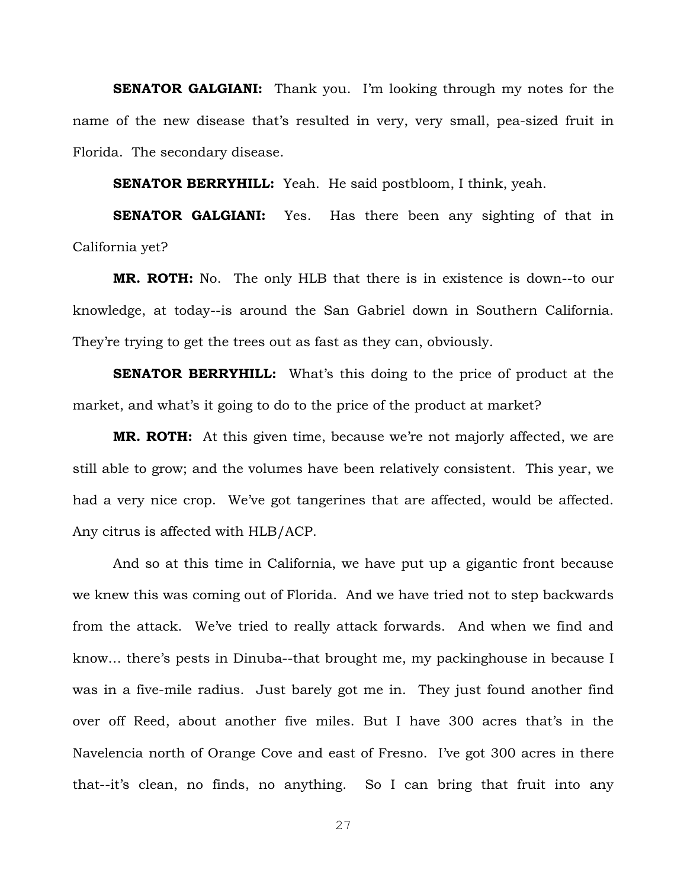**SENATOR GALGIANI:** Thank you. I'm looking through my notes for the name of the new disease that's resulted in very, very small, pea-sized fruit in Florida. The secondary disease.

**SENATOR BERRYHILL:** Yeah. He said postbloom, I think, yeah.

**SENATOR GALGIANI:** Yes. Has there been any sighting of that in California yet?

**MR. ROTH:** No. The only HLB that there is in existence is down--to our knowledge, at today--is around the San Gabriel down in Southern California. They're trying to get the trees out as fast as they can, obviously.

**SENATOR BERRYHILL:** What's this doing to the price of product at the market, and what's it going to do to the price of the product at market?

**MR. ROTH:** At this given time, because we're not majorly affected, we are still able to grow; and the volumes have been relatively consistent. This year, we had a very nice crop. We've got tangerines that are affected, would be affected. Any citrus is affected with HLB/ACP.

And so at this time in California, we have put up a gigantic front because we knew this was coming out of Florida. And we have tried not to step backwards from the attack. We've tried to really attack forwards. And when we find and know… there's pests in Dinuba--that brought me, my packinghouse in because I was in a five-mile radius. Just barely got me in. They just found another find over off Reed, about another five miles. But I have 300 acres that's in the Navelencia north of Orange Cove and east of Fresno. I've got 300 acres in there that--it's clean, no finds, no anything. So I can bring that fruit into any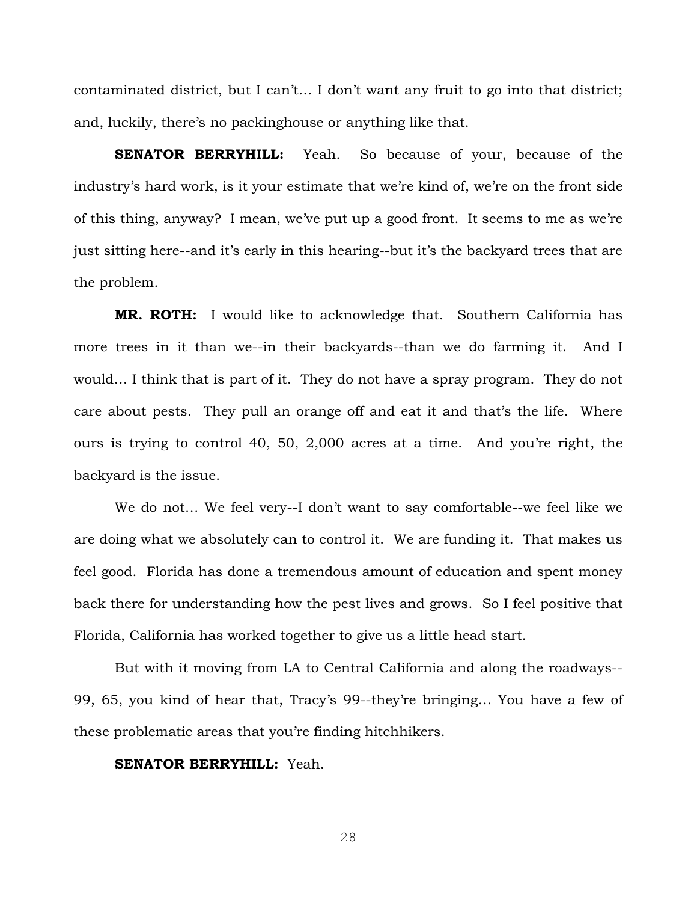contaminated district, but I can't… I don't want any fruit to go into that district; and, luckily, there's no packinghouse or anything like that.

**SENATOR BERRYHILL:** Yeah. So because of your, because of the industry's hard work, is it your estimate that we're kind of, we're on the front side of this thing, anyway? I mean, we've put up a good front. It seems to me as we're just sitting here--and it's early in this hearing--but it's the backyard trees that are the problem.

**MR. ROTH:** I would like to acknowledge that. Southern California has more trees in it than we--in their backyards--than we do farming it. And I would… I think that is part of it. They do not have a spray program. They do not care about pests. They pull an orange off and eat it and that's the life. Where ours is trying to control 40, 50, 2,000 acres at a time. And you're right, the backyard is the issue.

We do not… We feel very--I don't want to say comfortable--we feel like we are doing what we absolutely can to control it. We are funding it. That makes us feel good. Florida has done a tremendous amount of education and spent money back there for understanding how the pest lives and grows. So I feel positive that Florida, California has worked together to give us a little head start.

But with it moving from LA to Central California and along the roadways--99, 65, you kind of hear that, Tracy's 99--they're bringing… You have a few of these problematic areas that you're finding hitchhikers.

**SENATOR BERRYHILL:** Yeah.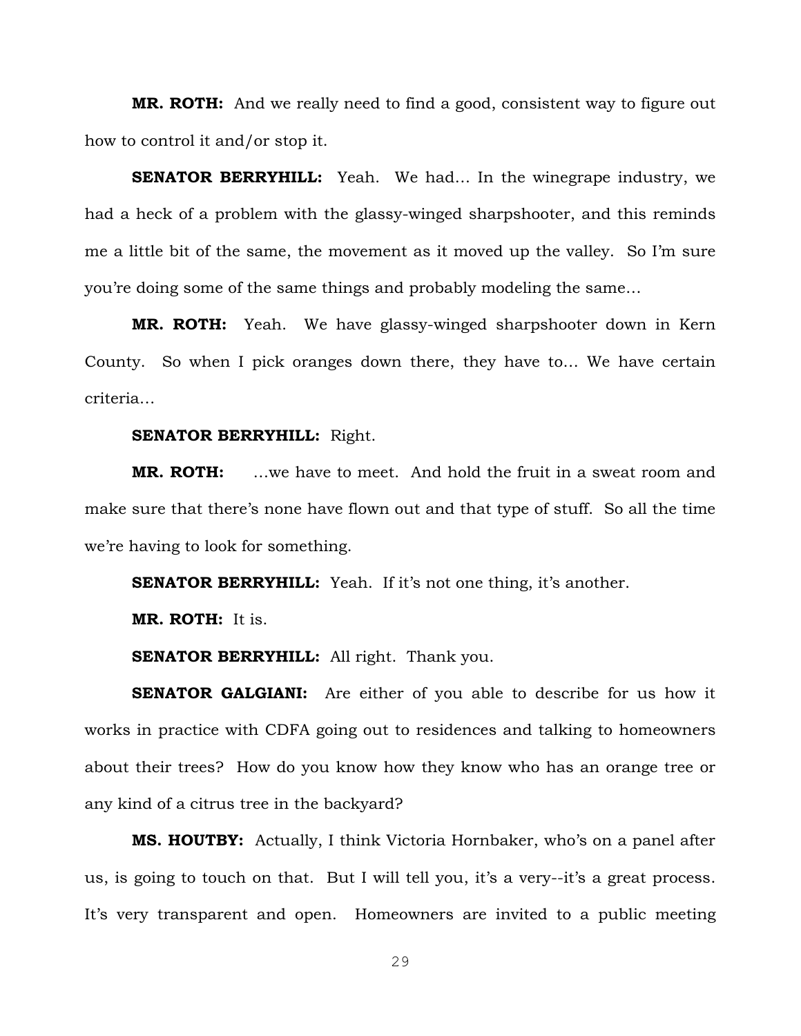**MR. ROTH:** And we really need to find a good, consistent way to figure out how to control it and/or stop it.

**SENATOR BERRYHILL:** Yeah. We had… In the winegrape industry, we had a heck of a problem with the glassy-winged sharpshooter, and this reminds me a little bit of the same, the movement as it moved up the valley. So I'm sure you're doing some of the same things and probably modeling the same…

**MR. ROTH:** Yeah. We have glassy-winged sharpshooter down in Kern County. So when I pick oranges down there, they have to… We have certain criteria…

**SENATOR BERRYHILL:** Right.

**MR. ROTH:** …we have to meet. And hold the fruit in a sweat room and make sure that there's none have flown out and that type of stuff. So all the time we're having to look for something.

**SENATOR BERRYHILL:** Yeah. If it's not one thing, it's another.

**MR. ROTH:** It is.

**SENATOR BERRYHILL:** All right. Thank you.

**SENATOR GALGIANI:** Are either of you able to describe for us how it works in practice with CDFA going out to residences and talking to homeowners about their trees? How do you know how they know who has an orange tree or any kind of a citrus tree in the backyard?

**MS. HOUTBY:** Actually, I think Victoria Hornbaker, who's on a panel after us, is going to touch on that. But I will tell you, it's a very--it's a great process. It's very transparent and open. Homeowners are invited to a public meeting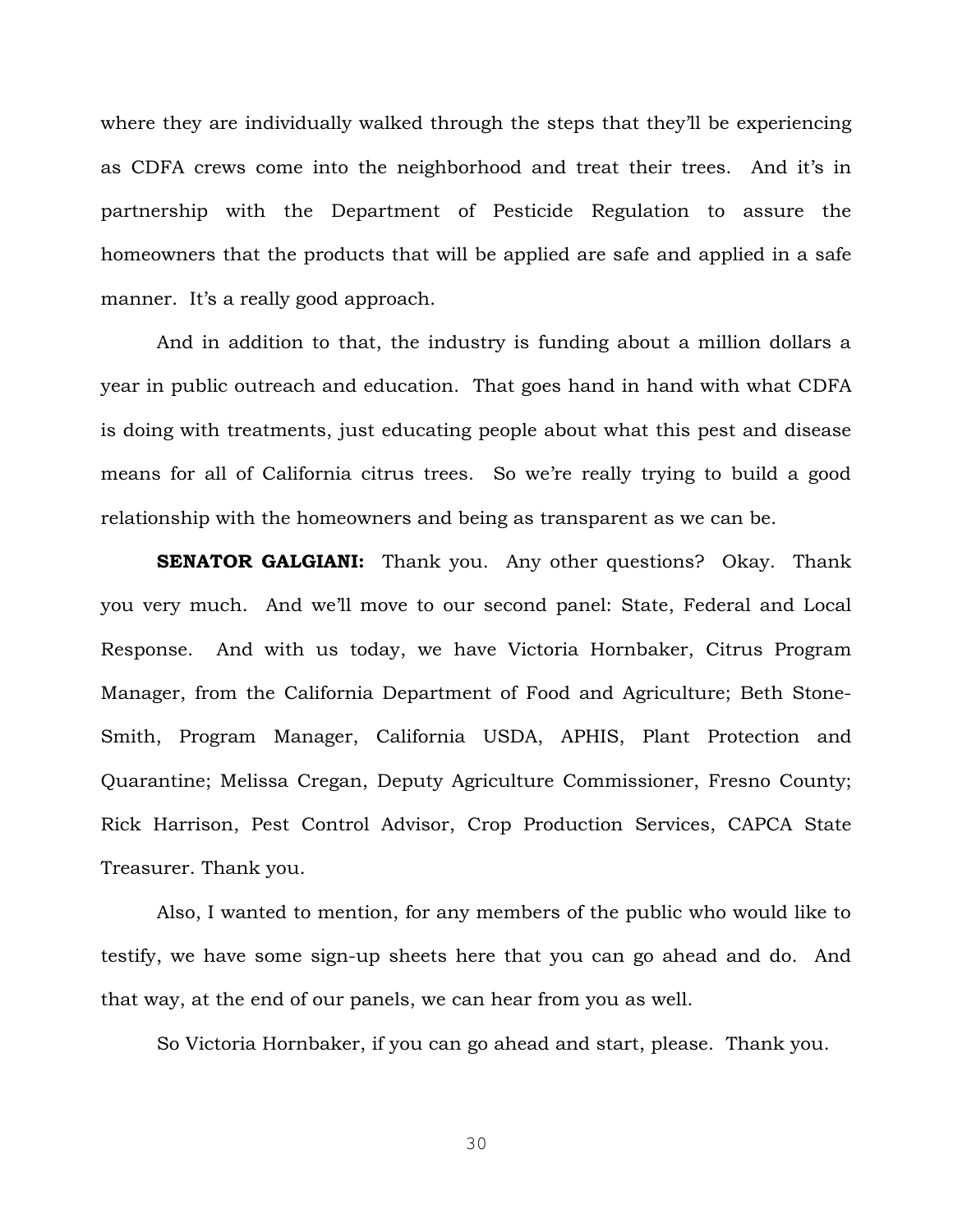where they are individually walked through the steps that they'll be experiencing as CDFA crews come into the neighborhood and treat their trees. And it's in partnership with the Department of Pesticide Regulation to assure the homeowners that the products that will be applied are safe and applied in a safe manner. It's a really good approach.

And in addition to that, the industry is funding about a million dollars a year in public outreach and education. That goes hand in hand with what CDFA is doing with treatments, just educating people about what this pest and disease means for all of California citrus trees. So we're really trying to build a good relationship with the homeowners and being as transparent as we can be.

**SENATOR GALGIANI:** Thank you. Any other questions? Okay. Thank you very much. And we'll move to our second panel: State, Federal and Local Response. And with us today, we have Victoria Hornbaker, Citrus Program Manager, from the California Department of Food and Agriculture; Beth Stone-Smith, Program Manager, California USDA, APHIS, Plant Protection and Quarantine; Melissa Cregan, Deputy Agriculture Commissioner, Fresno County; Rick Harrison, Pest Control Advisor, Crop Production Services, CAPCA State Treasurer. Thank you.

Also, I wanted to mention, for any members of the public who would like to testify, we have some sign-up sheets here that you can go ahead and do. And that way, at the end of our panels, we can hear from you as well.

So Victoria Hornbaker, if you can go ahead and start, please. Thank you.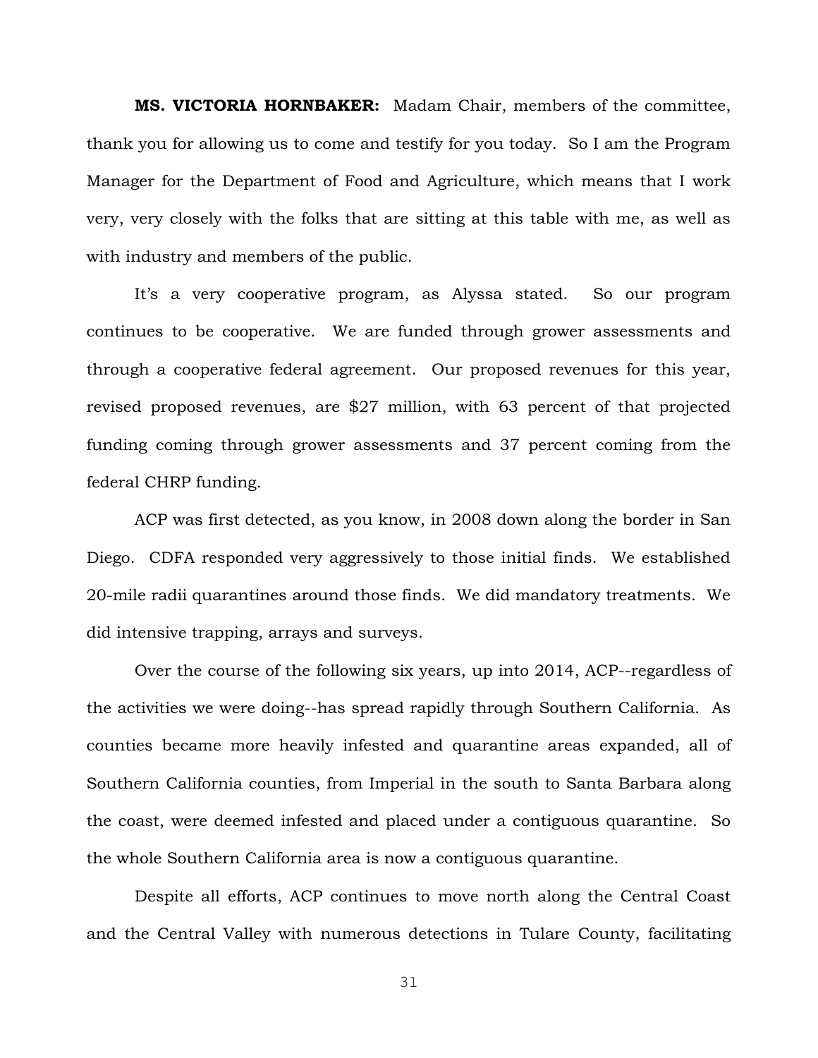**MS. VICTORIA HORNBAKER:** Madam Chair, members of the committee, thank you for allowing us to come and testify for you today. So I am the Program Manager for the Department of Food and Agriculture, which means that I work very, very closely with the folks that are sitting at this table with me, as well as with industry and members of the public.

It's a very cooperative program, as Alyssa stated. So our program continues to be cooperative. We are funded through grower assessments and through a cooperative federal agreement. Our proposed revenues for this year, revised proposed revenues, are $27 million, with 63 percent of that projected funding coming through grower assessments and 37 percent coming from the federal CHRP funding.

ACP was first detected, as you know, in 2008 down along the border in San Diego. CDFA responded very aggressively to those initial finds. We established 20-mile radii quarantines around those finds. We did mandatory treatments. We did intensive trapping, arrays and surveys.

Over the course of the following six years, up into 2014, ACP--regardless of the activities we were doing--has spread rapidly through Southern California. As counties became more heavily infested and quarantine areas expanded, all of Southern California counties, from Imperial in the south to Santa Barbara along the coast, were deemed infested and placed under a contiguous quarantine. So the whole Southern California area is now a contiguous quarantine.

Despite all efforts, ACP continues to move north along the Central Coast and the Central Valley with numerous detections in Tulare County, facilitating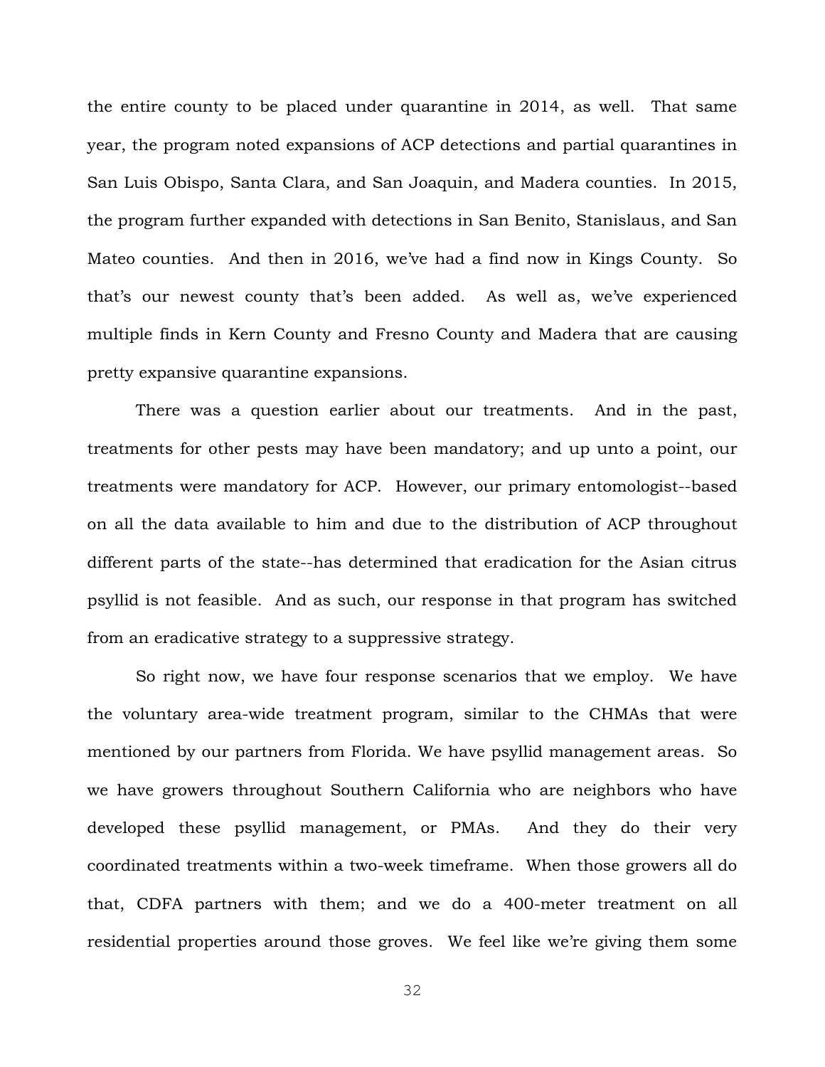the entire county to be placed under quarantine in 2014, as well. That same year, the program noted expansions of ACP detections and partial quarantines in San Luis Obispo, Santa Clara, and San Joaquin, and Madera counties. In 2015, the program further expanded with detections in San Benito, Stanislaus, and San Mateo counties. And then in 2016, we've had a find now in Kings County. So that's our newest county that's been added. As well as, we've experienced multiple finds in Kern County and Fresno County and Madera that are causing pretty expansive quarantine expansions.

There was a question earlier about our treatments. And in the past, treatments for other pests may have been mandatory; and up unto a point, our treatments were mandatory for ACP. However, our primary entomologist--based on all the data available to him and due to the distribution of ACP throughout different parts of the state--has determined that eradication for the Asian citrus psyllid is not feasible. And as such, our response in that program has switched from an eradicative strategy to a suppressive strategy.

So right now, we have four response scenarios that we employ. We have the voluntary area-wide treatment program, similar to the CHMAs that were mentioned by our partners from Florida. We have psyllid management areas. So we have growers throughout Southern California who are neighbors who have developed these psyllid management, or PMAs. And they do their very coordinated treatments within a two-week timeframe. When those growers all do that, CDFA partners with them; and we do a 400-meter treatment on all residential properties around those groves. We feel like we're giving them some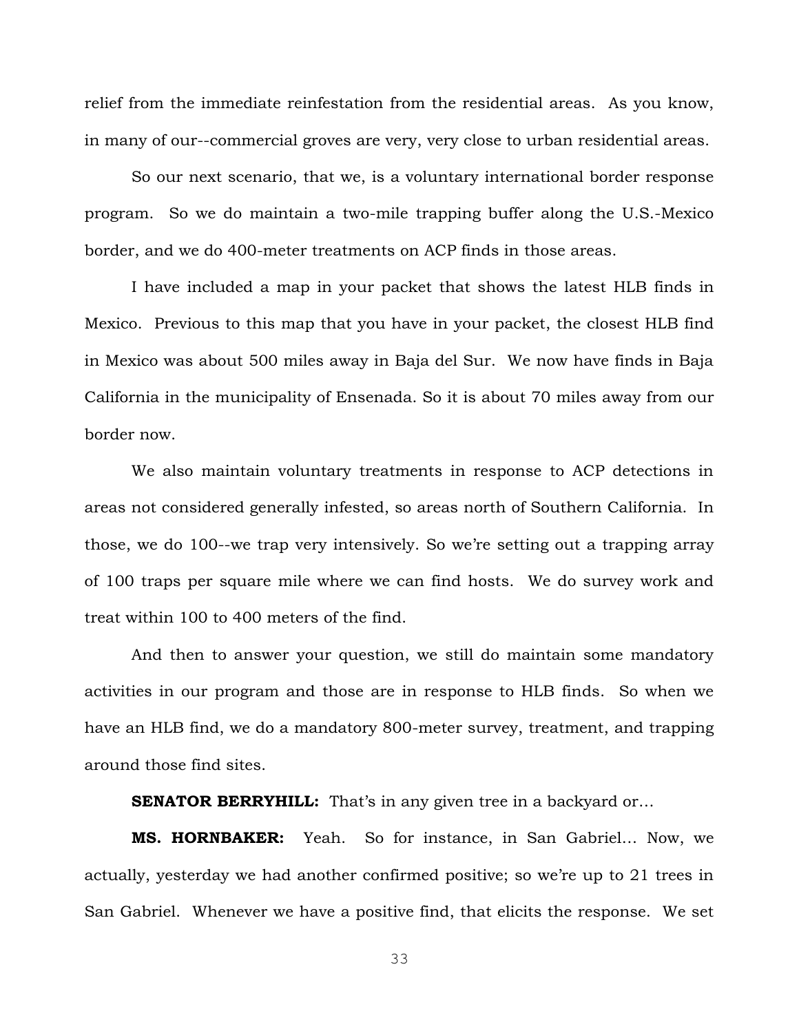relief from the immediate reinfestation from the residential areas. As you know, in many of our--commercial groves are very, very close to urban residential areas.

So our next scenario, that we, is a voluntary international border response program. So we do maintain a two-mile trapping buffer along the U.S.-Mexico border, and we do 400-meter treatments on ACP finds in those areas.

I have included a map in your packet that shows the latest HLB finds in Mexico. Previous to this map that you have in your packet, the closest HLB find in Mexico was about 500 miles away in Baja del Sur. We now have finds in Baja California in the municipality of Ensenada. So it is about 70 miles away from our border now.

We also maintain voluntary treatments in response to ACP detections in areas not considered generally infested, so areas north of Southern California. In those, we do 100--we trap very intensively. So we're setting out a trapping array of 100 traps per square mile where we can find hosts. We do survey work and treat within 100 to 400 meters of the find.

And then to answer your question, we still do maintain some mandatory activities in our program and those are in response to HLB finds. So when we have an HLB find, we do a mandatory 800-meter survey, treatment, and trapping around those find sites.

**SENATOR BERRYHILL:** That's in any given tree in a backyard or…

**MS. HORNBAKER:** Yeah. So for instance, in San Gabriel… Now, we actually, yesterday we had another confirmed positive; so we're up to 21 trees in San Gabriel. Whenever we have a positive find, that elicits the response. We set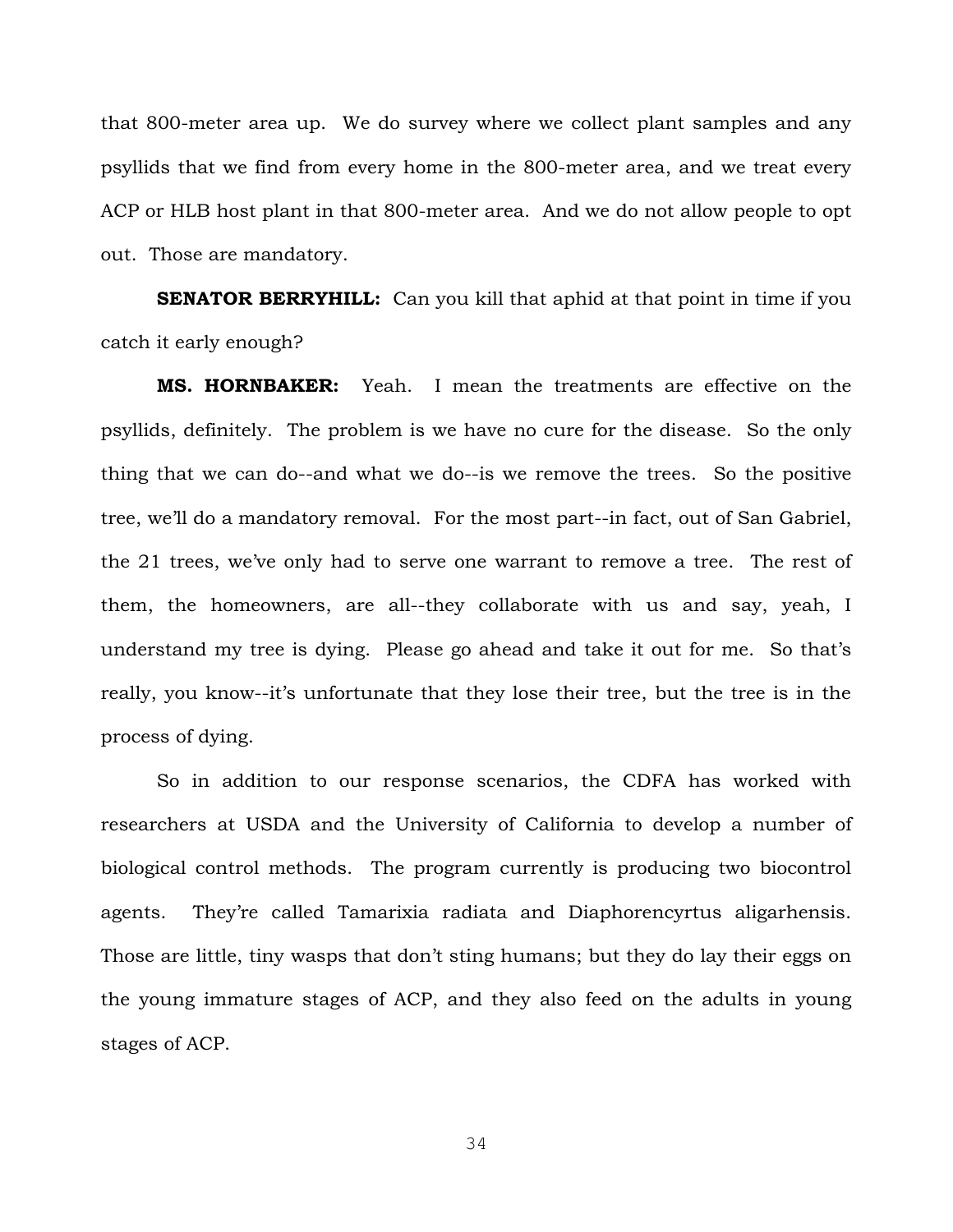that 800-meter area up. We do survey where we collect plant samples and any psyllids that we find from every home in the 800-meter area, and we treat every ACP or HLB host plant in that 800-meter area. And we do not allow people to opt out. Those are mandatory.

**SENATOR BERRYHILL:** Can you kill that aphid at that point in time if you catch it early enough?

**MS. HORNBAKER:** Yeah. I mean the treatments are effective on the psyllids, definitely. The problem is we have no cure for the disease. So the only thing that we can do--and what we do--is we remove the trees. So the positive tree, we'll do a mandatory removal. For the most part--in fact, out of San Gabriel, the 21 trees, we've only had to serve one warrant to remove a tree. The rest of them, the homeowners, are all--they collaborate with us and say, yeah, I understand my tree is dying. Please go ahead and take it out for me. So that's really, you know--it's unfortunate that they lose their tree, but the tree is in the process of dying.

So in addition to our response scenarios, the CDFA has worked with researchers at USDA and the University of California to develop a number of biological control methods. The program currently is producing two biocontrol agents. They're called Tamarixia radiata and Diaphorencyrtus aligarhensis. Those are little, tiny wasps that don't sting humans; but they do lay their eggs on the young immature stages of ACP, and they also feed on the adults in young stages of ACP.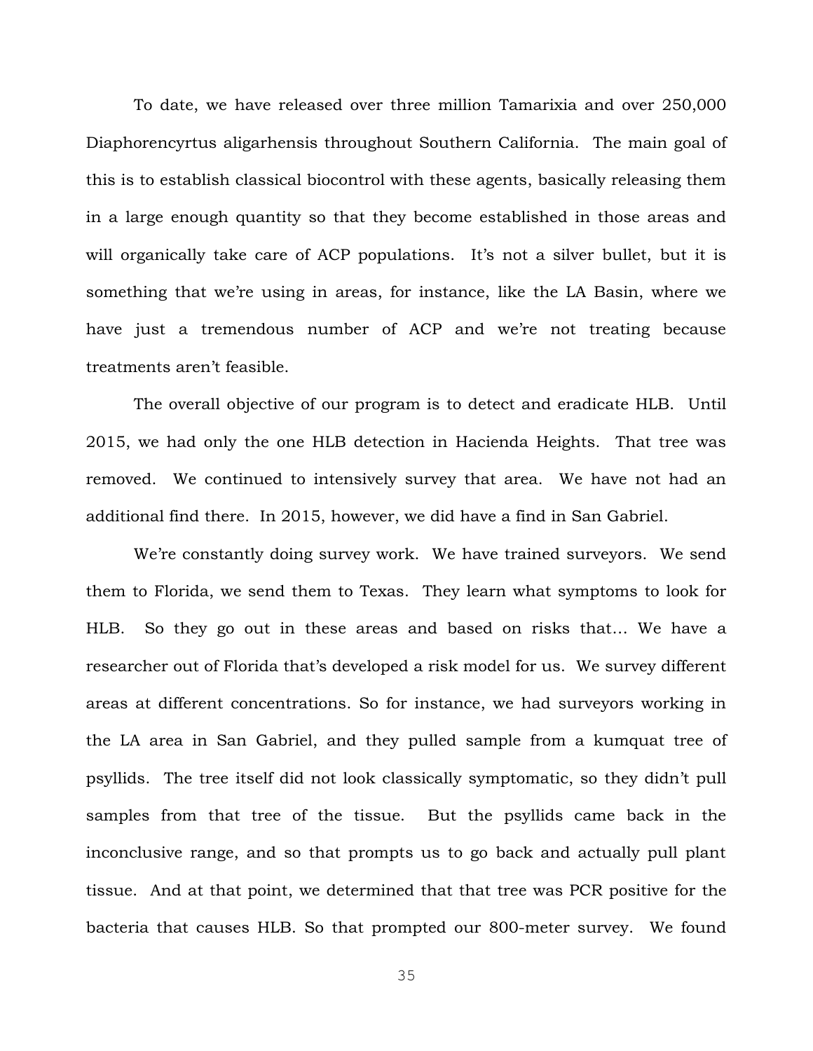To date, we have released over three million Tamarixia and over 250,000 Diaphorencyrtus aligarhensis throughout Southern California. The main goal of this is to establish classical biocontrol with these agents, basically releasing them in a large enough quantity so that they become established in those areas and will organically take care of ACP populations. It's not a silver bullet, but it is something that we're using in areas, for instance, like the LA Basin, where we have just a tremendous number of ACP and we're not treating because treatments aren't feasible.

The overall objective of our program is to detect and eradicate HLB. Until 2015, we had only the one HLB detection in Hacienda Heights. That tree was removed. We continued to intensively survey that area. We have not had an additional find there. In 2015, however, we did have a find in San Gabriel.

We're constantly doing survey work. We have trained surveyors. We send them to Florida, we send them to Texas. They learn what symptoms to look for HLB. So they go out in these areas and based on risks that… We have a researcher out of Florida that's developed a risk model for us. We survey different areas at different concentrations. So for instance, we had surveyors working in the LA area in San Gabriel, and they pulled sample from a kumquat tree of psyllids. The tree itself did not look classically symptomatic, so they didn't pull samples from that tree of the tissue. But the psyllids came back in the inconclusive range, and so that prompts us to go back and actually pull plant tissue. And at that point, we determined that that tree was PCR positive for the bacteria that causes HLB. So that prompted our 800-meter survey. We found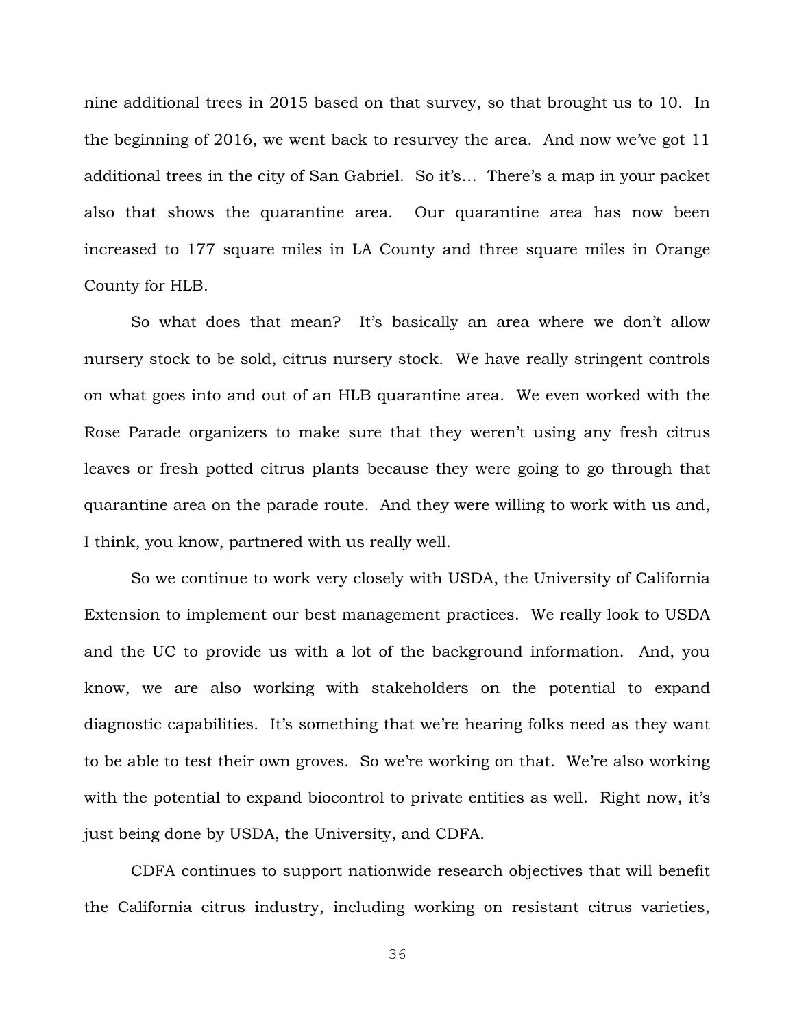nine additional trees in 2015 based on that survey, so that brought us to 10. In the beginning of 2016, we went back to resurvey the area. And now we've got 11 additional trees in the city of San Gabriel. So it's… There's a map in your packet also that shows the quarantine area. Our quarantine area has now been increased to 177 square miles in LA County and three square miles in Orange County for HLB.

So what does that mean? It's basically an area where we don't allow nursery stock to be sold, citrus nursery stock. We have really stringent controls on what goes into and out of an HLB quarantine area. We even worked with the Rose Parade organizers to make sure that they weren't using any fresh citrus leaves or fresh potted citrus plants because they were going to go through that quarantine area on the parade route. And they were willing to work with us and, I think, you know, partnered with us really well.

So we continue to work very closely with USDA, the University of California Extension to implement our best management practices. We really look to USDA and the UC to provide us with a lot of the background information. And, you know, we are also working with stakeholders on the potential to expand diagnostic capabilities. It's something that we're hearing folks need as they want to be able to test their own groves. So we're working on that. We're also working with the potential to expand biocontrol to private entities as well. Right now, it's just being done by USDA, the University, and CDFA.

CDFA continues to support nationwide research objectives that will benefit the California citrus industry, including working on resistant citrus varieties,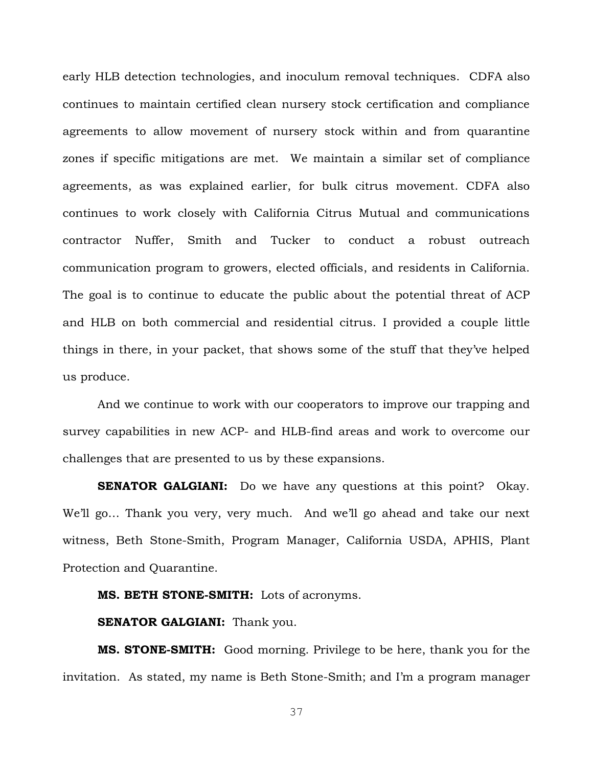early HLB detection technologies, and inoculum removal techniques. CDFA also continues to maintain certified clean nursery stock certification and compliance agreements to allow movement of nursery stock within and from quarantine zones if specific mitigations are met. We maintain a similar set of compliance agreements, as was explained earlier, for bulk citrus movement. CDFA also continues to work closely with California Citrus Mutual and communications contractor Nuffer, Smith and Tucker to conduct a robust outreach communication program to growers, elected officials, and residents in California. The goal is to continue to educate the public about the potential threat of ACP and HLB on both commercial and residential citrus. I provided a couple little things in there, in your packet, that shows some of the stuff that they've helped us produce.

And we continue to work with our cooperators to improve our trapping and survey capabilities in new ACP- and HLB-find areas and work to overcome our challenges that are presented to us by these expansions.

**SENATOR GALGIANI:** Do we have any questions at this point? Okay. We'll go… Thank you very, very much. And we'll go ahead and take our next witness, Beth Stone-Smith, Program Manager, California USDA, APHIS, Plant Protection and Quarantine.

**MS. BETH STONE-SMITH:** Lots of acronyms.

**SENATOR GALGIANI:** Thank you.

**MS. STONE-SMITH:** Good morning. Privilege to be here, thank you for the invitation. As stated, my name is Beth Stone-Smith; and I'm a program manager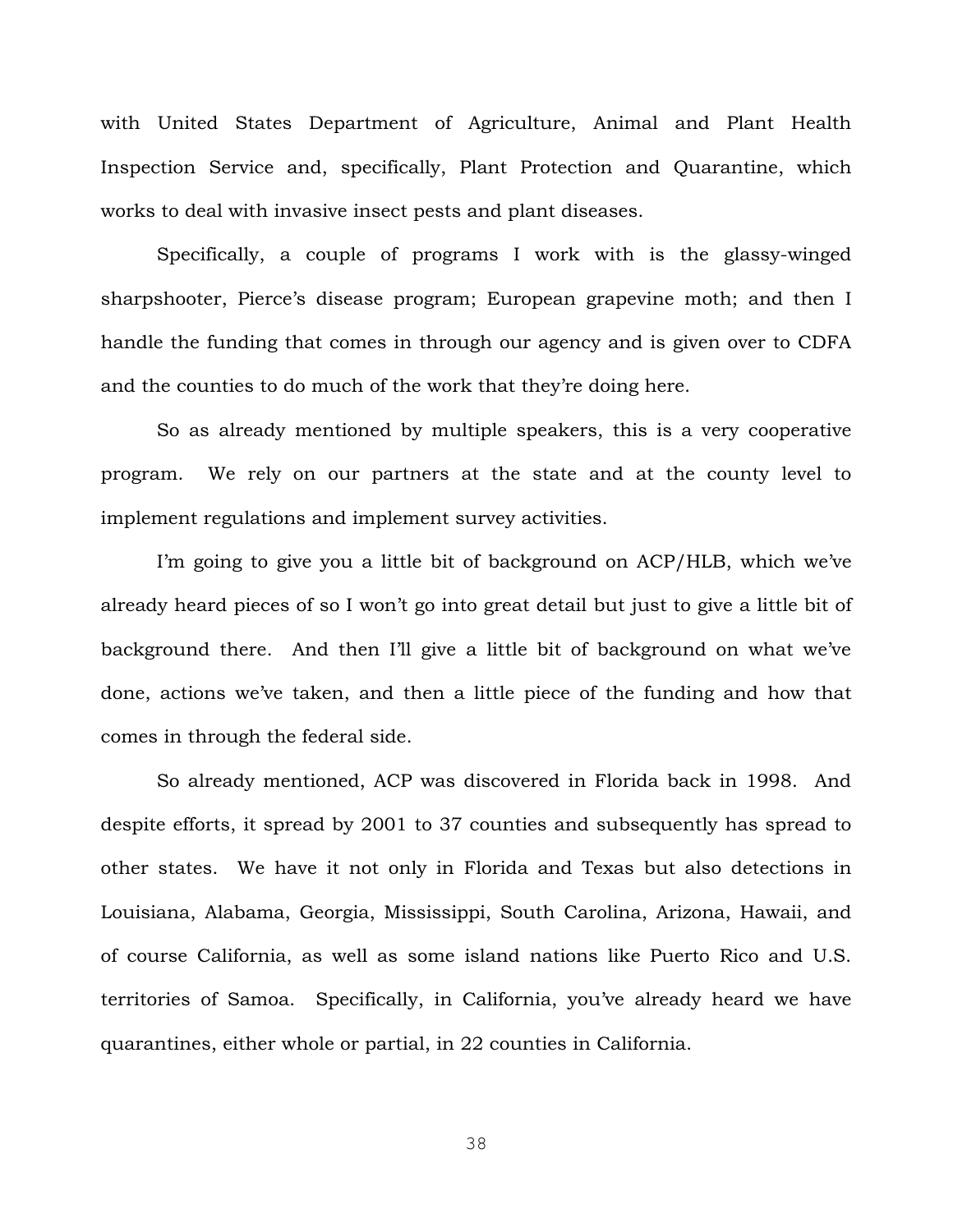with United States Department of Agriculture, Animal and Plant Health Inspection Service and, specifically, Plant Protection and Quarantine, which works to deal with invasive insect pests and plant diseases.

Specifically, a couple of programs I work with is the glassy-winged sharpshooter, Pierce's disease program; European grapevine moth; and then I handle the funding that comes in through our agency and is given over to CDFA and the counties to do much of the work that they're doing here.

So as already mentioned by multiple speakers, this is a very cooperative program. We rely on our partners at the state and at the county level to implement regulations and implement survey activities.

I'm going to give you a little bit of background on ACP/HLB, which we've already heard pieces of so I won't go into great detail but just to give a little bit of background there. And then I'll give a little bit of background on what we've done, actions we've taken, and then a little piece of the funding and how that comes in through the federal side.

So already mentioned, ACP was discovered in Florida back in 1998. And despite efforts, it spread by 2001 to 37 counties and subsequently has spread to other states. We have it not only in Florida and Texas but also detections in Louisiana, Alabama, Georgia, Mississippi, South Carolina, Arizona, Hawaii, and of course California, as well as some island nations like Puerto Rico and U.S. territories of Samoa. Specifically, in California, you've already heard we have quarantines, either whole or partial, in 22 counties in California.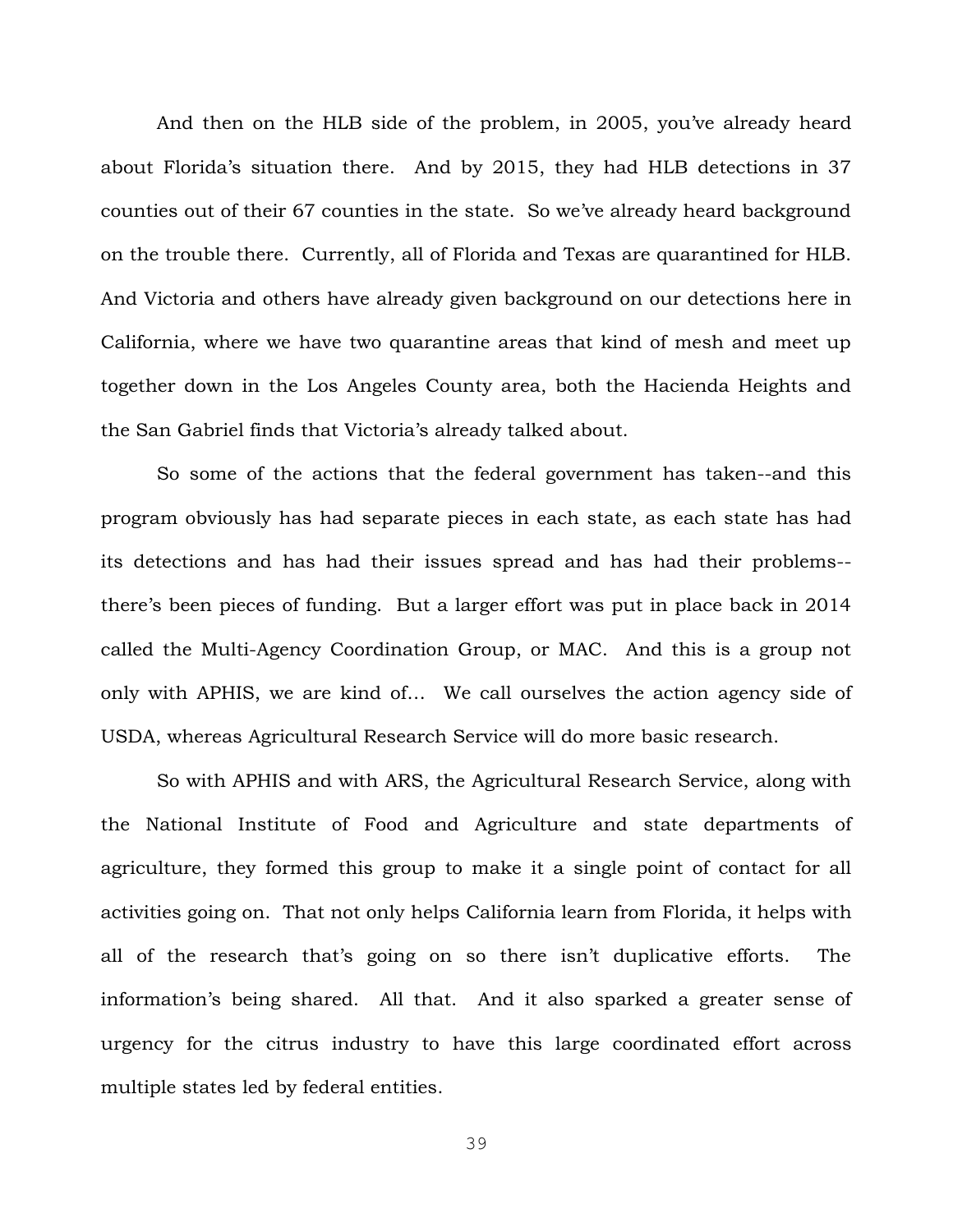And then on the HLB side of the problem, in 2005, you've already heard about Florida's situation there. And by 2015, they had HLB detections in 37 counties out of their 67 counties in the state. So we've already heard background on the trouble there. Currently, all of Florida and Texas are quarantined for HLB. And Victoria and others have already given background on our detections here in California, where we have two quarantine areas that kind of mesh and meet up together down in the Los Angeles County area, both the Hacienda Heights and the San Gabriel finds that Victoria's already talked about.

So some of the actions that the federal government has taken--and this program obviously has had separate pieces in each state, as each state has had its detections and has had their issues spread and has had their problems--there's been pieces of funding. But a larger effort was put in place back in 2014 called the Multi-Agency Coordination Group, or MAC. And this is a group not only with APHIS, we are kind of… We call ourselves the action agency side of USDA, whereas Agricultural Research Service will do more basic research.

So with APHIS and with ARS, the Agricultural Research Service, along with the National Institute of Food and Agriculture and state departments of agriculture, they formed this group to make it a single point of contact for all activities going on. That not only helps California learn from Florida, it helps with all of the research that's going on so there isn't duplicative efforts. The information's being shared. All that. And it also sparked a greater sense of urgency for the citrus industry to have this large coordinated effort across multiple states led by federal entities.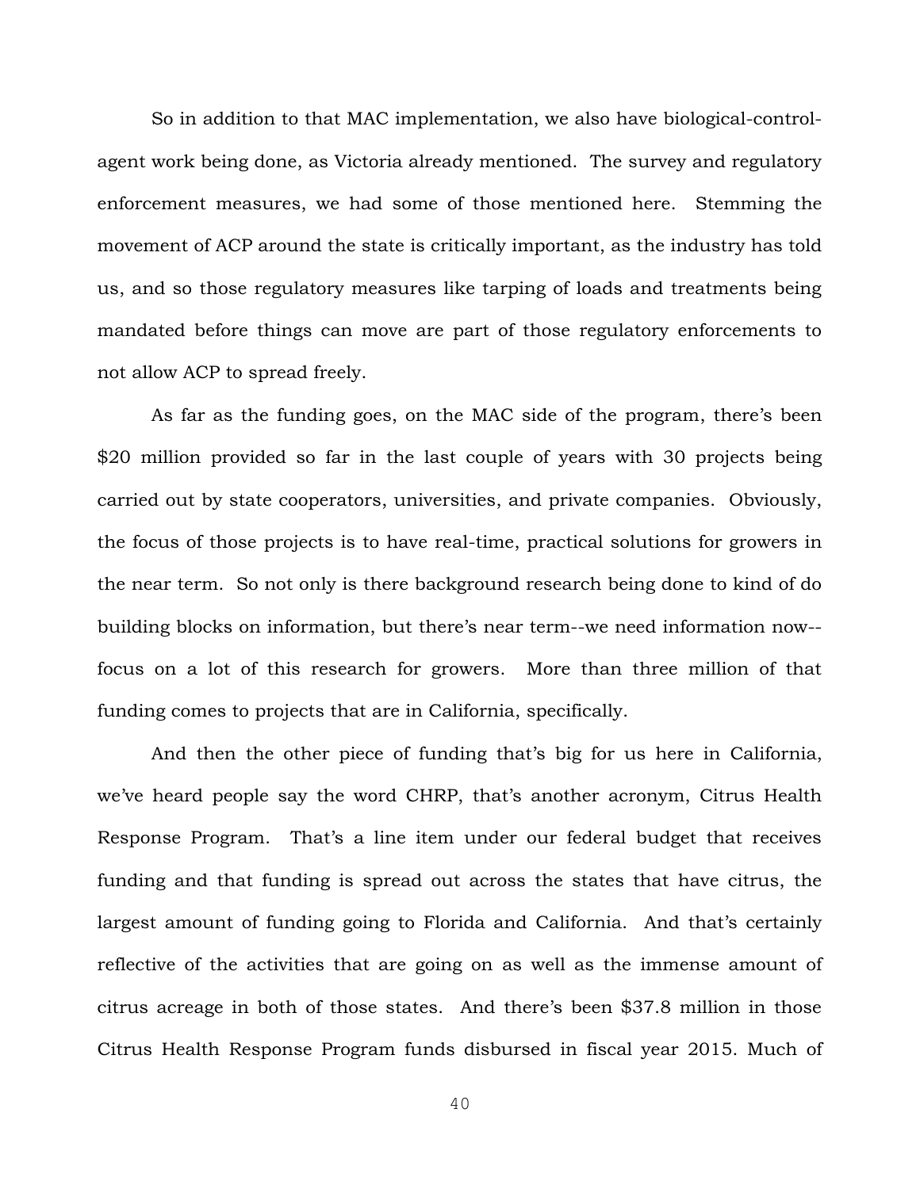So in addition to that MAC implementation, we also have biological-control-agent work being done, as Victoria already mentioned. The survey and regulatory enforcement measures, we had some of those mentioned here. Stemming the movement of ACP around the state is critically important, as the industry has told us, and so those regulatory measures like tarping of loads and treatments being mandated before things can move are part of those regulatory enforcements to not allow ACP to spread freely.

As far as the funding goes, on the MAC side of the program, there's been $20 million provided so far in the last couple of years with 30 projects being carried out by state cooperators, universities, and private companies. Obviously, the focus of those projects is to have real-time, practical solutions for growers in the near term. So not only is there background research being done to kind of do building blocks on information, but there's near term--we need information now--focus on a lot of this research for growers. More than three million of that funding comes to projects that are in California, specifically.

And then the other piece of funding that's big for us here in California, we've heard people say the word CHRP, that's another acronym, Citrus Health Response Program. That's a line item under our federal budget that receives funding and that funding is spread out across the states that have citrus, the largest amount of funding going to Florida and California. And that's certainly reflective of the activities that are going on as well as the immense amount of citrus acreage in both of those states. And there's been $37.8 million in those Citrus Health Response Program funds disbursed in fiscal year 2015. Much of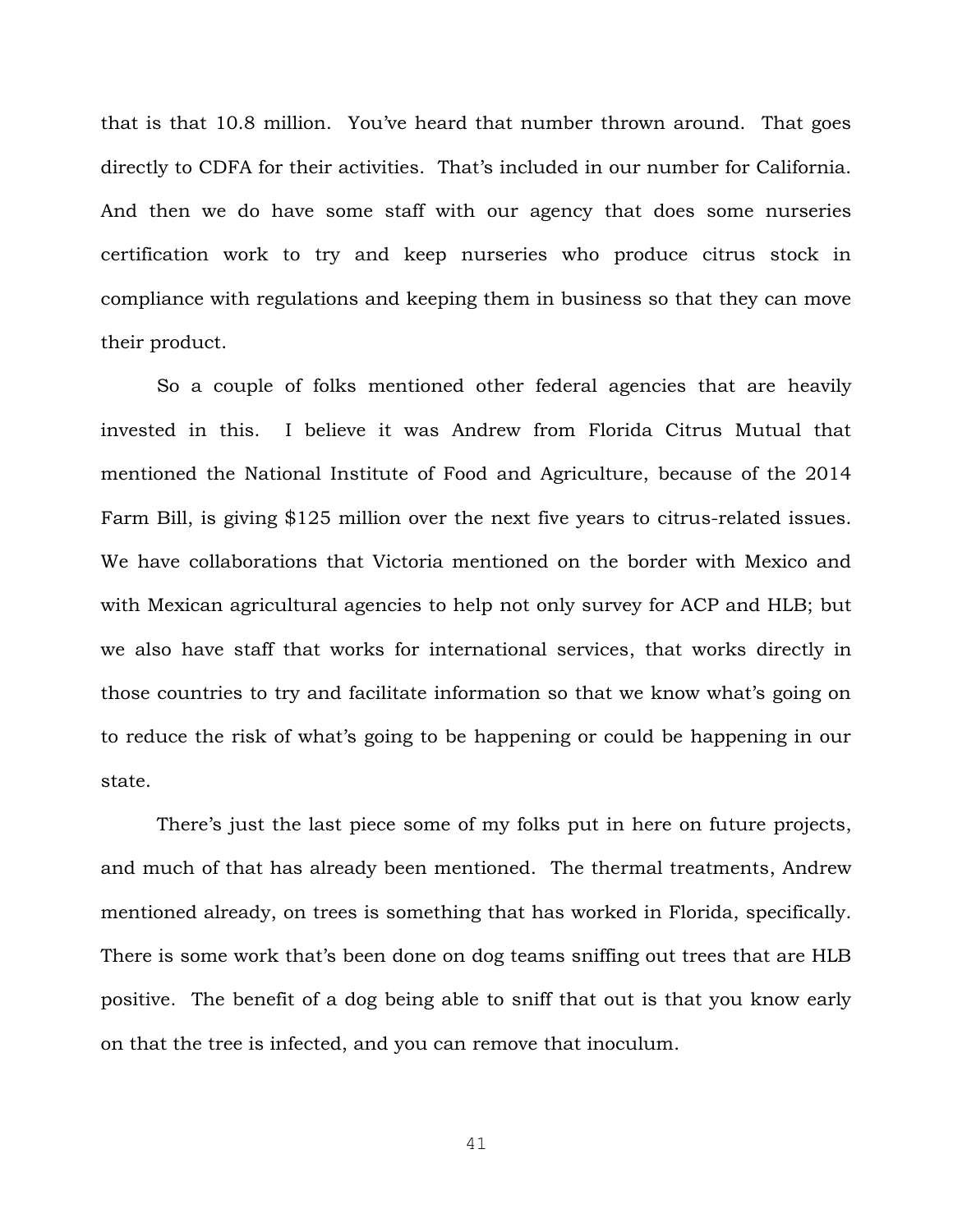that is that 10.8 million. You've heard that number thrown around. That goes directly to CDFA for their activities. That's included in our number for California. And then we do have some staff with our agency that does some nurseries certification work to try and keep nurseries who produce citrus stock in compliance with regulations and keeping them in business so that they can move their product.

So a couple of folks mentioned other federal agencies that are heavily invested in this. I believe it was Andrew from Florida Citrus Mutual that mentioned the National Institute of Food and Agriculture, because of the 2014 Farm Bill, is giving $125 million over the next five years to citrus-related issues. We have collaborations that Victoria mentioned on the border with Mexico and with Mexican agricultural agencies to help not only survey for ACP and HLB; but we also have staff that works for international services, that works directly in those countries to try and facilitate information so that we know what's going on to reduce the risk of what's going to be happening or could be happening in our state.

There's just the last piece some of my folks put in here on future projects, and much of that has already been mentioned. The thermal treatments, Andrew mentioned already, on trees is something that has worked in Florida, specifically. There is some work that's been done on dog teams sniffing out trees that are HLB positive. The benefit of a dog being able to sniff that out is that you know early on that the tree is infected, and you can remove that inoculum.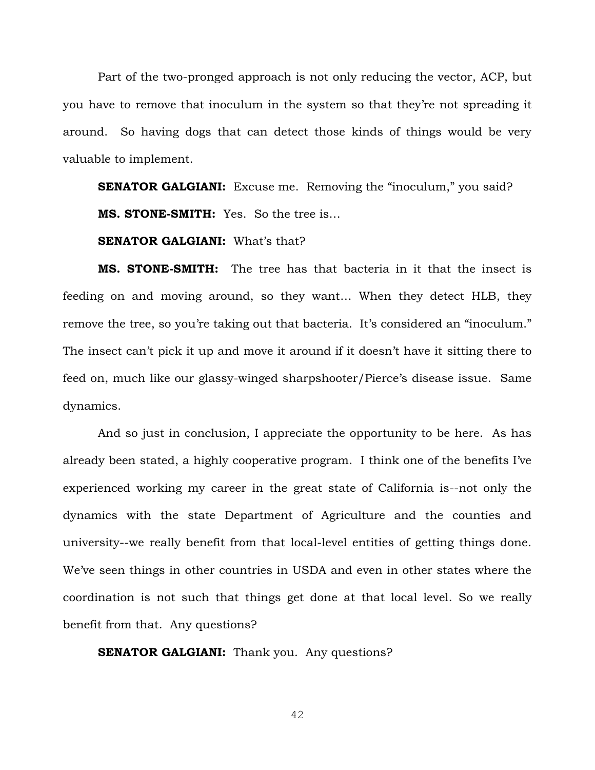Part of the two-pronged approach is not only reducing the vector, ACP, but you have to remove that inoculum in the system so that they're not spreading it around. So having dogs that can detect those kinds of things would be very valuable to implement.

**SENATOR GALGIANI:** Excuse me. Removing the "inoculum," you said?

**MS. STONE-SMITH:** Yes. So the tree is…

**SENATOR GALGIANI:** What's that?

**MS. STONE-SMITH:** The tree has that bacteria in it that the insect is feeding on and moving around, so they want… When they detect HLB, they remove the tree, so you're taking out that bacteria. It's considered an "inoculum." The insect can't pick it up and move it around if it doesn't have it sitting there to feed on, much like our glassy-winged sharpshooter/Pierce's disease issue. Same dynamics.

And so just in conclusion, I appreciate the opportunity to be here. As has already been stated, a highly cooperative program. I think one of the benefits I've experienced working my career in the great state of California is--not only the dynamics with the state Department of Agriculture and the counties and university--we really benefit from that local-level entities of getting things done. We've seen things in other countries in USDA and even in other states where the coordination is not such that things get done at that local level. So we really benefit from that. Any questions?

**SENATOR GALGIANI:** Thank you. Any questions?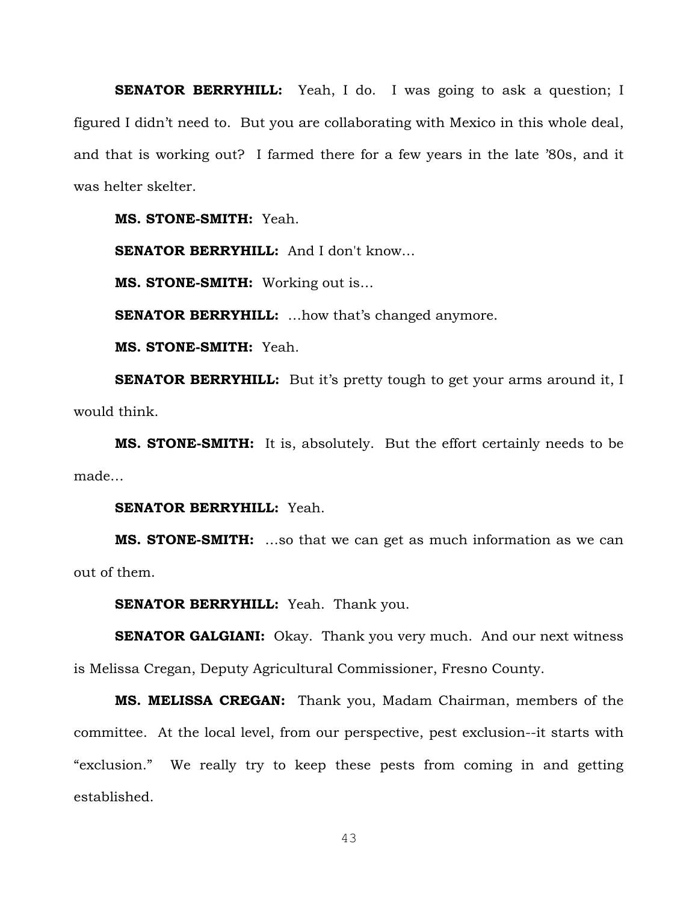**SENATOR BERRYHILL:** Yeah, I do. I was going to ask a question; I figured I didn't need to. But you are collaborating with Mexico in this whole deal, and that is working out? I farmed there for a few years in the late '80s, and it was helter skelter.

**MS. STONE-SMITH:** Yeah.

**SENATOR BERRYHILL:** And I don't know…

**MS. STONE-SMITH:** Working out is…

**SENATOR BERRYHILL:** …how that's changed anymore.

**MS. STONE-SMITH:** Yeah.

**SENATOR BERRYHILL:** But it's pretty tough to get your arms around it, I would think.

**MS. STONE-SMITH:** It is, absolutely. But the effort certainly needs to be made…

**SENATOR BERRYHILL:** Yeah.

**MS. STONE-SMITH:** …so that we can get as much information as we can out of them.

**SENATOR BERRYHILL:** Yeah. Thank you.

**SENATOR GALGIANI:** Okay. Thank you very much. And our next witness is Melissa Cregan, Deputy Agricultural Commissioner, Fresno County.

**MS. MELISSA CREGAN:** Thank you, Madam Chairman, members of the committee. At the local level, from our perspective, pest exclusion--it starts with "exclusion." We really try to keep these pests from coming in and getting established.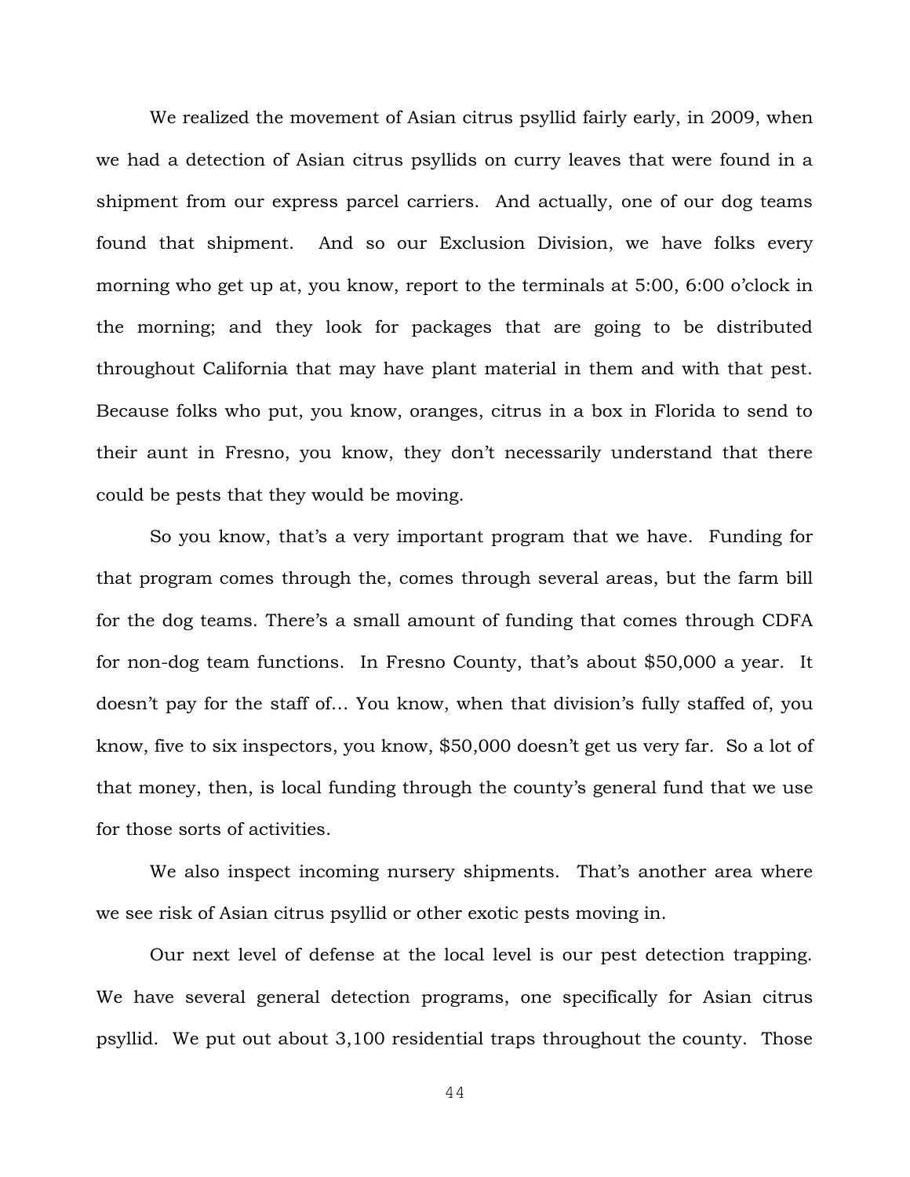We realized the movement of Asian citrus psyllid fairly early, in 2009, when we had a detection of Asian citrus psyllids on curry leaves that were found in a shipment from our express parcel carriers. And actually, one of our dog teams found that shipment. And so our Exclusion Division, we have folks every morning who get up at, you know, report to the terminals at 5:00, 6:00 o'clock in the morning; and they look for packages that are going to be distributed throughout California that may have plant material in them and with that pest. Because folks who put, you know, oranges, citrus in a box in Florida to send to their aunt in Fresno, you know, they don't necessarily understand that there could be pests that they would be moving.

So you know, that's a very important program that we have. Funding for that program comes through the, comes through several areas, but the farm bill for the dog teams. There's a small amount of funding that comes through CDFA for non-dog team functions. In Fresno County, that's about $50,000 a year. It doesn't pay for the staff of… You know, when that division's fully staffed of, you know, five to six inspectors, you know, $50,000 doesn't get us very far. So a lot of that money, then, is local funding through the county's general fund that we use for those sorts of activities.

We also inspect incoming nursery shipments. That's another area where we see risk of Asian citrus psyllid or other exotic pests moving in.

Our next level of defense at the local level is our pest detection trapping. We have several general detection programs, one specifically for Asian citrus psyllid. We put out about 3,100 residential traps throughout the county. Those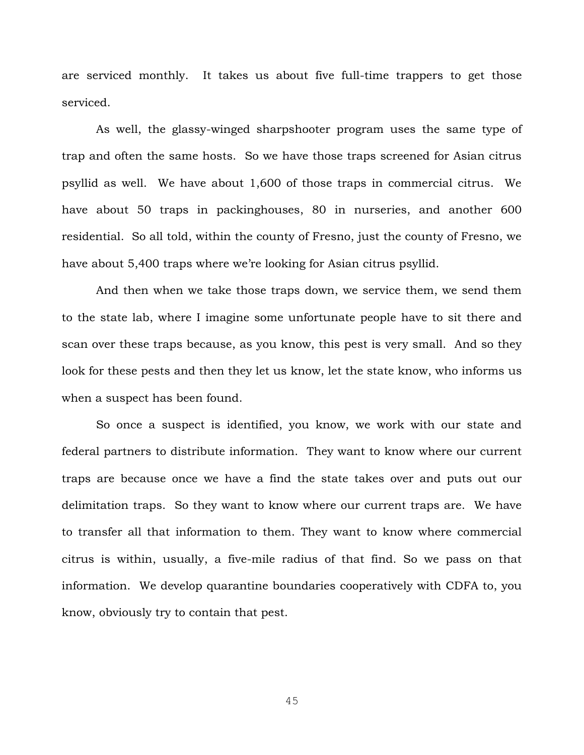are serviced monthly. It takes us about five full-time trappers to get those serviced.

As well, the glassy-winged sharpshooter program uses the same type of trap and often the same hosts. So we have those traps screened for Asian citrus psyllid as well. We have about 1,600 of those traps in commercial citrus. We have about 50 traps in packinghouses, 80 in nurseries, and another 600 residential. So all told, within the county of Fresno, just the county of Fresno, we have about 5,400 traps where we're looking for Asian citrus psyllid.

And then when we take those traps down, we service them, we send them to the state lab, where I imagine some unfortunate people have to sit there and scan over these traps because, as you know, this pest is very small. And so they look for these pests and then they let us know, let the state know, who informs us when a suspect has been found.

So once a suspect is identified, you know, we work with our state and federal partners to distribute information. They want to know where our current traps are because once we have a find the state takes over and puts out our delimitation traps. So they want to know where our current traps are. We have to transfer all that information to them. They want to know where commercial citrus is within, usually, a five-mile radius of that find. So we pass on that information. We develop quarantine boundaries cooperatively with CDFA to, you know, obviously try to contain that pest.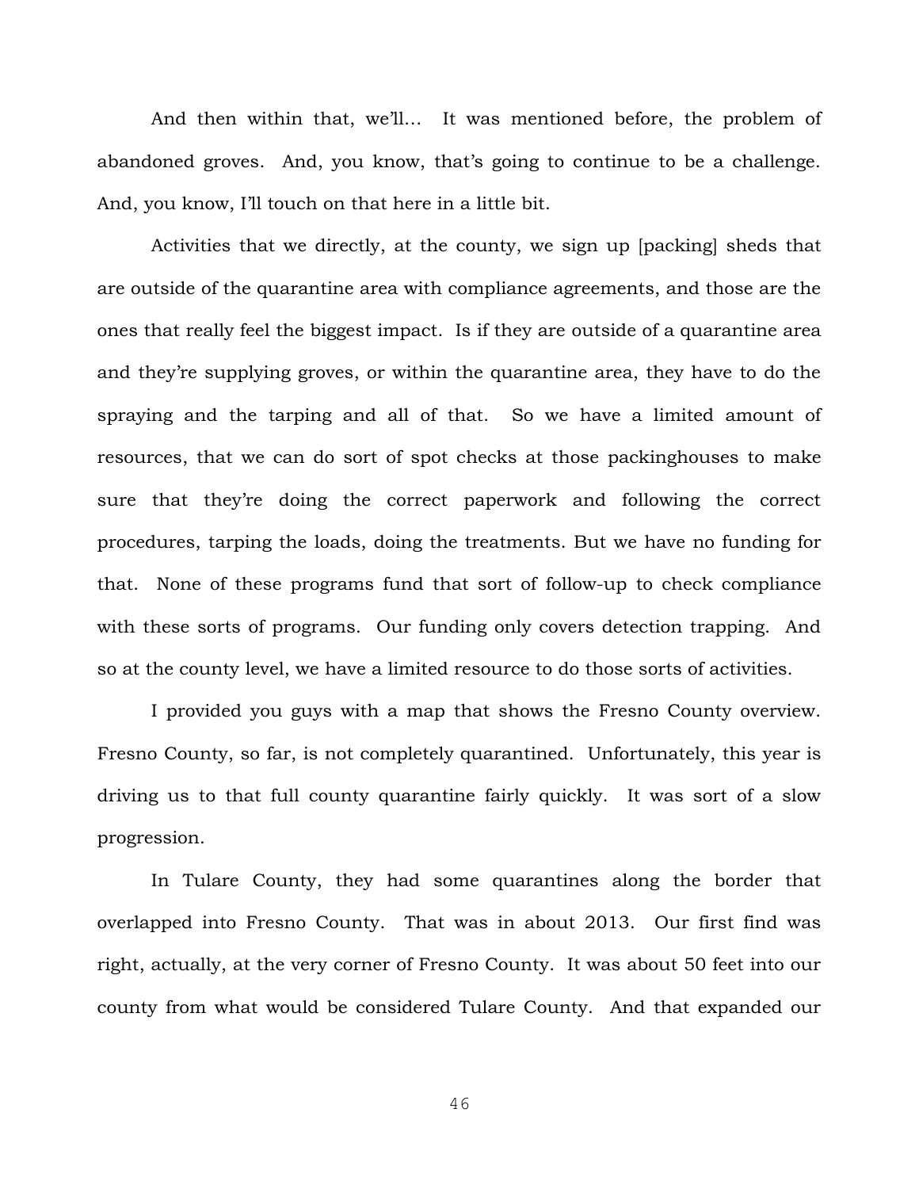And then within that, we'll… It was mentioned before, the problem of abandoned groves. And, you know, that's going to continue to be a challenge. And, you know, I'll touch on that here in a little bit.

Activities that we directly, at the county, we sign up [packing] sheds that are outside of the quarantine area with compliance agreements, and those are the ones that really feel the biggest impact. Is if they are outside of a quarantine area and they're supplying groves, or within the quarantine area, they have to do the spraying and the tarping and all of that. So we have a limited amount of resources, that we can do sort of spot checks at those packinghouses to make sure that they're doing the correct paperwork and following the correct procedures, tarping the loads, doing the treatments. But we have no funding for that. None of these programs fund that sort of follow-up to check compliance with these sorts of programs. Our funding only covers detection trapping. And so at the county level, we have a limited resource to do those sorts of activities.

I provided you guys with a map that shows the Fresno County overview. Fresno County, so far, is not completely quarantined. Unfortunately, this year is driving us to that full county quarantine fairly quickly. It was sort of a slow progression.

In Tulare County, they had some quarantines along the border that overlapped into Fresno County. That was in about 2013. Our first find was right, actually, at the very corner of Fresno County. It was about 50 feet into our county from what would be considered Tulare County. And that expanded our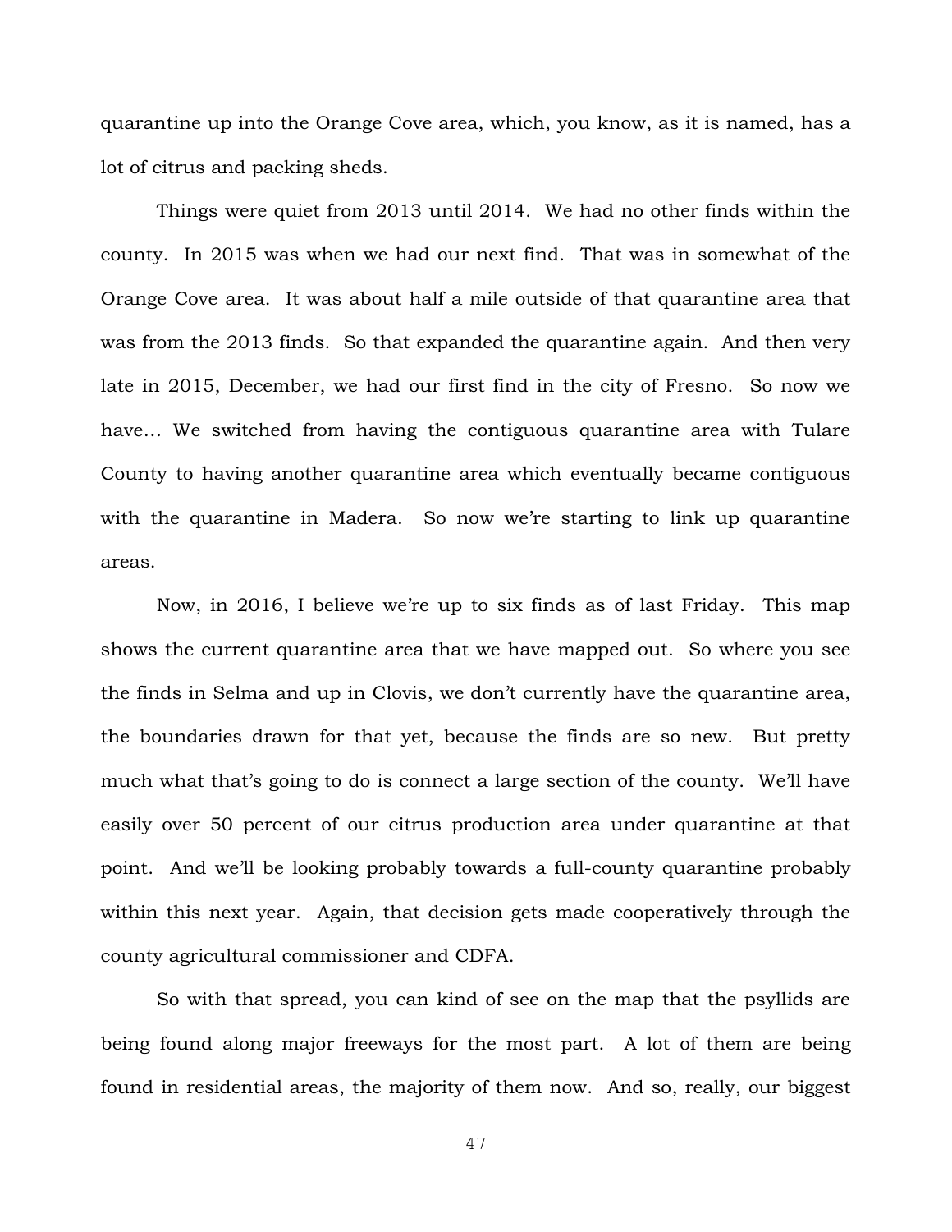quarantine up into the Orange Cove area, which, you know, as it is named, has a lot of citrus and packing sheds.

Things were quiet from 2013 until 2014. We had no other finds within the county. In 2015 was when we had our next find. That was in somewhat of the Orange Cove area. It was about half a mile outside of that quarantine area that was from the 2013 finds. So that expanded the quarantine again. And then very late in 2015, December, we had our first find in the city of Fresno. So now we have… We switched from having the contiguous quarantine area with Tulare County to having another quarantine area which eventually became contiguous with the quarantine in Madera. So now we're starting to link up quarantine areas.

Now, in 2016, I believe we're up to six finds as of last Friday. This map shows the current quarantine area that we have mapped out. So where you see the finds in Selma and up in Clovis, we don't currently have the quarantine area, the boundaries drawn for that yet, because the finds are so new. But pretty much what that's going to do is connect a large section of the county. We'll have easily over 50 percent of our citrus production area under quarantine at that point. And we'll be looking probably towards a full-county quarantine probably within this next year. Again, that decision gets made cooperatively through the county agricultural commissioner and CDFA.

So with that spread, you can kind of see on the map that the psyllids are being found along major freeways for the most part. A lot of them are being found in residential areas, the majority of them now. And so, really, our biggest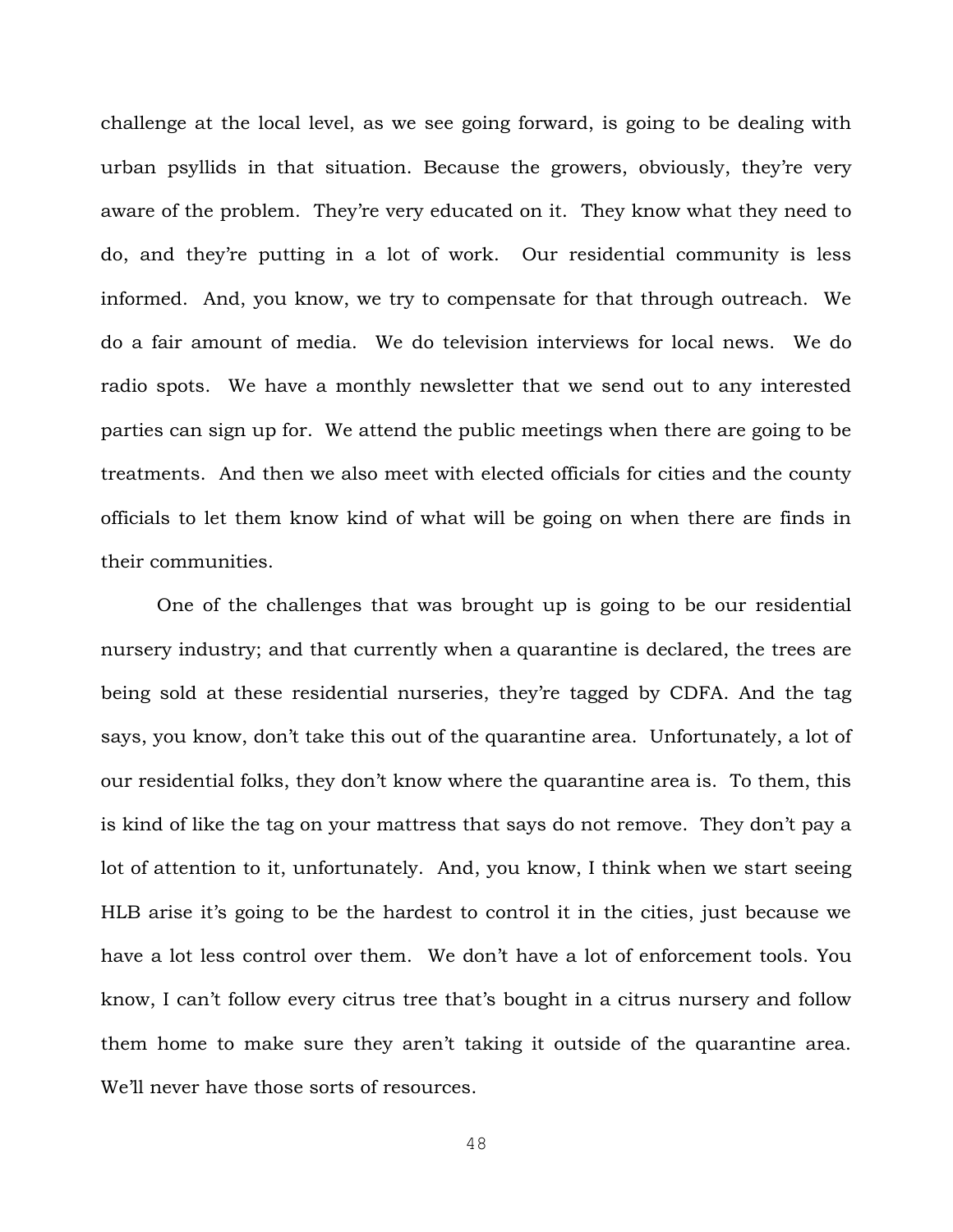challenge at the local level, as we see going forward, is going to be dealing with urban psyllids in that situation. Because the growers, obviously, they're very aware of the problem. They're very educated on it. They know what they need to do, and they're putting in a lot of work. Our residential community is less informed. And, you know, we try to compensate for that through outreach. We do a fair amount of media. We do television interviews for local news. We do radio spots. We have a monthly newsletter that we send out to any interested parties can sign up for. We attend the public meetings when there are going to be treatments. And then we also meet with elected officials for cities and the county officials to let them know kind of what will be going on when there are finds in their communities.

One of the challenges that was brought up is going to be our residential nursery industry; and that currently when a quarantine is declared, the trees are being sold at these residential nurseries, they're tagged by CDFA. And the tag says, you know, don't take this out of the quarantine area. Unfortunately, a lot of our residential folks, they don't know where the quarantine area is. To them, this is kind of like the tag on your mattress that says do not remove. They don't pay a lot of attention to it, unfortunately. And, you know, I think when we start seeing HLB arise it's going to be the hardest to control it in the cities, just because we have a lot less control over them. We don't have a lot of enforcement tools. You know, I can't follow every citrus tree that's bought in a citrus nursery and follow them home to make sure they aren't taking it outside of the quarantine area. We'll never have those sorts of resources.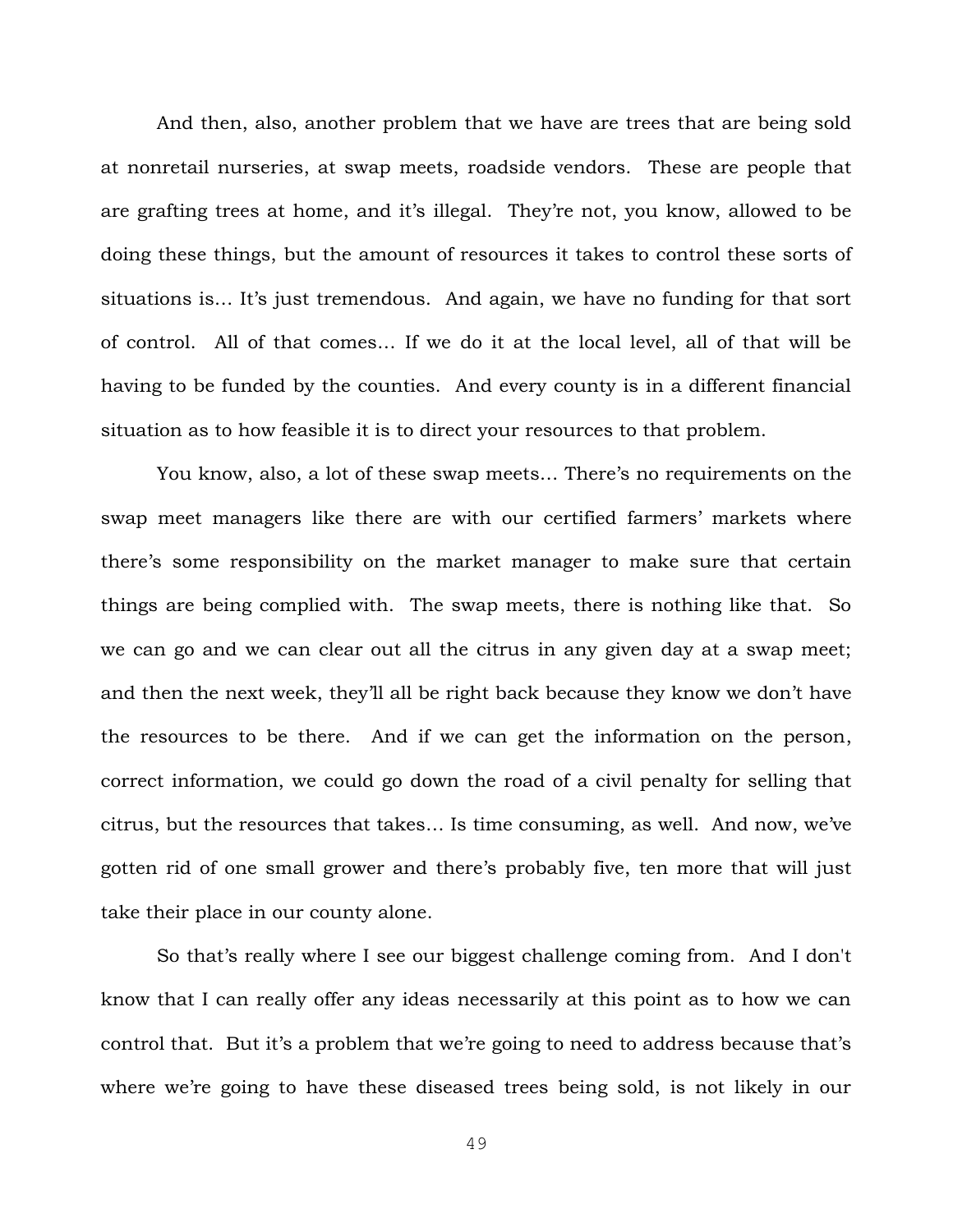And then, also, another problem that we have are trees that are being sold at nonretail nurseries, at swap meets, roadside vendors. These are people that are grafting trees at home, and it's illegal. They're not, you know, allowed to be doing these things, but the amount of resources it takes to control these sorts of situations is… It's just tremendous. And again, we have no funding for that sort of control. All of that comes… If we do it at the local level, all of that will be having to be funded by the counties. And every county is in a different financial situation as to how feasible it is to direct your resources to that problem.

You know, also, a lot of these swap meets… There's no requirements on the swap meet managers like there are with our certified farmers' markets where there's some responsibility on the market manager to make sure that certain things are being complied with. The swap meets, there is nothing like that. So we can go and we can clear out all the citrus in any given day at a swap meet; and then the next week, they'll all be right back because they know we don't have the resources to be there. And if we can get the information on the person, correct information, we could go down the road of a civil penalty for selling that citrus, but the resources that takes… Is time consuming, as well. And now, we've gotten rid of one small grower and there's probably five, ten more that will just take their place in our county alone.

So that's really where I see our biggest challenge coming from. And I don't know that I can really offer any ideas necessarily at this point as to how we can control that. But it's a problem that we're going to need to address because that's where we're going to have these diseased trees being sold, is not likely in our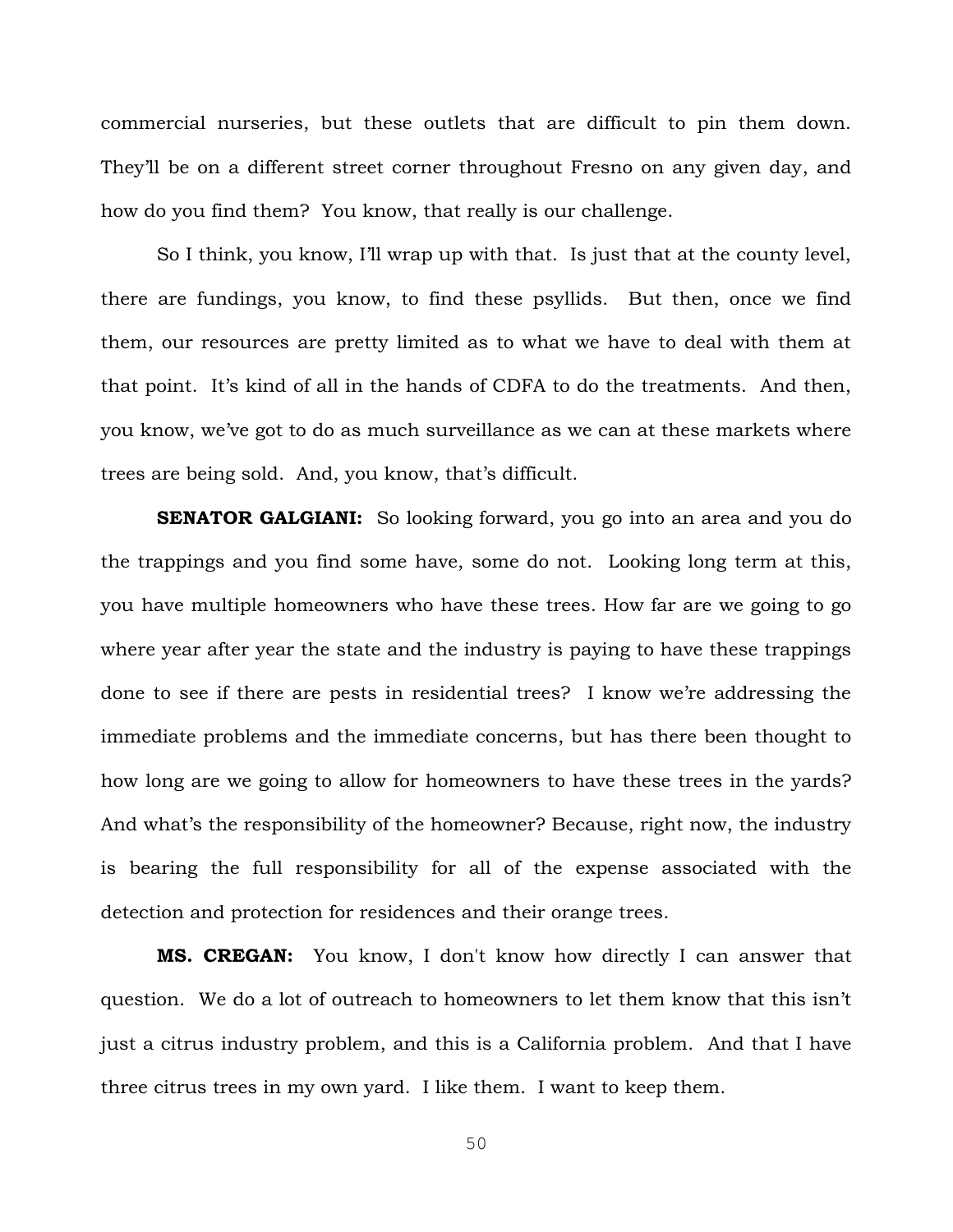commercial nurseries, but these outlets that are difficult to pin them down. They'll be on a different street corner throughout Fresno on any given day, and how do you find them? You know, that really is our challenge.

So I think, you know, I'll wrap up with that. Is just that at the county level, there are fundings, you know, to find these psyllids. But then, once we find them, our resources are pretty limited as to what we have to deal with them at that point. It's kind of all in the hands of CDFA to do the treatments. And then, you know, we've got to do as much surveillance as we can at these markets where trees are being sold. And, you know, that's difficult.

**SENATOR GALGIANI:** So looking forward, you go into an area and you do the trappings and you find some have, some do not. Looking long term at this, you have multiple homeowners who have these trees. How far are we going to go where year after year the state and the industry is paying to have these trappings done to see if there are pests in residential trees? I know we're addressing the immediate problems and the immediate concerns, but has there been thought to how long are we going to allow for homeowners to have these trees in the yards? And what's the responsibility of the homeowner? Because, right now, the industry is bearing the full responsibility for all of the expense associated with the detection and protection for residences and their orange trees.

**MS. CREGAN:** You know, I don't know how directly I can answer that question. We do a lot of outreach to homeowners to let them know that this isn't just a citrus industry problem, and this is a California problem. And that I have three citrus trees in my own yard. I like them. I want to keep them.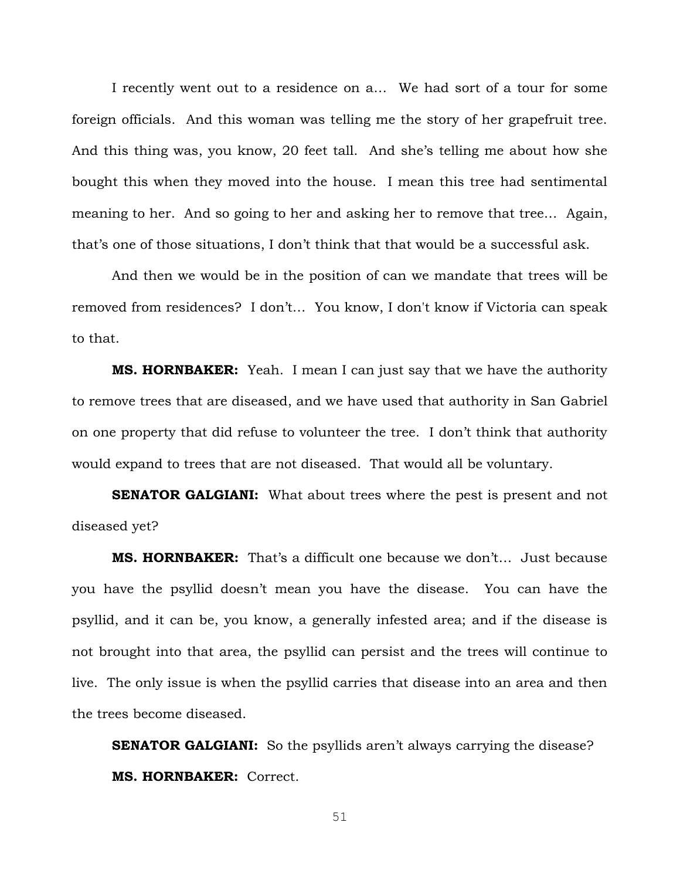I recently went out to a residence on a… We had sort of a tour for some foreign officials. And this woman was telling me the story of her grapefruit tree. And this thing was, you know, 20 feet tall. And she's telling me about how she bought this when they moved into the house. I mean this tree had sentimental meaning to her. And so going to her and asking her to remove that tree… Again, that's one of those situations, I don't think that that would be a successful ask.

And then we would be in the position of can we mandate that trees will be removed from residences? I don't… You know, I don't know if Victoria can speak to that.

**MS. HORNBAKER:** Yeah. I mean I can just say that we have the authority to remove trees that are diseased, and we have used that authority in San Gabriel on one property that did refuse to volunteer the tree. I don't think that authority would expand to trees that are not diseased. That would all be voluntary.

**SENATOR GALGIANI:** What about trees where the pest is present and not diseased yet?

**MS. HORNBAKER:** That's a difficult one because we don't… Just because you have the psyllid doesn't mean you have the disease. You can have the psyllid, and it can be, you know, a generally infested area; and if the disease is not brought into that area, the psyllid can persist and the trees will continue to live. The only issue is when the psyllid carries that disease into an area and then the trees become diseased.

**SENATOR GALGIANI:** So the psyllids aren't always carrying the disease?

**MS. HORNBAKER:** Correct.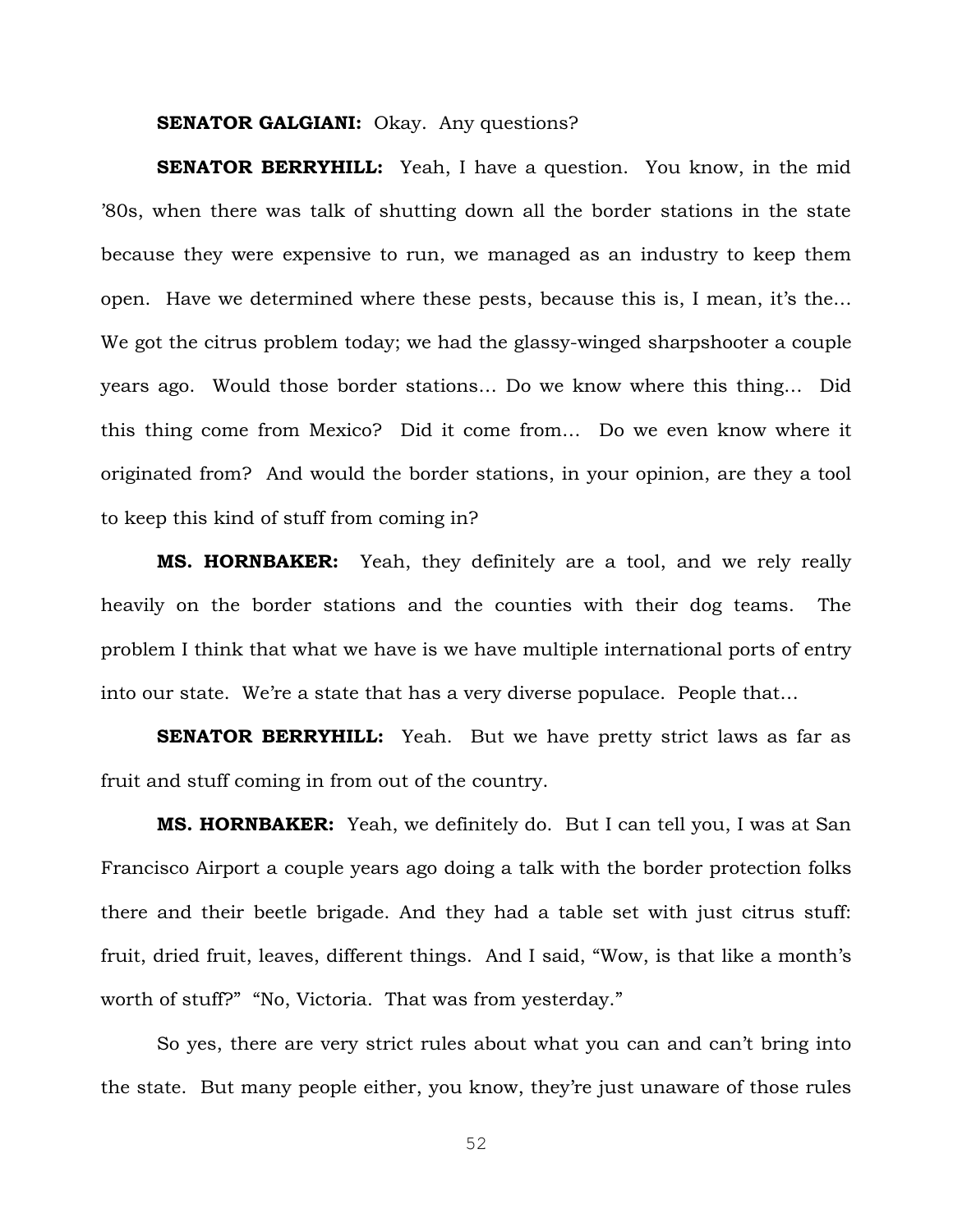**SENATOR GALGIANI:** Okay. Any questions?

**SENATOR BERRYHILL:** Yeah, I have a question. You know, in the mid ’80s, when there was talk of shutting down all the border stations in the state because they were expensive to run, we managed as an industry to keep them open. Have we determined where these pests, because this is, I mean, it’s the… We got the citrus problem today; we had the glassy-winged sharpshooter a couple years ago. Would those border stations… Do we know where this thing… Did this thing come from Mexico? Did it come from… Do we even know where it originated from? And would the border stations, in your opinion, are they a tool to keep this kind of stuff from coming in?

**MS. HORNBAKER:** Yeah, they definitely are a tool, and we rely really heavily on the border stations and the counties with their dog teams. The problem I think that what we have is we have multiple international ports of entry into our state. We’re a state that has a very diverse populace. People that…

**SENATOR BERRYHILL:** Yeah. But we have pretty strict laws as far as fruit and stuff coming in from out of the country.

**MS. HORNBAKER:** Yeah, we definitely do. But I can tell you, I was at San Francisco Airport a couple years ago doing a talk with the border protection folks there and their beetle brigade. And they had a table set with just citrus stuff: fruit, dried fruit, leaves, different things. And I said, “Wow, is that like a month’s worth of stuff?” “No, Victoria. That was from yesterday.”

So yes, there are very strict rules about what you can and can’t bring into the state. But many people either, you know, they’re just unaware of those rules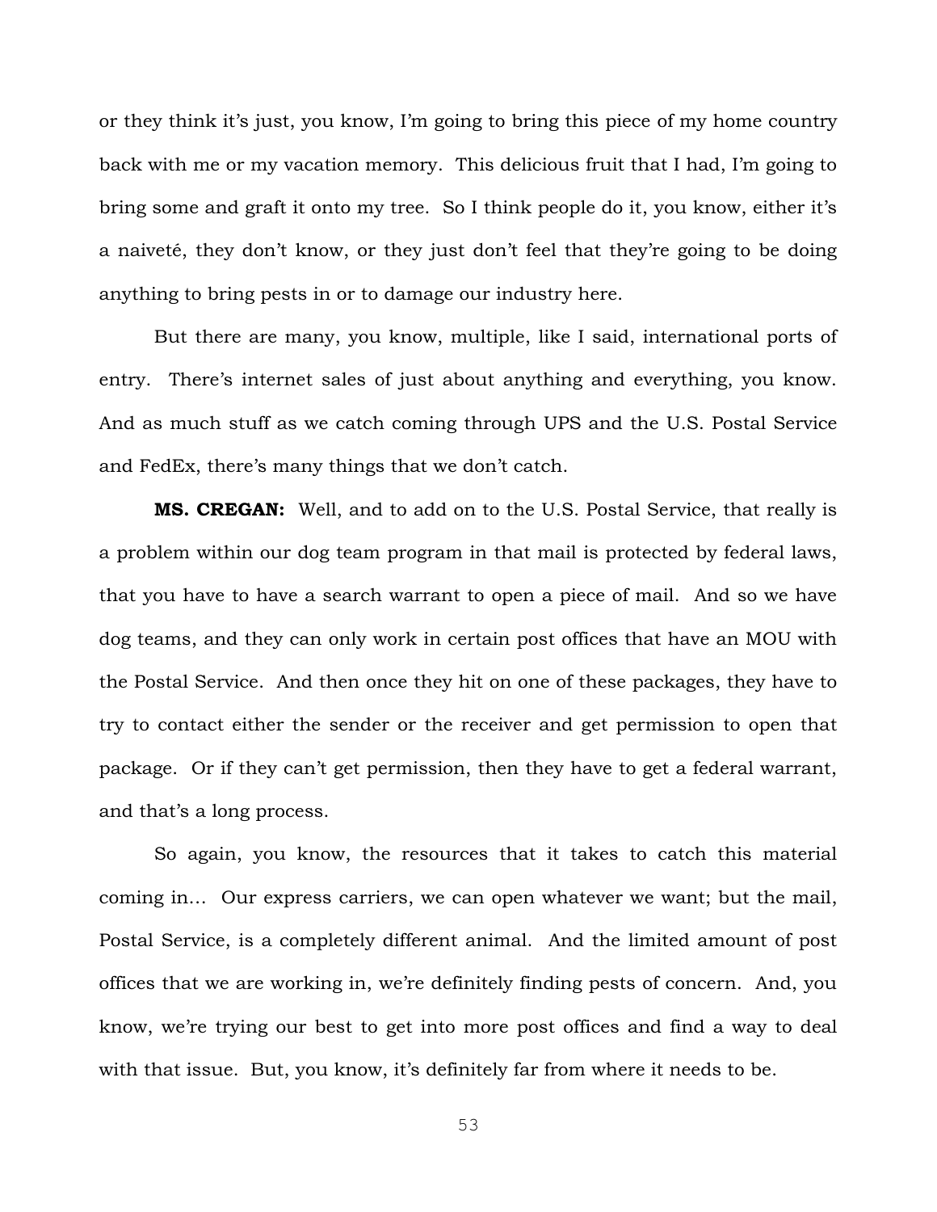or they think it's just, you know, I'm going to bring this piece of my home country back with me or my vacation memory. This delicious fruit that I had, I'm going to bring some and graft it onto my tree. So I think people do it, you know, either it's a naiveté, they don't know, or they just don't feel that they're going to be doing anything to bring pests in or to damage our industry here.

But there are many, you know, multiple, like I said, international ports of entry. There's internet sales of just about anything and everything, you know. And as much stuff as we catch coming through UPS and the U.S. Postal Service and FedEx, there's many things that we don't catch.

**MS. CREGAN:** Well, and to add on to the U.S. Postal Service, that really is a problem within our dog team program in that mail is protected by federal laws, that you have to have a search warrant to open a piece of mail. And so we have dog teams, and they can only work in certain post offices that have an MOU with the Postal Service. And then once they hit on one of these packages, they have to try to contact either the sender or the receiver and get permission to open that package. Or if they can't get permission, then they have to get a federal warrant, and that's a long process.

So again, you know, the resources that it takes to catch this material coming in... Our express carriers, we can open whatever we want; but the mail, Postal Service, is a completely different animal. And the limited amount of post offices that we are working in, we're definitely finding pests of concern. And, you know, we're trying our best to get into more post offices and find a way to deal with that issue. But, you know, it's definitely far from where it needs to be.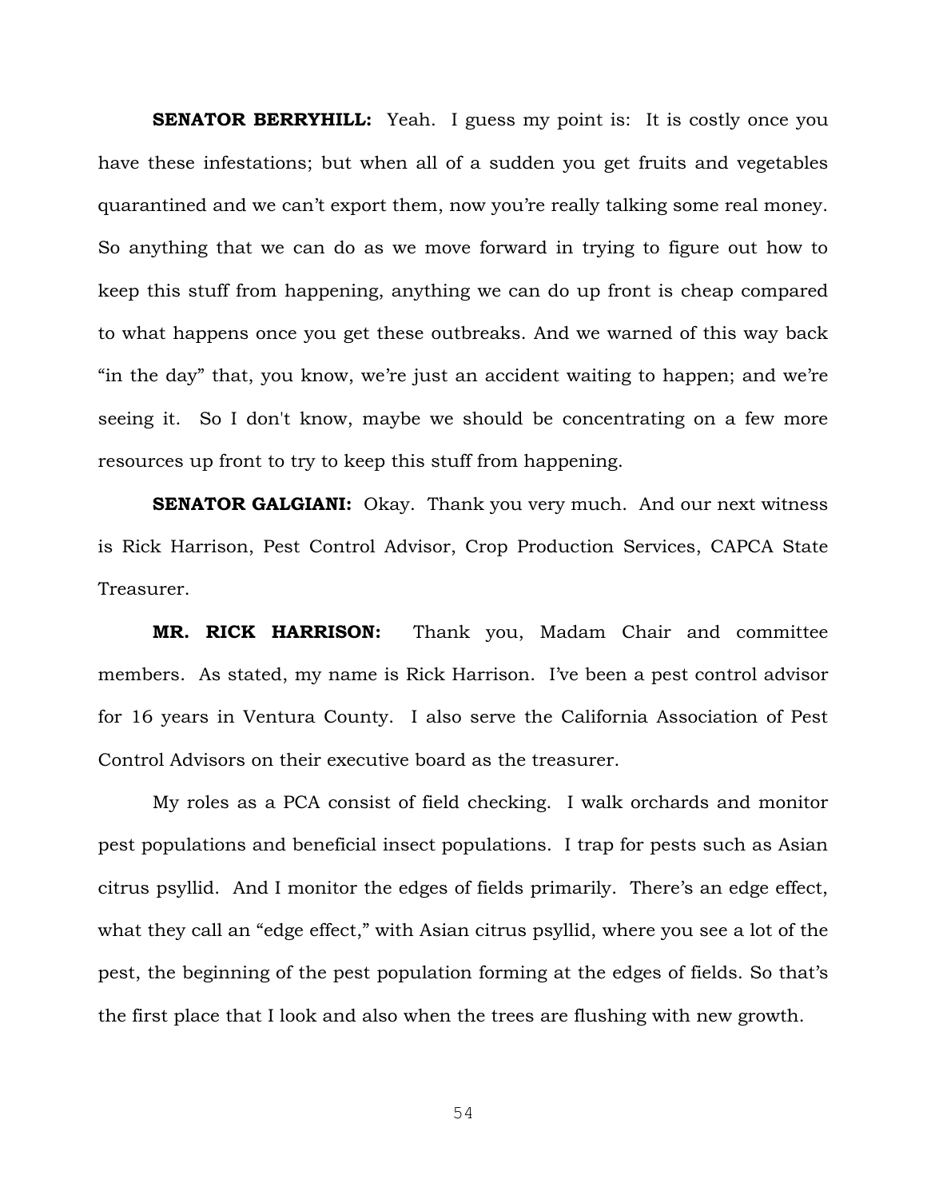**SENATOR BERRYHILL:** Yeah. I guess my point is: It is costly once you have these infestations; but when all of a sudden you get fruits and vegetables quarantined and we can't export them, now you're really talking some real money. So anything that we can do as we move forward in trying to figure out how to keep this stuff from happening, anything we can do up front is cheap compared to what happens once you get these outbreaks. And we warned of this way back "in the day" that, you know, we're just an accident waiting to happen; and we're seeing it. So I don't know, maybe we should be concentrating on a few more resources up front to try to keep this stuff from happening.

**SENATOR GALGIANI:** Okay. Thank you very much. And our next witness is Rick Harrison, Pest Control Advisor, Crop Production Services, CAPCA State Treasurer.

**MR. RICK HARRISON:** Thank you, Madam Chair and committee members. As stated, my name is Rick Harrison. I've been a pest control advisor for 16 years in Ventura County. I also serve the California Association of Pest Control Advisors on their executive board as the treasurer.

My roles as a PCA consist of field checking. I walk orchards and monitor pest populations and beneficial insect populations. I trap for pests such as Asian citrus psyllid. And I monitor the edges of fields primarily. There's an edge effect, what they call an "edge effect," with Asian citrus psyllid, where you see a lot of the pest, the beginning of the pest population forming at the edges of fields. So that's the first place that I look and also when the trees are flushing with new growth.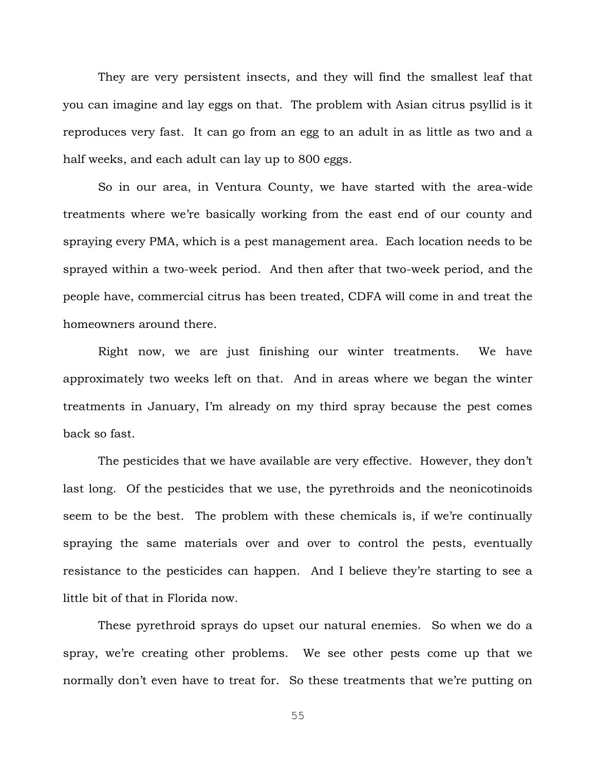They are very persistent insects, and they will find the smallest leaf that you can imagine and lay eggs on that. The problem with Asian citrus psyllid is it reproduces very fast. It can go from an egg to an adult in as little as two and a half weeks, and each adult can lay up to 800 eggs.

So in our area, in Ventura County, we have started with the area-wide treatments where we're basically working from the east end of our county and spraying every PMA, which is a pest management area. Each location needs to be sprayed within a two-week period. And then after that two-week period, and the people have, commercial citrus has been treated, CDFA will come in and treat the homeowners around there.

Right now, we are just finishing our winter treatments. We have approximately two weeks left on that. And in areas where we began the winter treatments in January, I'm already on my third spray because the pest comes back so fast.

The pesticides that we have available are very effective. However, they don't last long. Of the pesticides that we use, the pyrethroids and the neonicotinoids seem to be the best. The problem with these chemicals is, if we're continually spraying the same materials over and over to control the pests, eventually resistance to the pesticides can happen. And I believe they're starting to see a little bit of that in Florida now.

These pyrethroid sprays do upset our natural enemies. So when we do a spray, we're creating other problems. We see other pests come up that we normally don't even have to treat for. So these treatments that we're putting on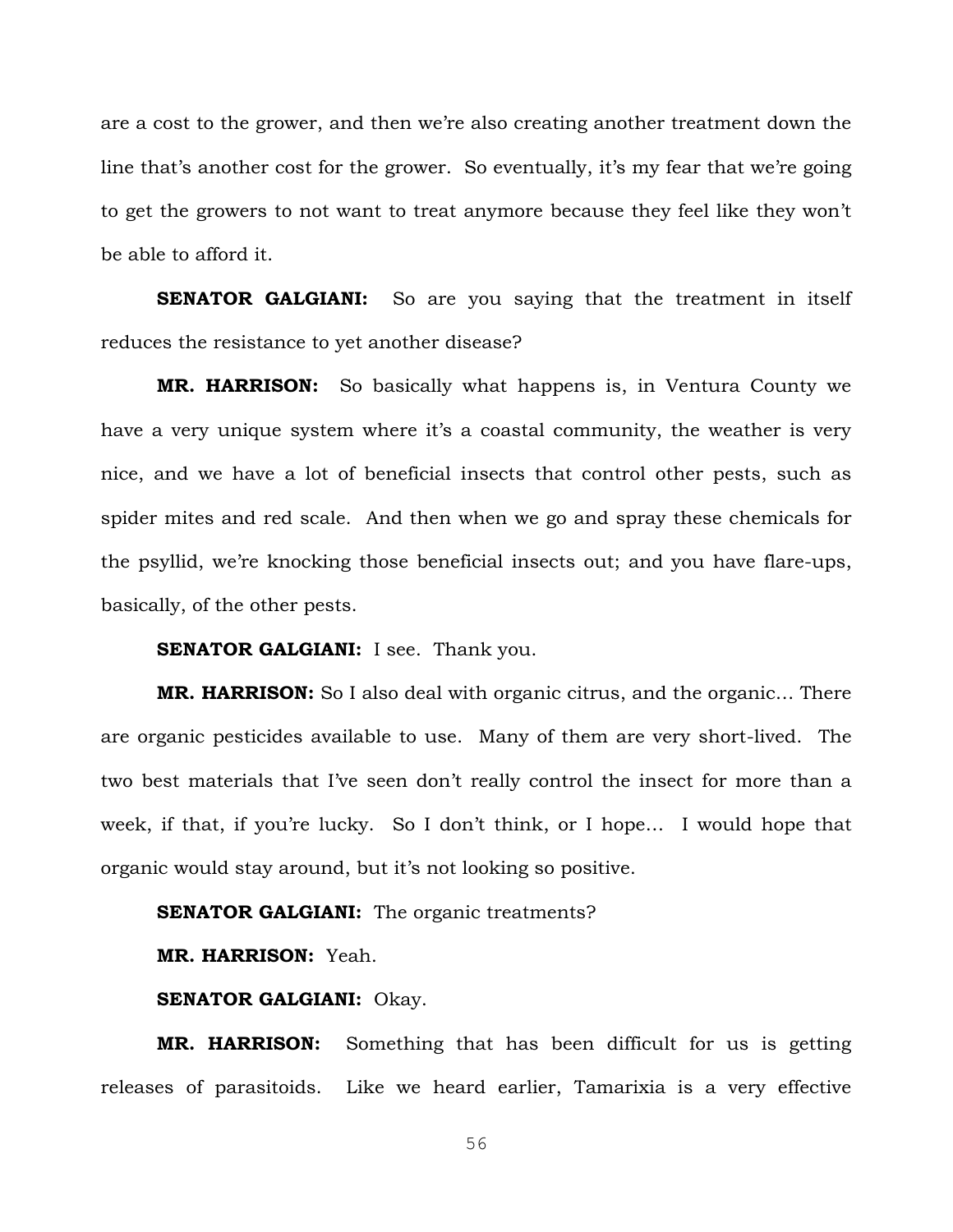are a cost to the grower, and then we're also creating another treatment down the line that's another cost for the grower. So eventually, it's my fear that we're going to get the growers to not want to treat anymore because they feel like they won't be able to afford it.

**SENATOR GALGIANI:** So are you saying that the treatment in itself reduces the resistance to yet another disease?

**MR. HARRISON:** So basically what happens is, in Ventura County we have a very unique system where it's a coastal community, the weather is very nice, and we have a lot of beneficial insects that control other pests, such as spider mites and red scale. And then when we go and spray these chemicals for the psyllid, we're knocking those beneficial insects out; and you have flare-ups, basically, of the other pests.

**SENATOR GALGIANI:** I see. Thank you.

**MR. HARRISON:** So I also deal with organic citrus, and the organic… There are organic pesticides available to use. Many of them are very short-lived. The two best materials that I've seen don't really control the insect for more than a week, if that, if you're lucky. So I don't think, or I hope… I would hope that organic would stay around, but it's not looking so positive.

**SENATOR GALGIANI:** The organic treatments?

**MR. HARRISON:** Yeah.

**SENATOR GALGIANI:** Okay.

**MR. HARRISON:** Something that has been difficult for us is getting releases of parasitoids. Like we heard earlier, Tamarixia is a very effective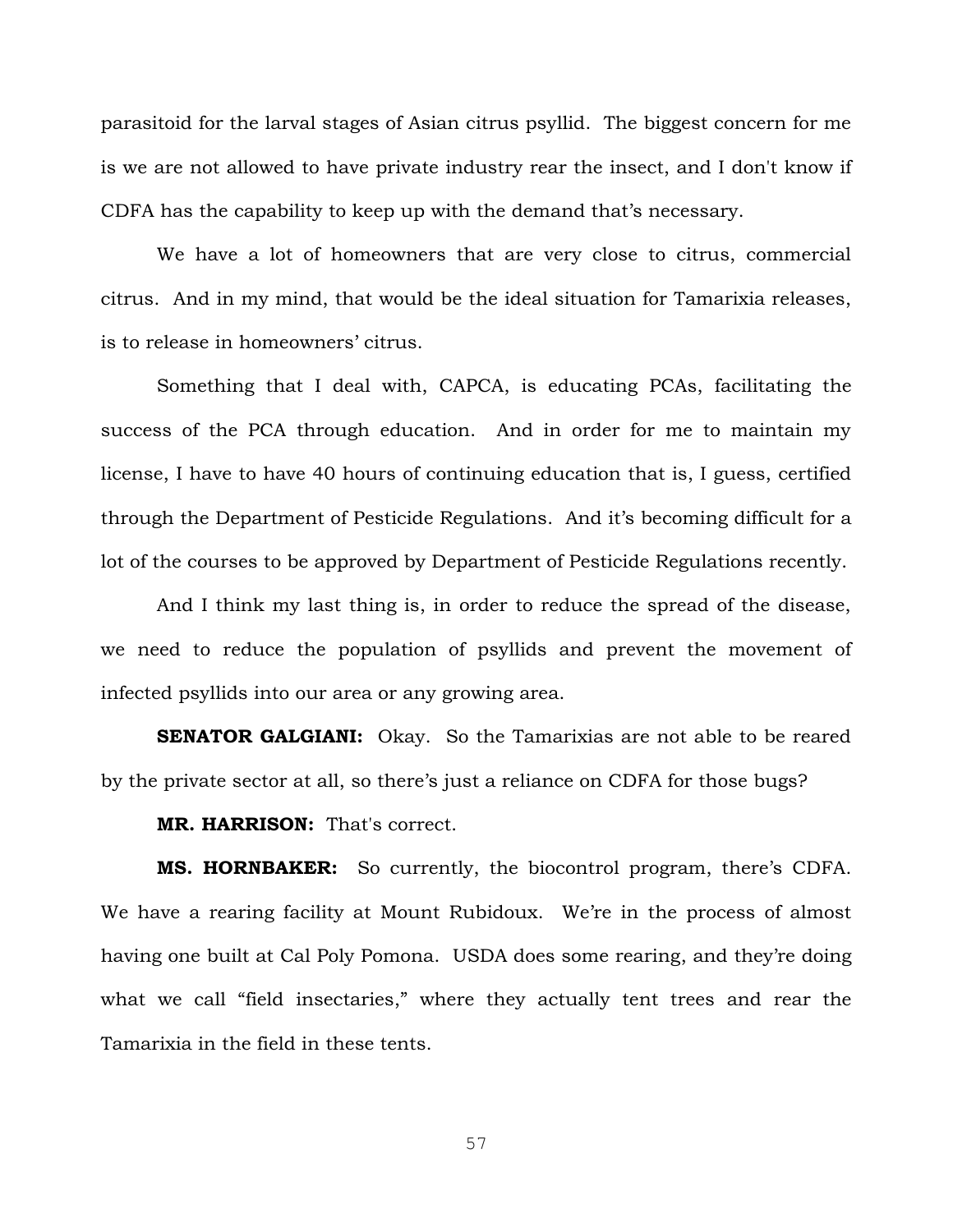parasitoid for the larval stages of Asian citrus psyllid. The biggest concern for me is we are not allowed to have private industry rear the insect, and I don't know if CDFA has the capability to keep up with the demand that's necessary.

We have a lot of homeowners that are very close to citrus, commercial citrus. And in my mind, that would be the ideal situation for Tamarixia releases, is to release in homeowners' citrus.

Something that I deal with, CAPCA, is educating PCAs, facilitating the success of the PCA through education. And in order for me to maintain my license, I have to have 40 hours of continuing education that is, I guess, certified through the Department of Pesticide Regulations. And it's becoming difficult for a lot of the courses to be approved by Department of Pesticide Regulations recently.

And I think my last thing is, in order to reduce the spread of the disease, we need to reduce the population of psyllids and prevent the movement of infected psyllids into our area or any growing area.

**SENATOR GALGIANI:** Okay. So the Tamarixias are not able to be reared by the private sector at all, so there's just a reliance on CDFA for those bugs?

**MR. HARRISON:** That's correct.

**MS. HORNBAKER:** So currently, the biocontrol program, there's CDFA. We have a rearing facility at Mount Rubidoux. We're in the process of almost having one built at Cal Poly Pomona. USDA does some rearing, and they're doing what we call "field insectaries," where they actually tent trees and rear the Tamarixia in the field in these tents.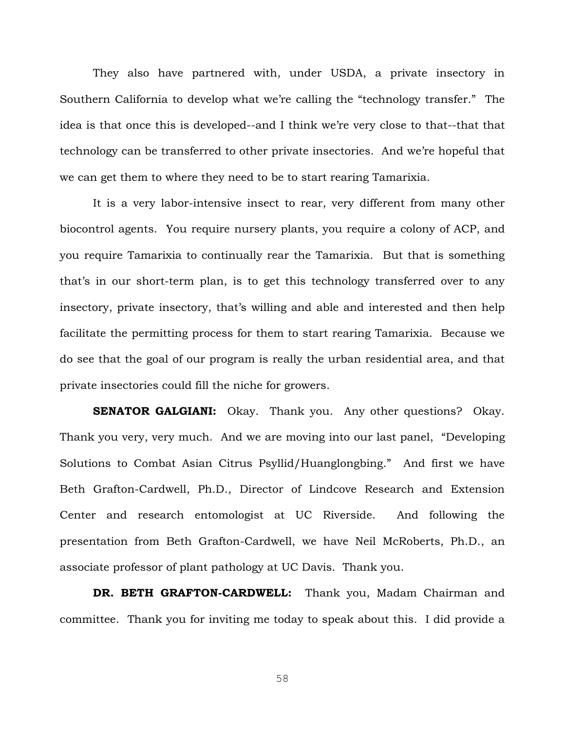They also have partnered with, under USDA, a private insectory in Southern California to develop what we're calling the "technology transfer." The idea is that once this is developed--and I think we're very close to that--that that technology can be transferred to other private insectories. And we're hopeful that we can get them to where they need to be to start rearing Tamarixia.

It is a very labor-intensive insect to rear, very different from many other biocontrol agents. You require nursery plants, you require a colony of ACP, and you require Tamarixia to continually rear the Tamarixia. But that is something that's in our short-term plan, is to get this technology transferred over to any insectory, private insectory, that's willing and able and interested and then help facilitate the permitting process for them to start rearing Tamarixia. Because we do see that the goal of our program is really the urban residential area, and that private insectories could fill the niche for growers.

**SENATOR GALGIANI:** Okay. Thank you. Any other questions? Okay. Thank you very, very much. And we are moving into our last panel, "Developing Solutions to Combat Asian Citrus Psyllid/Huanglongbing." And first we have Beth Grafton-Cardwell, Ph.D., Director of Lindcove Research and Extension Center and research entomologist at UC Riverside. And following the presentation from Beth Grafton-Cardwell, we have Neil McRoberts, Ph.D., an associate professor of plant pathology at UC Davis. Thank you.

**DR. BETH GRAFTON-CARDWELL:** Thank you, Madam Chairman and committee. Thank you for inviting me today to speak about this. I did provide a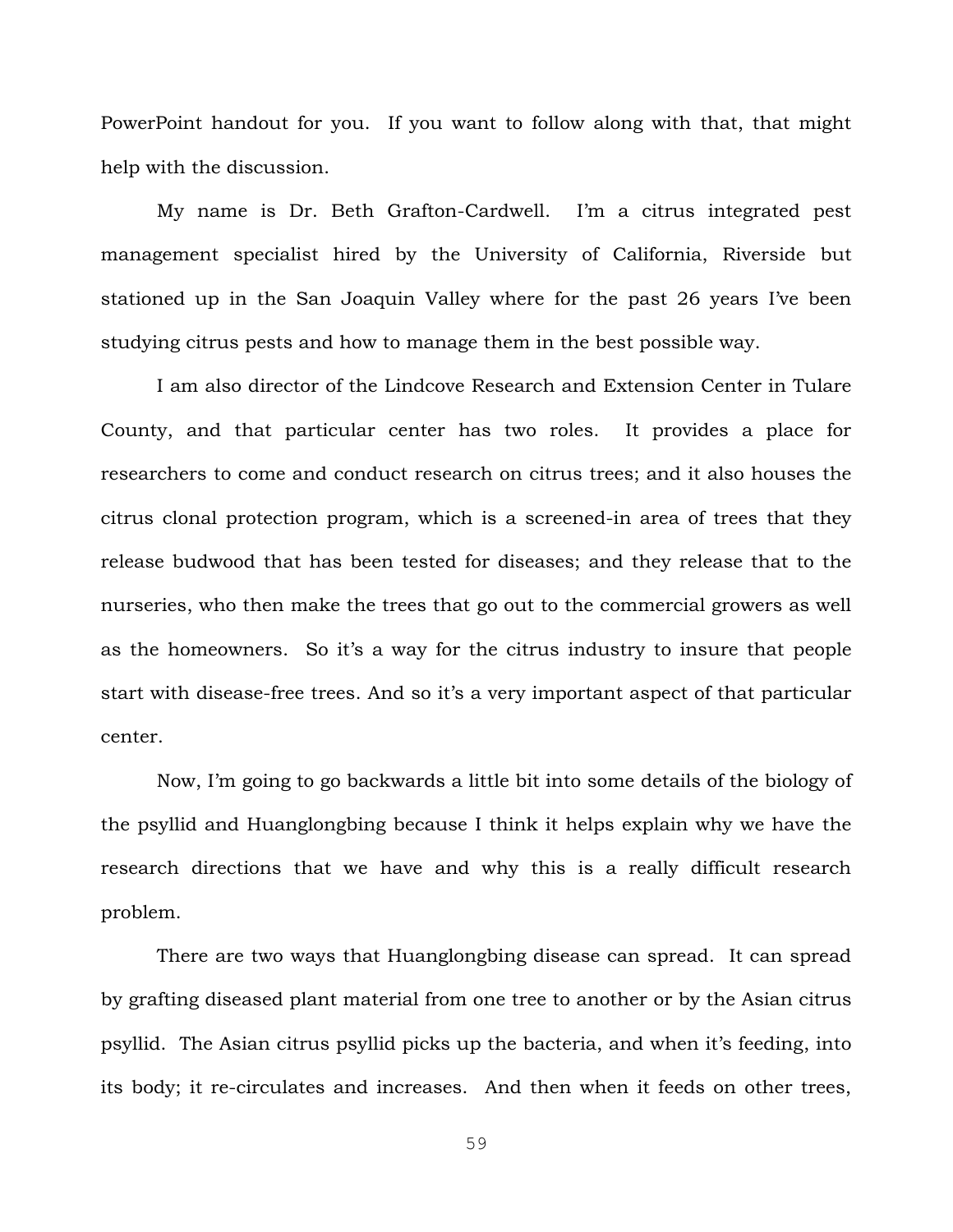PowerPoint handout for you. If you want to follow along with that, that might help with the discussion.

My name is Dr. Beth Grafton-Cardwell. I'm a citrus integrated pest management specialist hired by the University of California, Riverside but stationed up in the San Joaquin Valley where for the past 26 years I've been studying citrus pests and how to manage them in the best possible way.

I am also director of the Lindcove Research and Extension Center in Tulare County, and that particular center has two roles. It provides a place for researchers to come and conduct research on citrus trees; and it also houses the citrus clonal protection program, which is a screened-in area of trees that they release budwood that has been tested for diseases; and they release that to the nurseries, who then make the trees that go out to the commercial growers as well as the homeowners. So it's a way for the citrus industry to insure that people start with disease-free trees. And so it's a very important aspect of that particular center.

Now, I'm going to go backwards a little bit into some details of the biology of the psyllid and Huanglongbing because I think it helps explain why we have the research directions that we have and why this is a really difficult research problem.

There are two ways that Huanglongbing disease can spread. It can spread by grafting diseased plant material from one tree to another or by the Asian citrus psyllid. The Asian citrus psyllid picks up the bacteria, and when it's feeding, into its body; it re-circulates and increases. And then when it feeds on other trees,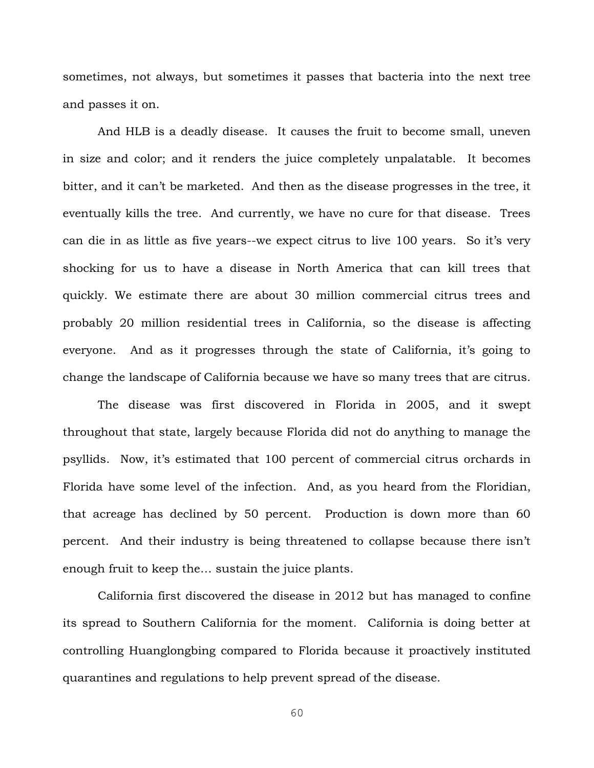sometimes, not always, but sometimes it passes that bacteria into the next tree and passes it on.

And HLB is a deadly disease. It causes the fruit to become small, uneven in size and color; and it renders the juice completely unpalatable. It becomes bitter, and it can't be marketed. And then as the disease progresses in the tree, it eventually kills the tree. And currently, we have no cure for that disease. Trees can die in as little as five years--we expect citrus to live 100 years. So it's very shocking for us to have a disease in North America that can kill trees that quickly. We estimate there are about 30 million commercial citrus trees and probably 20 million residential trees in California, so the disease is affecting everyone. And as it progresses through the state of California, it's going to change the landscape of California because we have so many trees that are citrus.

The disease was first discovered in Florida in 2005, and it swept throughout that state, largely because Florida did not do anything to manage the psyllids. Now, it's estimated that 100 percent of commercial citrus orchards in Florida have some level of the infection. And, as you heard from the Floridian, that acreage has declined by 50 percent. Production is down more than 60 percent. And their industry is being threatened to collapse because there isn't enough fruit to keep the… sustain the juice plants.

California first discovered the disease in 2012 but has managed to confine its spread to Southern California for the moment. California is doing better at controlling Huanglongbing compared to Florida because it proactively instituted quarantines and regulations to help prevent spread of the disease.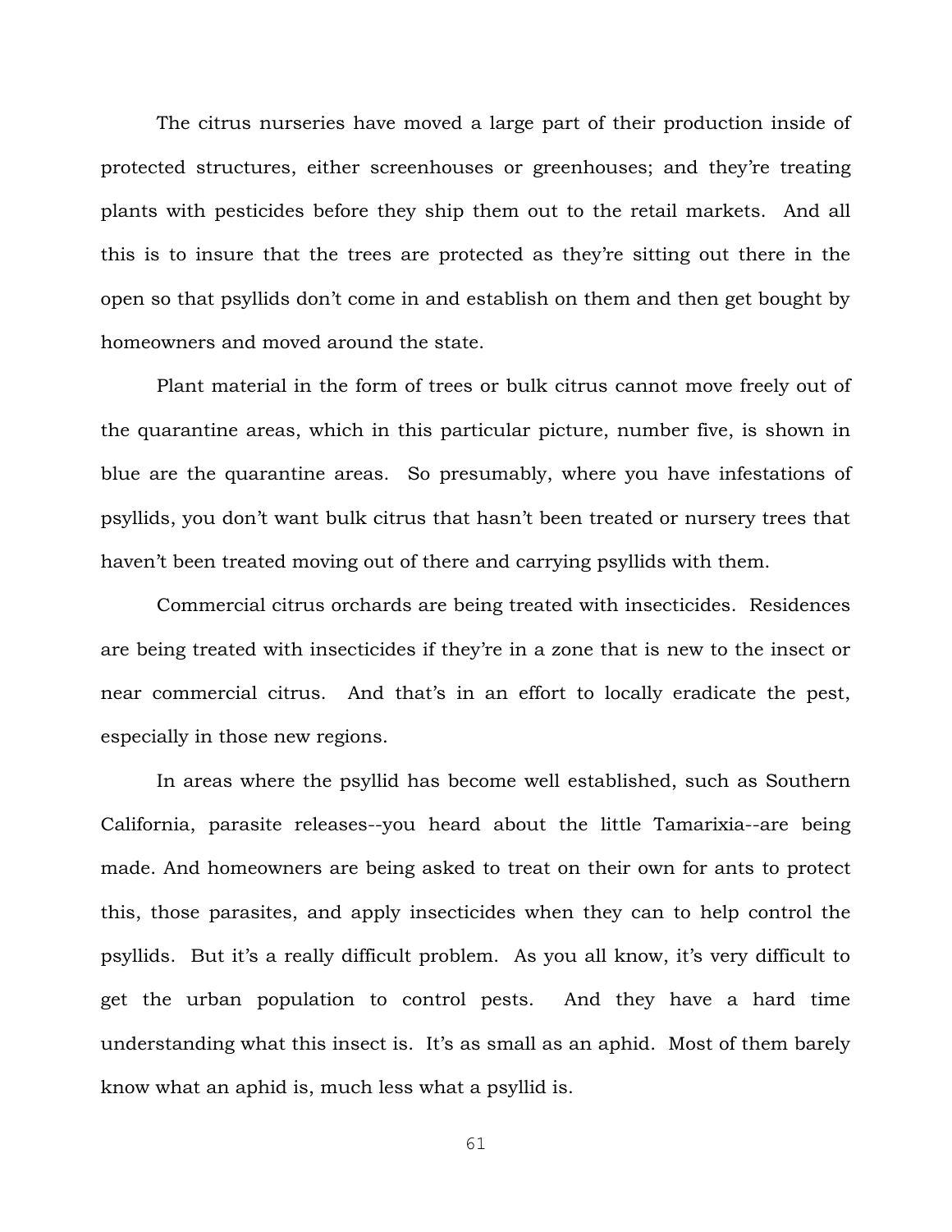The citrus nurseries have moved a large part of their production inside of protected structures, either screenhouses or greenhouses; and they're treating plants with pesticides before they ship them out to the retail markets. And all this is to insure that the trees are protected as they're sitting out there in the open so that psyllids don't come in and establish on them and then get bought by homeowners and moved around the state.

Plant material in the form of trees or bulk citrus cannot move freely out of the quarantine areas, which in this particular picture, number five, is shown in blue are the quarantine areas. So presumably, where you have infestations of psyllids, you don't want bulk citrus that hasn't been treated or nursery trees that haven't been treated moving out of there and carrying psyllids with them.

Commercial citrus orchards are being treated with insecticides. Residences are being treated with insecticides if they're in a zone that is new to the insect or near commercial citrus. And that's in an effort to locally eradicate the pest, especially in those new regions.

In areas where the psyllid has become well established, such as Southern California, parasite releases--you heard about the little Tamarixia--are being made. And homeowners are being asked to treat on their own for ants to protect this, those parasites, and apply insecticides when they can to help control the psyllids. But it's a really difficult problem. As you all know, it's very difficult to get the urban population to control pests. And they have a hard time understanding what this insect is. It's as small as an aphid. Most of them barely know what an aphid is, much less what a psyllid is.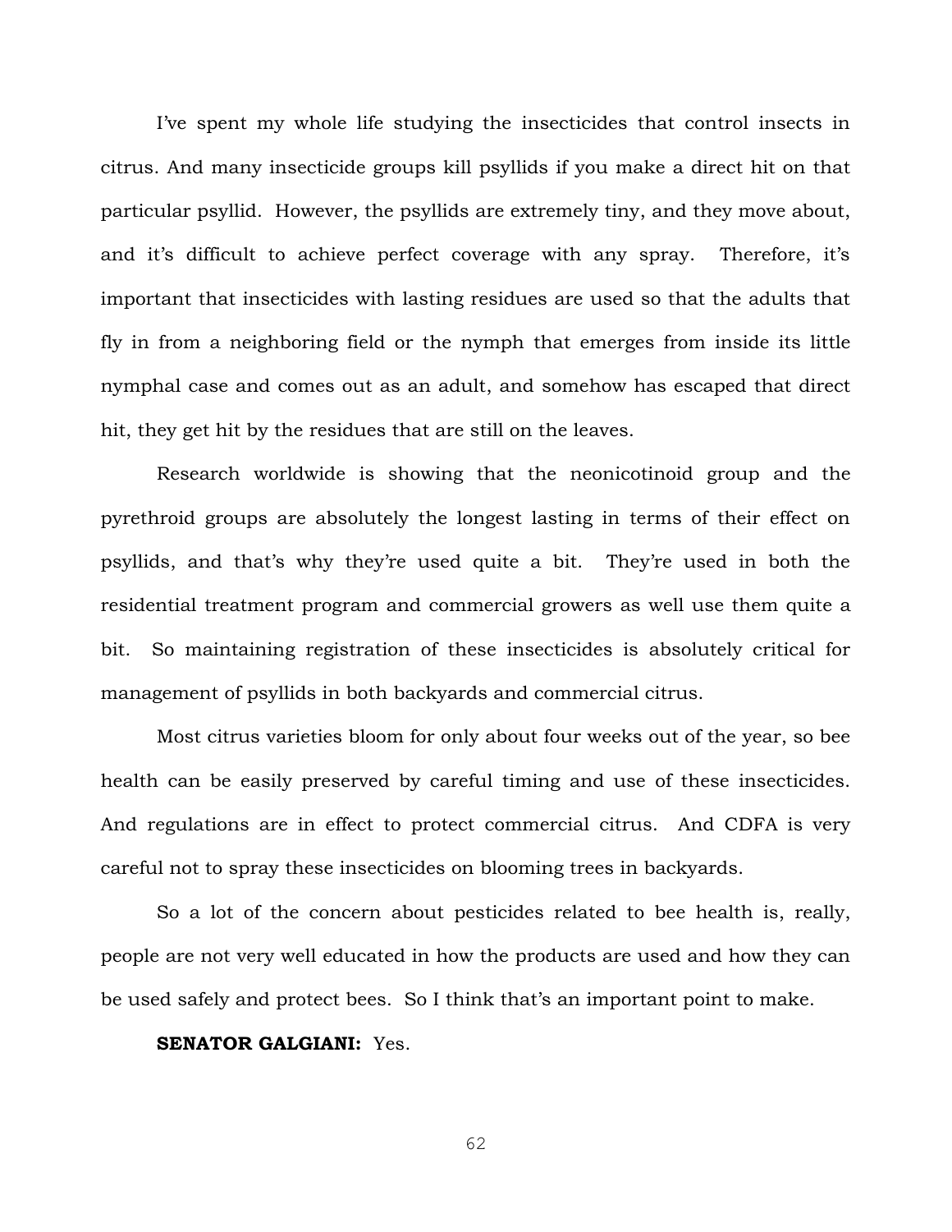I’ve spent my whole life studying the insecticides that control insects in citrus. And many insecticide groups kill psyllids if you make a direct hit on that particular psyllid. However, the psyllids are extremely tiny, and they move about, and it’s difficult to achieve perfect coverage with any spray. Therefore, it’s important that insecticides with lasting residues are used so that the adults that fly in from a neighboring field or the nymph that emerges from inside its little nymphal case and comes out as an adult, and somehow has escaped that direct hit, they get hit by the residues that are still on the leaves.

Research worldwide is showing that the neonicotinoid group and the pyrethroid groups are absolutely the longest lasting in terms of their effect on psyllids, and that’s why they’re used quite a bit. They’re used in both the residential treatment program and commercial growers as well use them quite a bit. So maintaining registration of these insecticides is absolutely critical for management of psyllids in both backyards and commercial citrus.

Most citrus varieties bloom for only about four weeks out of the year, so bee health can be easily preserved by careful timing and use of these insecticides. And regulations are in effect to protect commercial citrus. And CDFA is very careful not to spray these insecticides on blooming trees in backyards.

So a lot of the concern about pesticides related to bee health is, really, people are not very well educated in how the products are used and how they can be used safely and protect bees. So I think that’s an important point to make.

**SENATOR GALGIANI:** Yes.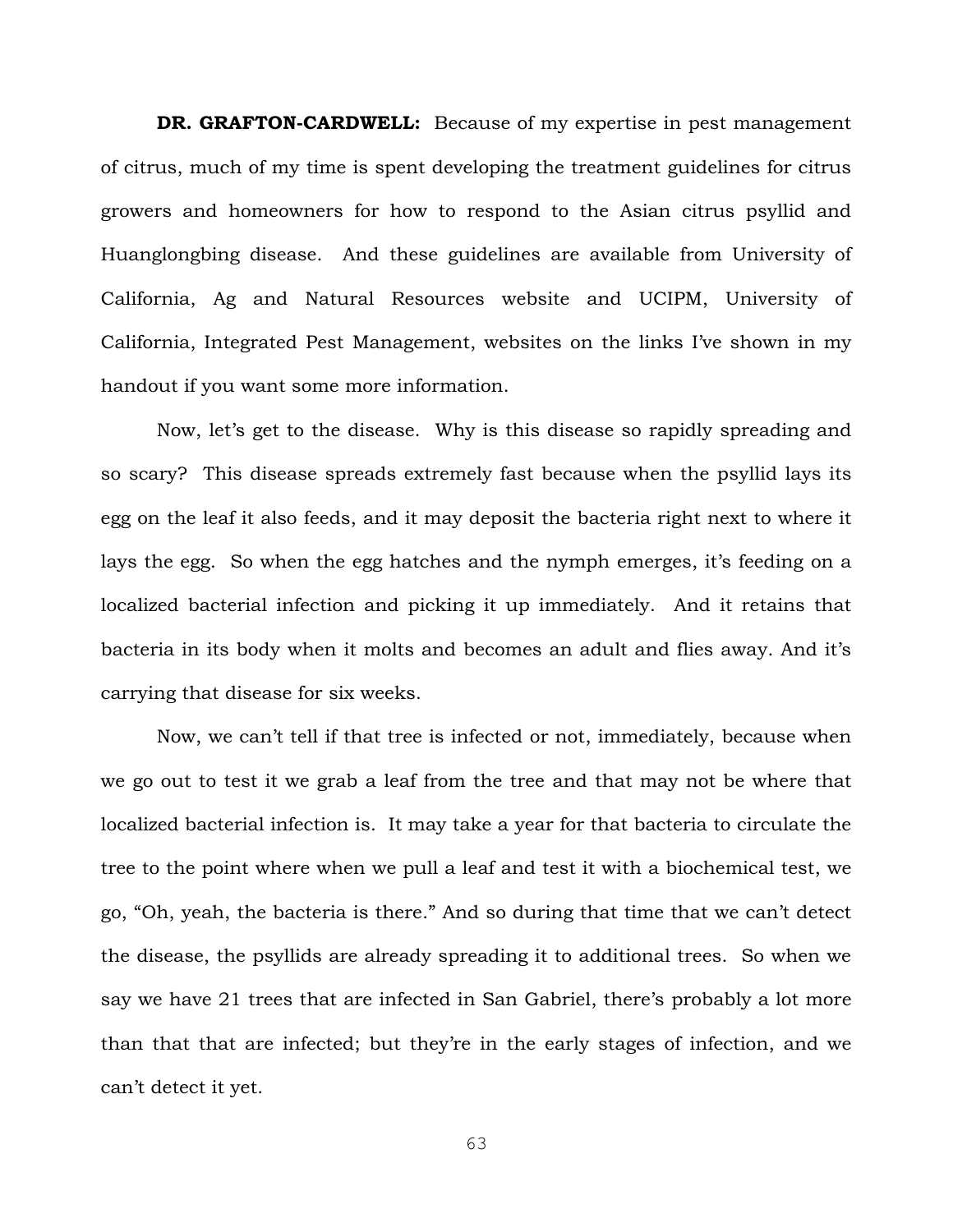**DR. GRAFTON-CARDWELL:** Because of my expertise in pest management of citrus, much of my time is spent developing the treatment guidelines for citrus growers and homeowners for how to respond to the Asian citrus psyllid and Huanglongbing disease. And these guidelines are available from University of California, Ag and Natural Resources website and UCIPM, University of California, Integrated Pest Management, websites on the links I've shown in my handout if you want some more information.

Now, let's get to the disease. Why is this disease so rapidly spreading and so scary? This disease spreads extremely fast because when the psyllid lays its egg on the leaf it also feeds, and it may deposit the bacteria right next to where it lays the egg. So when the egg hatches and the nymph emerges, it's feeding on a localized bacterial infection and picking it up immediately. And it retains that bacteria in its body when it molts and becomes an adult and flies away. And it's carrying that disease for six weeks.

Now, we can't tell if that tree is infected or not, immediately, because when we go out to test it we grab a leaf from the tree and that may not be where that localized bacterial infection is. It may take a year for that bacteria to circulate the tree to the point where when we pull a leaf and test it with a biochemical test, we go, "Oh, yeah, the bacteria is there." And so during that time that we can't detect the disease, the psyllids are already spreading it to additional trees. So when we say we have 21 trees that are infected in San Gabriel, there's probably a lot more than that that are infected; but they're in the early stages of infection, and we can't detect it yet.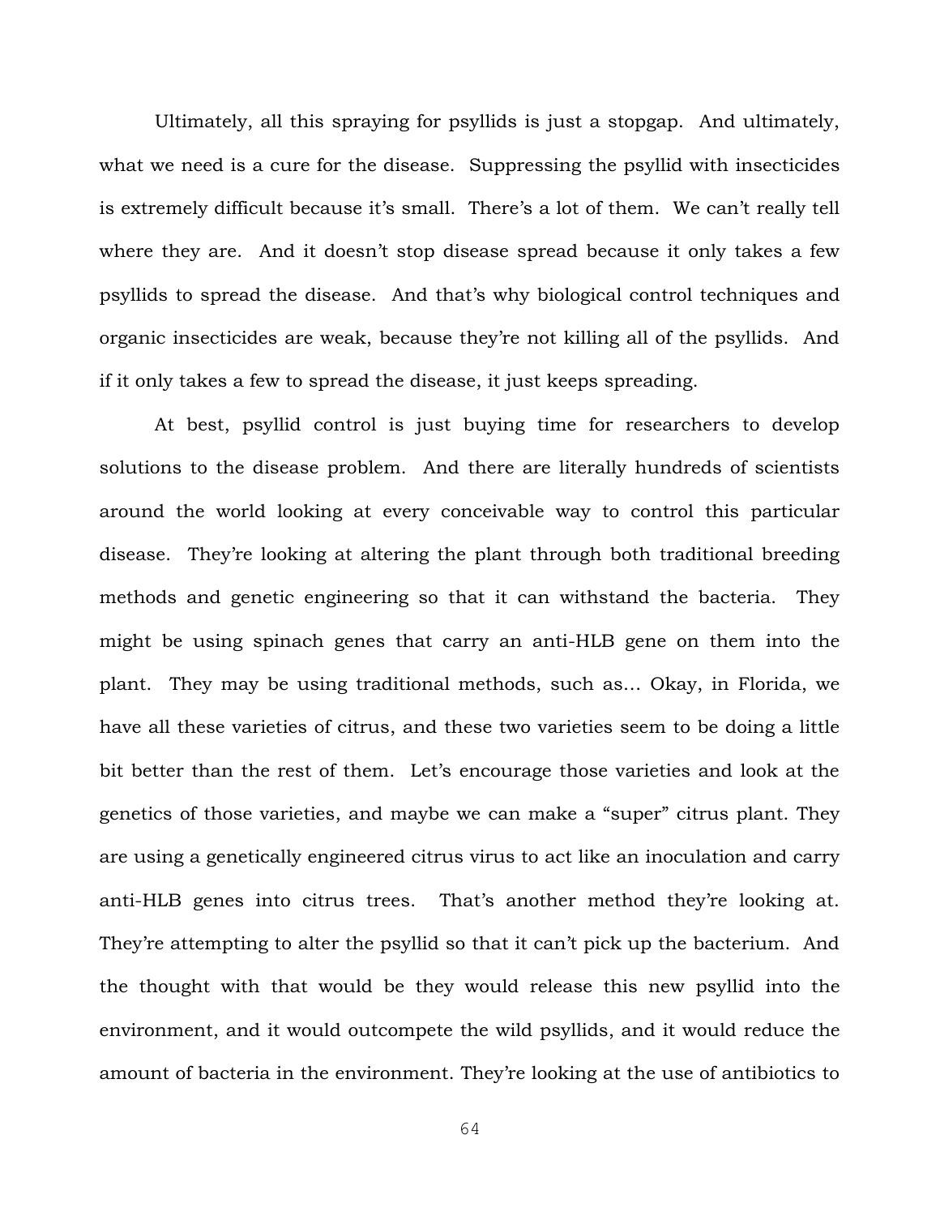Ultimately, all this spraying for psyllids is just a stopgap. And ultimately, what we need is a cure for the disease. Suppressing the psyllid with insecticides is extremely difficult because it's small. There's a lot of them. We can't really tell where they are. And it doesn't stop disease spread because it only takes a few psyllids to spread the disease. And that's why biological control techniques and organic insecticides are weak, because they're not killing all of the psyllids. And if it only takes a few to spread the disease, it just keeps spreading.

At best, psyllid control is just buying time for researchers to develop solutions to the disease problem. And there are literally hundreds of scientists around the world looking at every conceivable way to control this particular disease. They're looking at altering the plant through both traditional breeding methods and genetic engineering so that it can withstand the bacteria. They might be using spinach genes that carry an anti-HLB gene on them into the plant. They may be using traditional methods, such as… Okay, in Florida, we have all these varieties of citrus, and these two varieties seem to be doing a little bit better than the rest of them. Let's encourage those varieties and look at the genetics of those varieties, and maybe we can make a "super" citrus plant. They are using a genetically engineered citrus virus to act like an inoculation and carry anti-HLB genes into citrus trees. That's another method they're looking at. They're attempting to alter the psyllid so that it can't pick up the bacterium. And the thought with that would be they would release this new psyllid into the environment, and it would outcompete the wild psyllids, and it would reduce the amount of bacteria in the environment. They're looking at the use of antibiotics to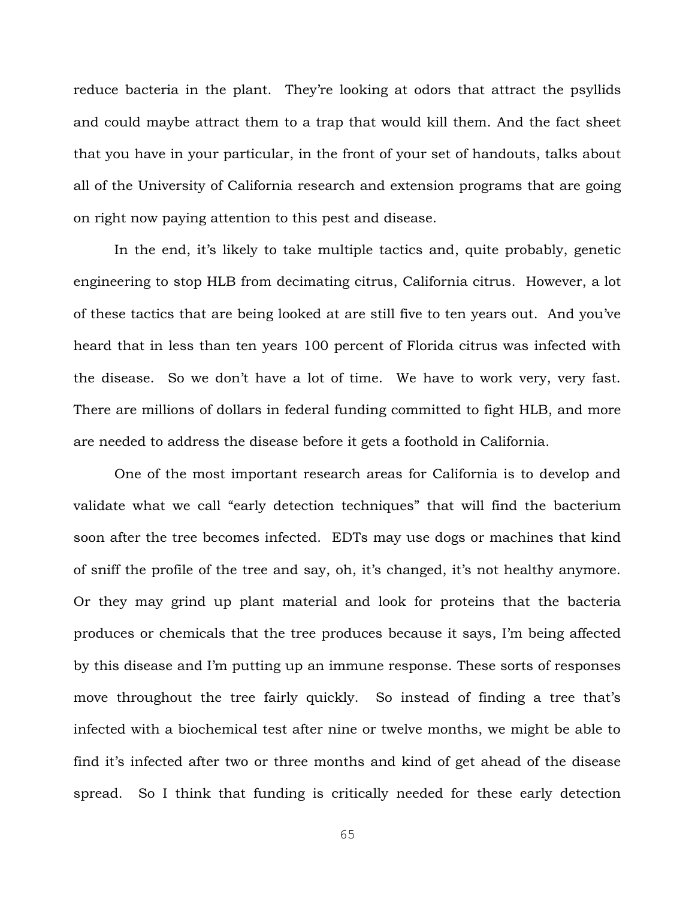reduce bacteria in the plant. They're looking at odors that attract the psyllids and could maybe attract them to a trap that would kill them. And the fact sheet that you have in your particular, in the front of your set of handouts, talks about all of the University of California research and extension programs that are going on right now paying attention to this pest and disease.

In the end, it's likely to take multiple tactics and, quite probably, genetic engineering to stop HLB from decimating citrus, California citrus. However, a lot of these tactics that are being looked at are still five to ten years out. And you've heard that in less than ten years 100 percent of Florida citrus was infected with the disease. So we don't have a lot of time. We have to work very, very fast. There are millions of dollars in federal funding committed to fight HLB, and more are needed to address the disease before it gets a foothold in California.

One of the most important research areas for California is to develop and validate what we call "early detection techniques" that will find the bacterium soon after the tree becomes infected. EDTs may use dogs or machines that kind of sniff the profile of the tree and say, oh, it's changed, it's not healthy anymore. Or they may grind up plant material and look for proteins that the bacteria produces or chemicals that the tree produces because it says, I'm being affected by this disease and I'm putting up an immune response. These sorts of responses move throughout the tree fairly quickly. So instead of finding a tree that's infected with a biochemical test after nine or twelve months, we might be able to find it's infected after two or three months and kind of get ahead of the disease spread. So I think that funding is critically needed for these early detection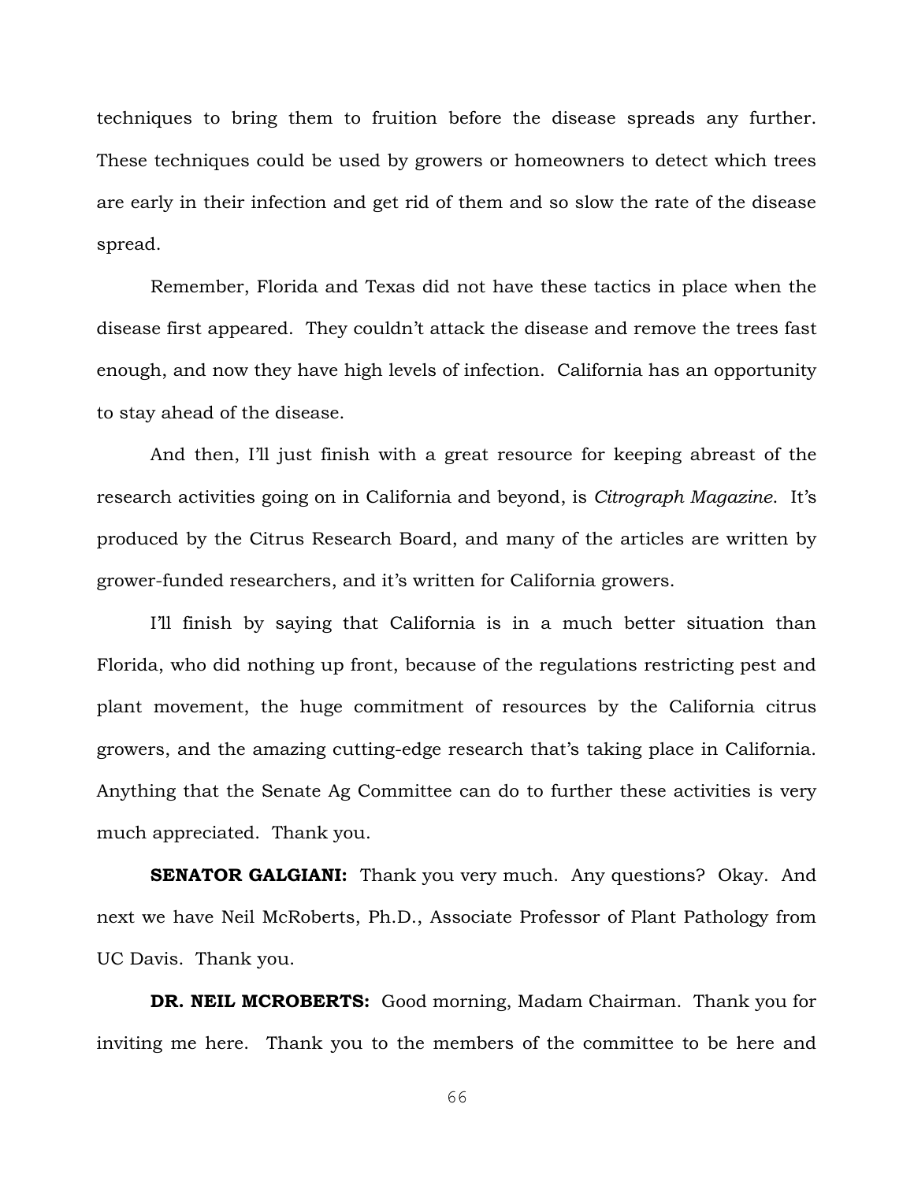techniques to bring them to fruition before the disease spreads any further. These techniques could be used by growers or homeowners to detect which trees are early in their infection and get rid of them and so slow the rate of the disease spread.

Remember, Florida and Texas did not have these tactics in place when the disease first appeared. They couldn't attack the disease and remove the trees fast enough, and now they have high levels of infection. California has an opportunity to stay ahead of the disease.

And then, I'll just finish with a great resource for keeping abreast of the research activities going on in California and beyond, is *Citrograph Magazine*. It's produced by the Citrus Research Board, and many of the articles are written by grower-funded researchers, and it's written for California growers.

I'll finish by saying that California is in a much better situation than Florida, who did nothing up front, because of the regulations restricting pest and plant movement, the huge commitment of resources by the California citrus growers, and the amazing cutting-edge research that's taking place in California. Anything that the Senate Ag Committee can do to further these activities is very much appreciated. Thank you.

**SENATOR GALGIANI:** Thank you very much. Any questions? Okay. And next we have Neil McRoberts, Ph.D., Associate Professor of Plant Pathology from UC Davis. Thank you.

**DR. NEIL MCROBERTS:** Good morning, Madam Chairman. Thank you for inviting me here. Thank you to the members of the committee to be here and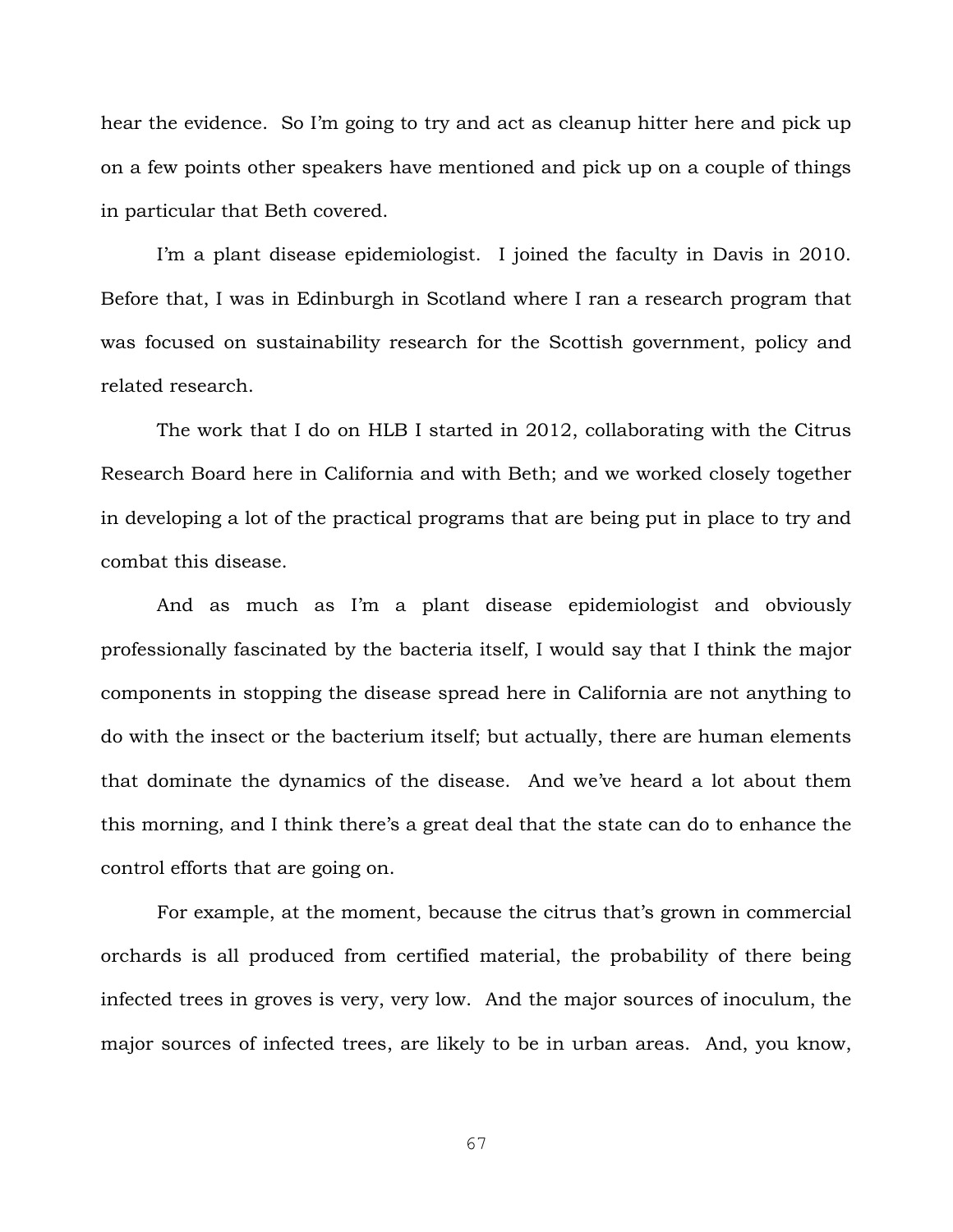hear the evidence. So I'm going to try and act as cleanup hitter here and pick up on a few points other speakers have mentioned and pick up on a couple of things in particular that Beth covered.

I'm a plant disease epidemiologist. I joined the faculty in Davis in 2010. Before that, I was in Edinburgh in Scotland where I ran a research program that was focused on sustainability research for the Scottish government, policy and related research.

The work that I do on HLB I started in 2012, collaborating with the Citrus Research Board here in California and with Beth; and we worked closely together in developing a lot of the practical programs that are being put in place to try and combat this disease.

And as much as I'm a plant disease epidemiologist and obviously professionally fascinated by the bacteria itself, I would say that I think the major components in stopping the disease spread here in California are not anything to do with the insect or the bacterium itself; but actually, there are human elements that dominate the dynamics of the disease. And we've heard a lot about them this morning, and I think there's a great deal that the state can do to enhance the control efforts that are going on.

For example, at the moment, because the citrus that's grown in commercial orchards is all produced from certified material, the probability of there being infected trees in groves is very, very low. And the major sources of inoculum, the major sources of infected trees, are likely to be in urban areas. And, you know,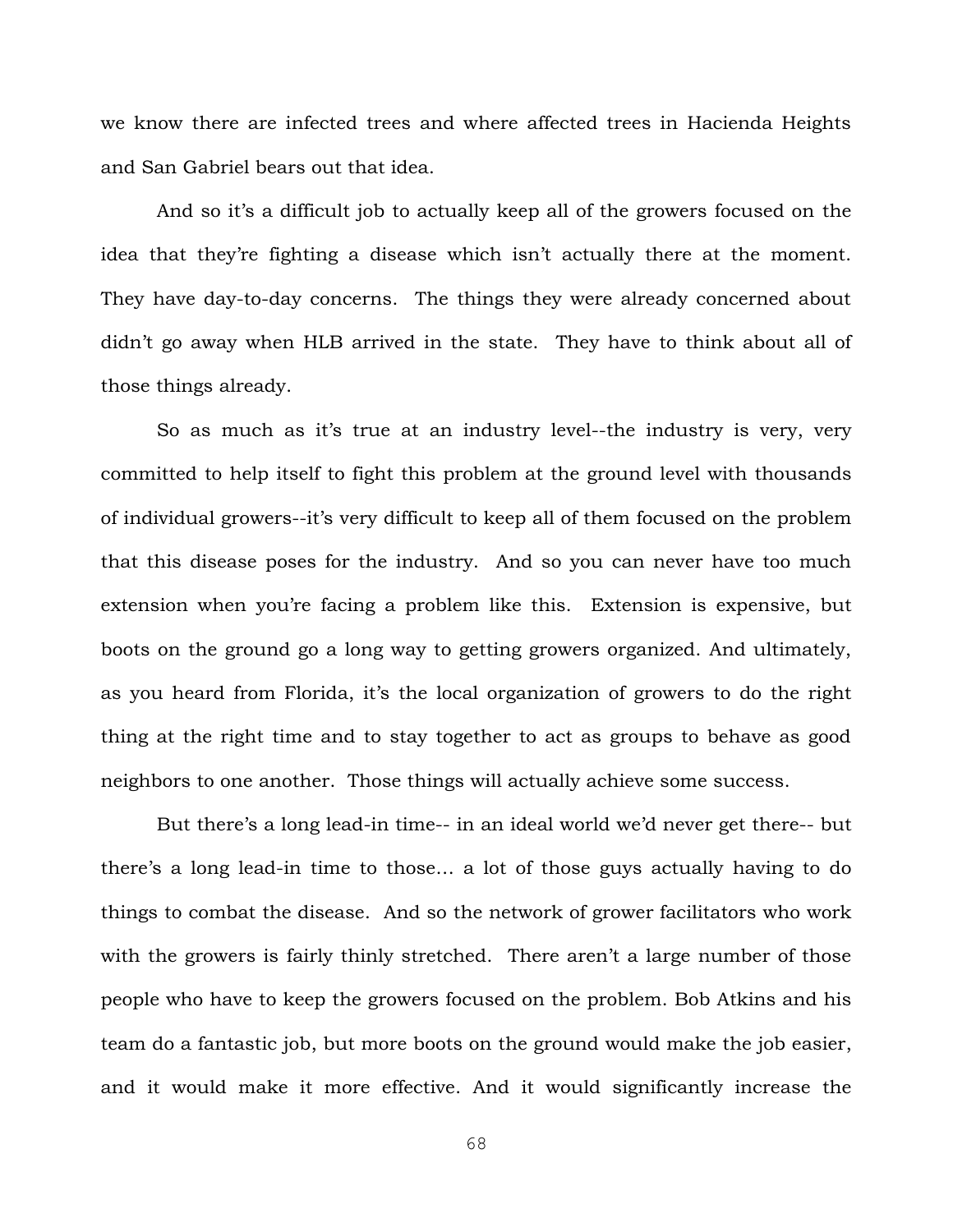we know there are infected trees and where affected trees in Hacienda Heights and San Gabriel bears out that idea.

And so it's a difficult job to actually keep all of the growers focused on the idea that they're fighting a disease which isn't actually there at the moment. They have day-to-day concerns. The things they were already concerned about didn't go away when HLB arrived in the state. They have to think about all of those things already.

So as much as it's true at an industry level--the industry is very, very committed to help itself to fight this problem at the ground level with thousands of individual growers--it's very difficult to keep all of them focused on the problem that this disease poses for the industry. And so you can never have too much extension when you're facing a problem like this. Extension is expensive, but boots on the ground go a long way to getting growers organized. And ultimately, as you heard from Florida, it's the local organization of growers to do the right thing at the right time and to stay together to act as groups to behave as good neighbors to one another. Those things will actually achieve some success.

But there's a long lead-in time-- in an ideal world we'd never get there-- but there's a long lead-in time to those… a lot of those guys actually having to do things to combat the disease. And so the network of grower facilitators who work with the growers is fairly thinly stretched. There aren't a large number of those people who have to keep the growers focused on the problem. Bob Atkins and his team do a fantastic job, but more boots on the ground would make the job easier, and it would make it more effective. And it would significantly increase the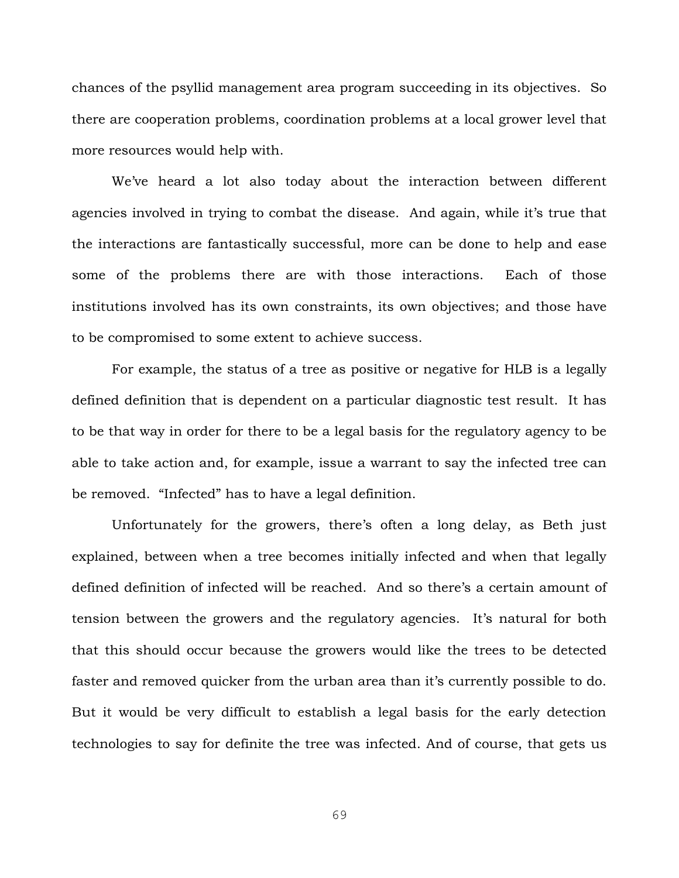chances of the psyllid management area program succeeding in its objectives. So there are cooperation problems, coordination problems at a local grower level that more resources would help with.

We've heard a lot also today about the interaction between different agencies involved in trying to combat the disease. And again, while it's true that the interactions are fantastically successful, more can be done to help and ease some of the problems there are with those interactions. Each of those institutions involved has its own constraints, its own objectives; and those have to be compromised to some extent to achieve success.

For example, the status of a tree as positive or negative for HLB is a legally defined definition that is dependent on a particular diagnostic test result. It has to be that way in order for there to be a legal basis for the regulatory agency to be able to take action and, for example, issue a warrant to say the infected tree can be removed. "Infected" has to have a legal definition.

Unfortunately for the growers, there's often a long delay, as Beth just explained, between when a tree becomes initially infected and when that legally defined definition of infected will be reached. And so there's a certain amount of tension between the growers and the regulatory agencies. It's natural for both that this should occur because the growers would like the trees to be detected faster and removed quicker from the urban area than it's currently possible to do. But it would be very difficult to establish a legal basis for the early detection technologies to say for definite the tree was infected. And of course, that gets us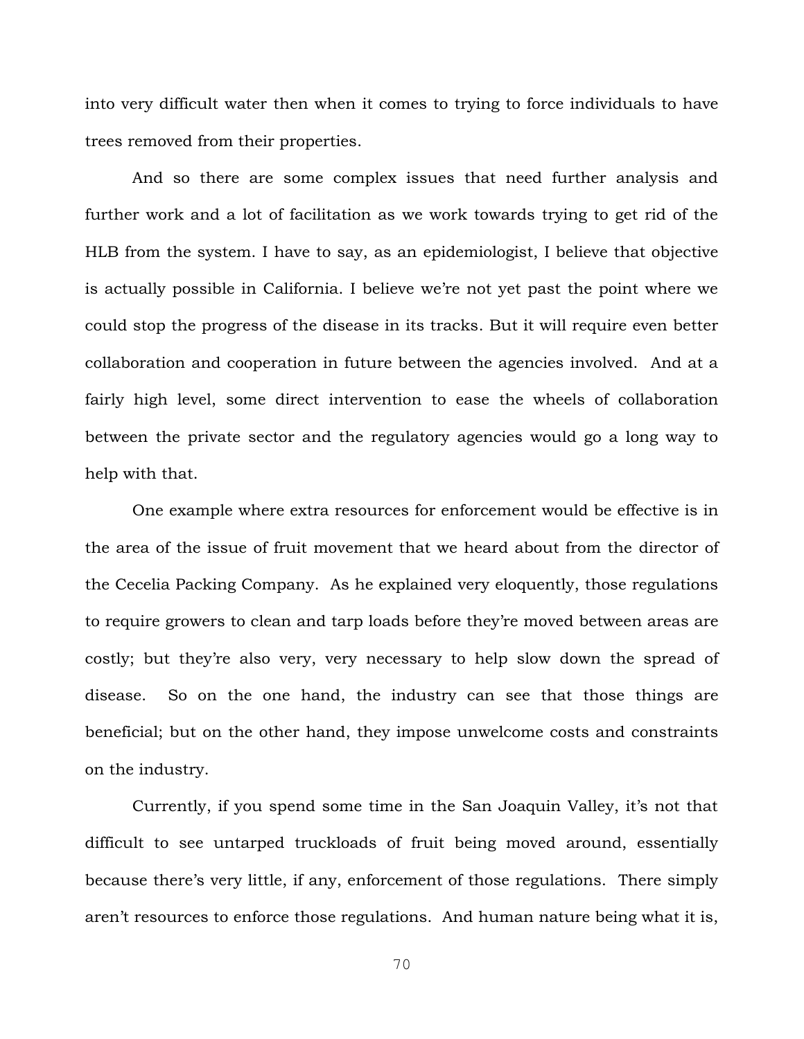into very difficult water then when it comes to trying to force individuals to have trees removed from their properties.

And so there are some complex issues that need further analysis and further work and a lot of facilitation as we work towards trying to get rid of the HLB from the system. I have to say, as an epidemiologist, I believe that objective is actually possible in California. I believe we're not yet past the point where we could stop the progress of the disease in its tracks. But it will require even better collaboration and cooperation in future between the agencies involved. And at a fairly high level, some direct intervention to ease the wheels of collaboration between the private sector and the regulatory agencies would go a long way to help with that.

One example where extra resources for enforcement would be effective is in the area of the issue of fruit movement that we heard about from the director of the Cecelia Packing Company. As he explained very eloquently, those regulations to require growers to clean and tarp loads before they're moved between areas are costly; but they're also very, very necessary to help slow down the spread of disease. So on the one hand, the industry can see that those things are beneficial; but on the other hand, they impose unwelcome costs and constraints on the industry.

Currently, if you spend some time in the San Joaquin Valley, it's not that difficult to see untarped truckloads of fruit being moved around, essentially because there's very little, if any, enforcement of those regulations. There simply aren't resources to enforce those regulations. And human nature being what it is,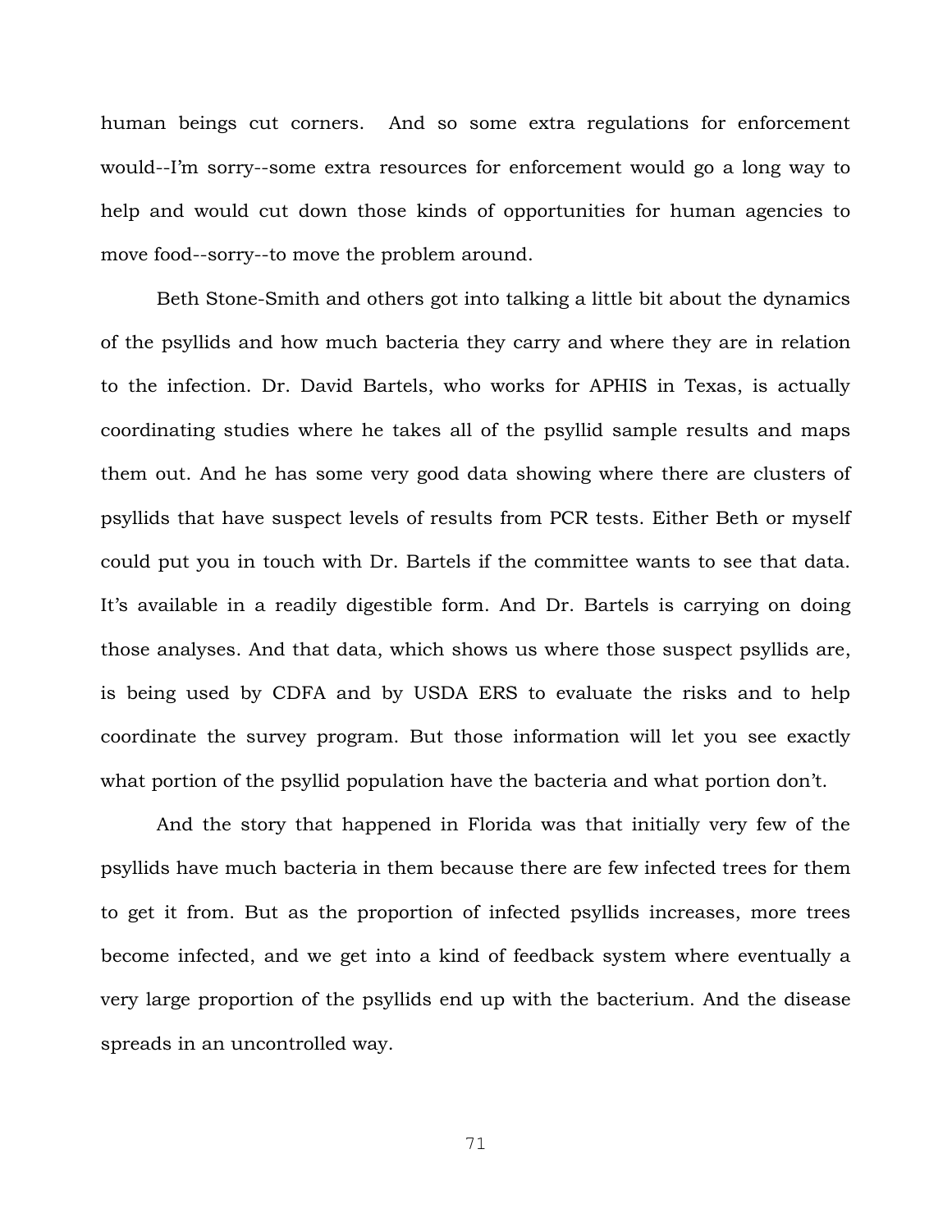human beings cut corners. And so some extra regulations for enforcement would--I'm sorry--some extra resources for enforcement would go a long way to help and would cut down those kinds of opportunities for human agencies to move food--sorry--to move the problem around.

Beth Stone-Smith and others got into talking a little bit about the dynamics of the psyllids and how much bacteria they carry and where they are in relation to the infection. Dr. David Bartels, who works for APHIS in Texas, is actually coordinating studies where he takes all of the psyllid sample results and maps them out. And he has some very good data showing where there are clusters of psyllids that have suspect levels of results from PCR tests. Either Beth or myself could put you in touch with Dr. Bartels if the committee wants to see that data. It's available in a readily digestible form. And Dr. Bartels is carrying on doing those analyses. And that data, which shows us where those suspect psyllids are, is being used by CDFA and by USDA ERS to evaluate the risks and to help coordinate the survey program. But those information will let you see exactly what portion of the psyllid population have the bacteria and what portion don't.

And the story that happened in Florida was that initially very few of the psyllids have much bacteria in them because there are few infected trees for them to get it from. But as the proportion of infected psyllids increases, more trees become infected, and we get into a kind of feedback system where eventually a very large proportion of the psyllids end up with the bacterium. And the disease spreads in an uncontrolled way.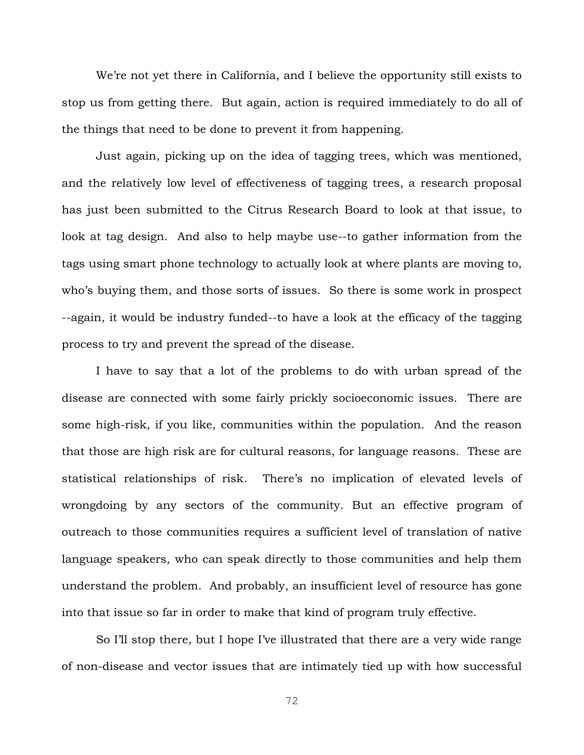We're not yet there in California, and I believe the opportunity still exists to stop us from getting there. But again, action is required immediately to do all of the things that need to be done to prevent it from happening.

Just again, picking up on the idea of tagging trees, which was mentioned, and the relatively low level of effectiveness of tagging trees, a research proposal has just been submitted to the Citrus Research Board to look at that issue, to look at tag design. And also to help maybe use--to gather information from the tags using smart phone technology to actually look at where plants are moving to, who's buying them, and those sorts of issues. So there is some work in prospect --again, it would be industry funded--to have a look at the efficacy of the tagging process to try and prevent the spread of the disease.

I have to say that a lot of the problems to do with urban spread of the disease are connected with some fairly prickly socioeconomic issues. There are some high-risk, if you like, communities within the population. And the reason that those are high risk are for cultural reasons, for language reasons. These are statistical relationships of risk. There's no implication of elevated levels of wrongdoing by any sectors of the community. But an effective program of outreach to those communities requires a sufficient level of translation of native language speakers, who can speak directly to those communities and help them understand the problem. And probably, an insufficient level of resource has gone into that issue so far in order to make that kind of program truly effective.

So I'll stop there, but I hope I've illustrated that there are a very wide range of non-disease and vector issues that are intimately tied up with how successful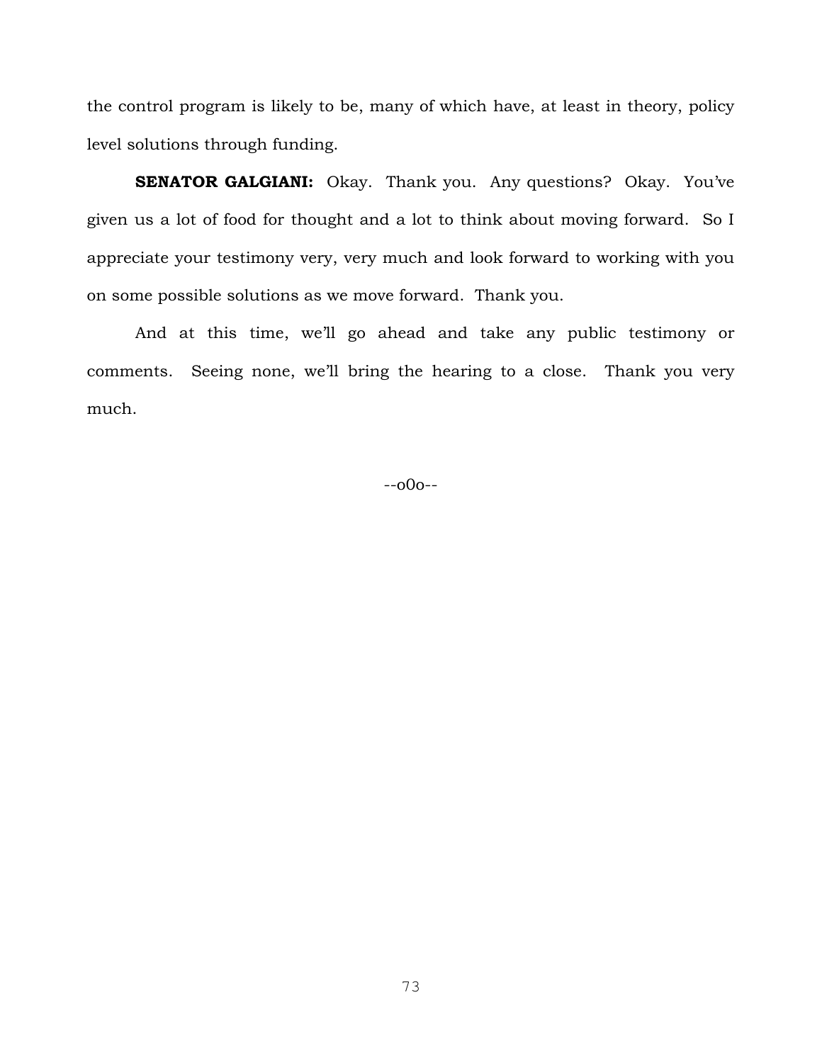the control program is likely to be, many of which have, at least in theory, policy level solutions through funding.

**SENATOR GALGIANI:** Okay. Thank you. Any questions? Okay. You've given us a lot of food for thought and a lot to think about moving forward. So I appreciate your testimony very, very much and look forward to working with you on some possible solutions as we move forward. Thank you.

And at this time, we'll go ahead and take any public testimony or comments. Seeing none, we'll bring the hearing to a close. Thank you very much.

--o0o--